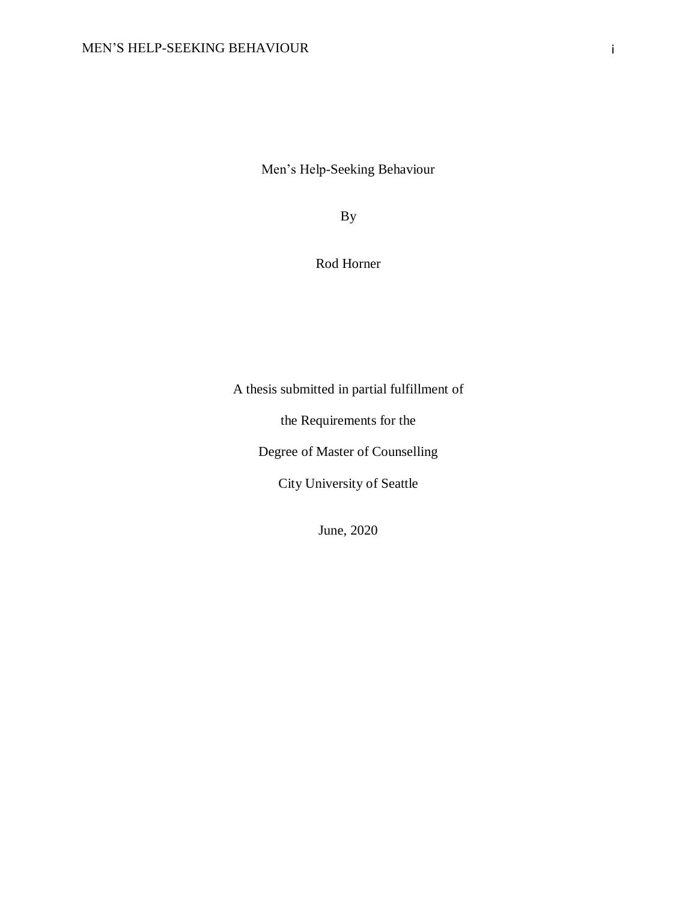# Men's Help-Seeking Behaviour

By

Rod Horner

A thesis submitted in partial fulfillment of

the Requirements for the

Degree of Master of Counselling

City University of Seattle

June, 2020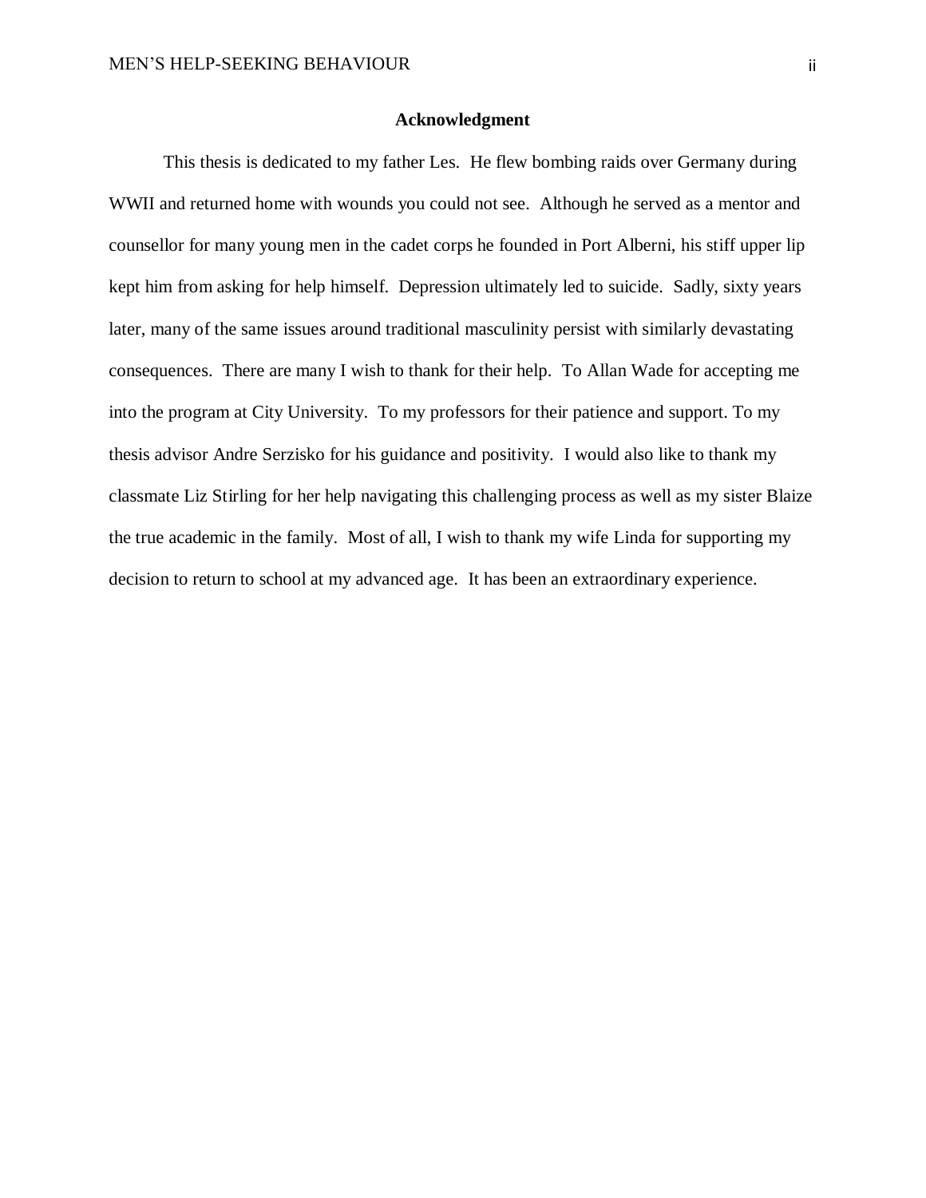## Acknowledgment

This thesis is dedicated to my father Les. He flew bombing raids over Germany during WWII and returned home with wounds you could not see. Although he served as a mentor and counsellor for many young men in the cadet corps he founded in Port Alberni, his stiff upper lip kept him from asking for help himself. Depression ultimately led to suicide. Sadly, sixty years later, many of the same issues around traditional masculinity persist with similarly devastating consequences. There are many I wish to thank for their help. To Allan Wade for accepting me into the program at City University. To my professors for their patience and support. To my thesis advisor Andre Serzisko for his guidance and positivity. I would also like to thank my classmate Liz Stirling for her help navigating this challenging process as well as my sister Blaize the true academic in the family. Most of all, I wish to thank my wife Linda for supporting my decision to return to school at my advanced age. It has been an extraordinary experience.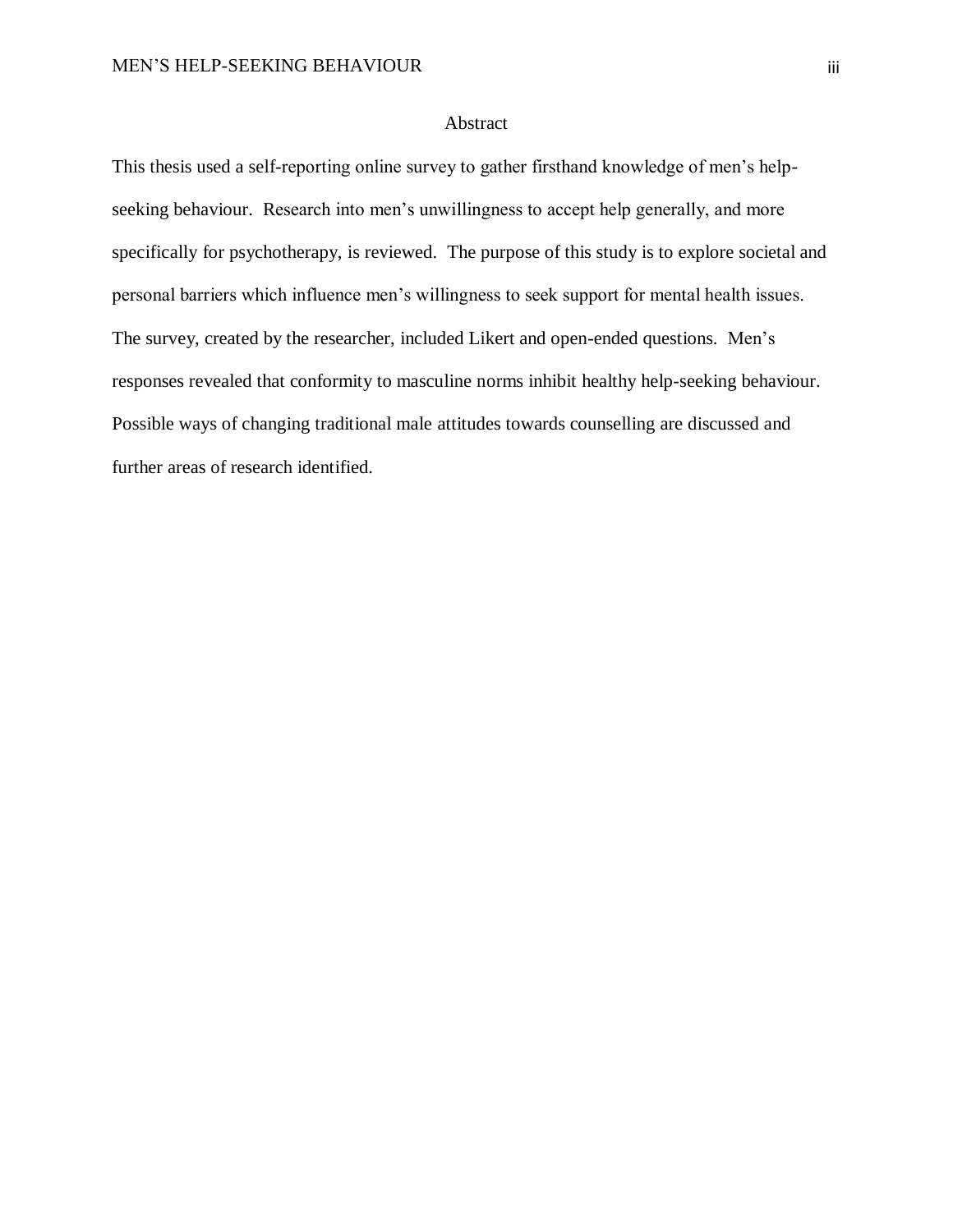# Abstract

This thesis used a self-reporting online survey to gather firsthand knowledge of men's help-seeking behaviour. Research into men's unwillingness to accept help generally, and more specifically for psychotherapy, is reviewed. The purpose of this study is to explore societal and personal barriers which influence men's willingness to seek support for mental health issues. The survey, created by the researcher, included Likert and open-ended questions. Men's responses revealed that conformity to masculine norms inhibit healthy help-seeking behaviour. Possible ways of changing traditional male attitudes towards counselling are discussed and further areas of research identified.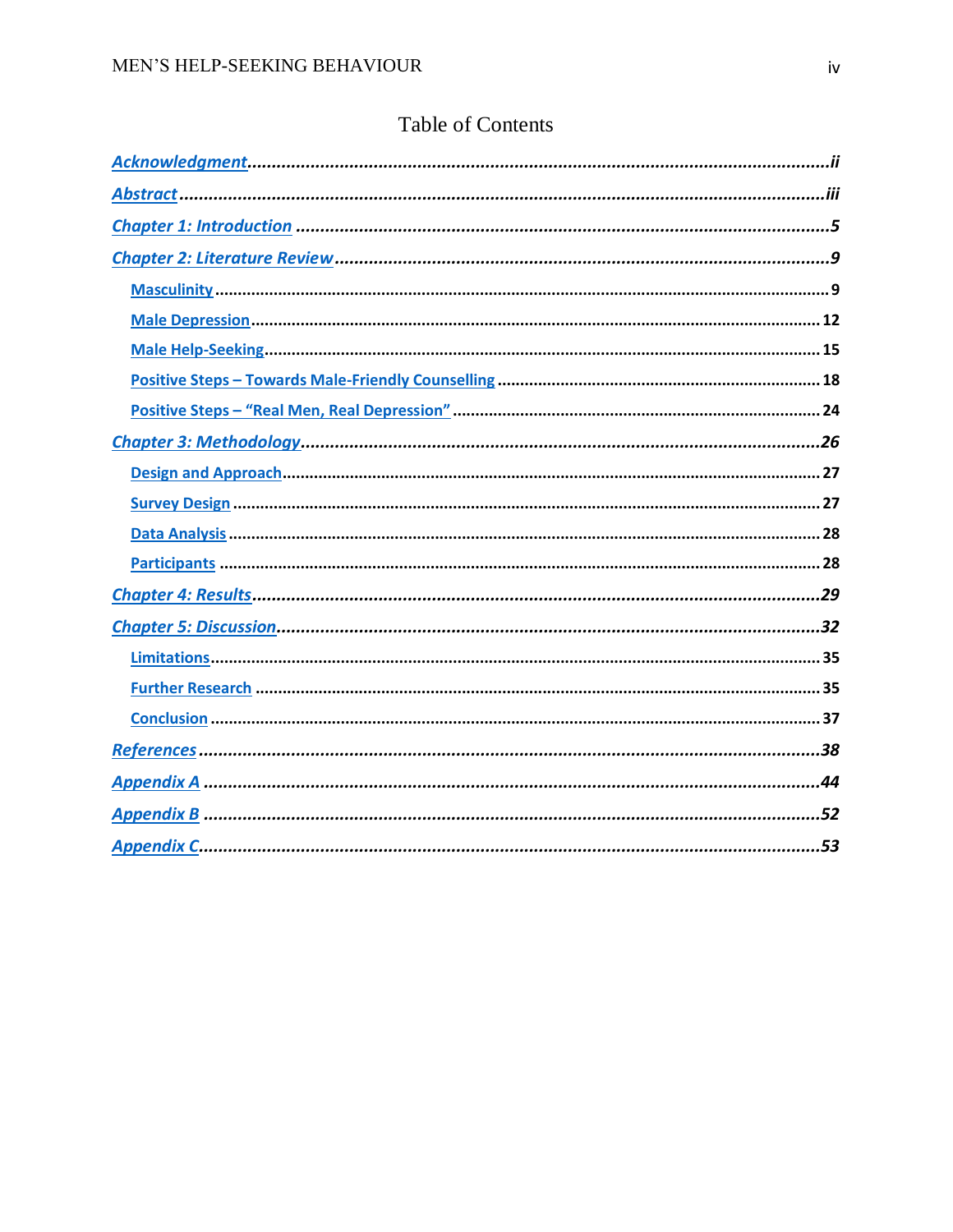# Table of Contents

*Acknowledgment*......ii

*Abstract*......iii

*Chapter 1: Introduction*......5

*Chapter 2: Literature Review*......9

- **Masculinity**......9
- **Male Depression**......12
- **Male Help-Seeking**......15
- **Positive Steps – Towards Male-Friendly Counselling**......18
- **Positive Steps – "Real Men, Real Depression"**......24

*Chapter 3: Methodology*......26

- **Design and Approach**......27
- **Survey Design**......27
- **Data Analysis**......28
- **Participants**......28

*Chapter 4: Results*......29

*Chapter 5: Discussion*......32

- **Limitations**......35
- **Further Research**......35
- **Conclusion**......37

*References*......38

*Appendix A*......44

*Appendix B*......52

*Appendix C*......53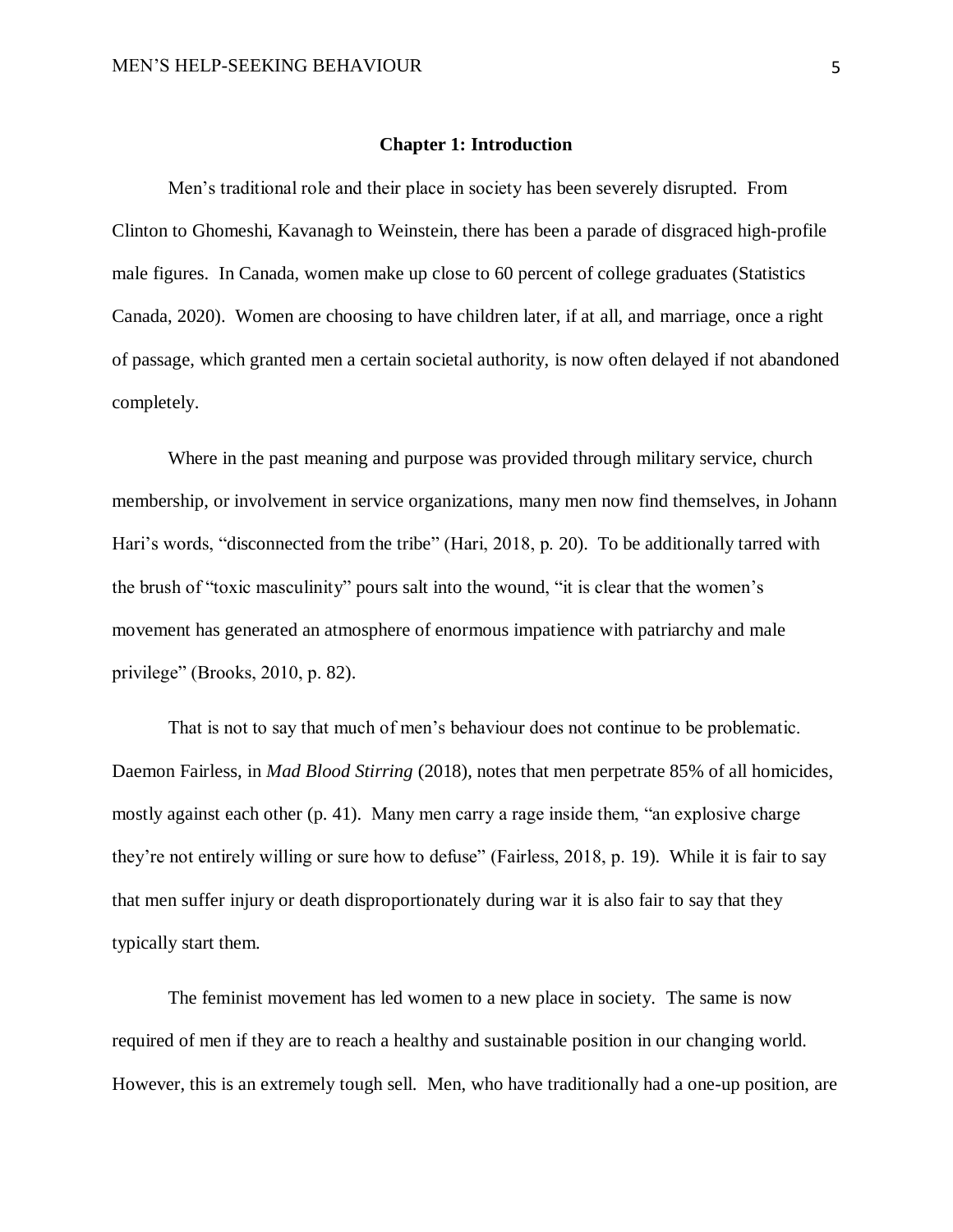# Chapter 1: Introduction

Men's traditional role and their place in society has been severely disrupted. From Clinton to Ghomeshi, Kavanagh to Weinstein, there has been a parade of disgraced high-profile male figures. In Canada, women make up close to 60 percent of college graduates (Statistics Canada, 2020). Women are choosing to have children later, if at all, and marriage, once a right of passage, which granted men a certain societal authority, is now often delayed if not abandoned completely.

Where in the past meaning and purpose was provided through military service, church membership, or involvement in service organizations, many men now find themselves, in Johann Hari's words, "disconnected from the tribe" (Hari, 2018, p. 20). To be additionally tarred with the brush of "toxic masculinity" pours salt into the wound, "it is clear that the women's movement has generated an atmosphere of enormous impatience with patriarchy and male privilege" (Brooks, 2010, p. 82).

That is not to say that much of men's behaviour does not continue to be problematic. Daemon Fairless, in *Mad Blood Stirring* (2018), notes that men perpetrate 85% of all homicides, mostly against each other (p. 41). Many men carry a rage inside them, "an explosive charge they're not entirely willing or sure how to defuse" (Fairless, 2018, p. 19). While it is fair to say that men suffer injury or death disproportionately during war it is also fair to say that they typically start them.

The feminist movement has led women to a new place in society. The same is now required of men if they are to reach a healthy and sustainable position in our changing world. However, this is an extremely tough sell. Men, who have traditionally had a one-up position, are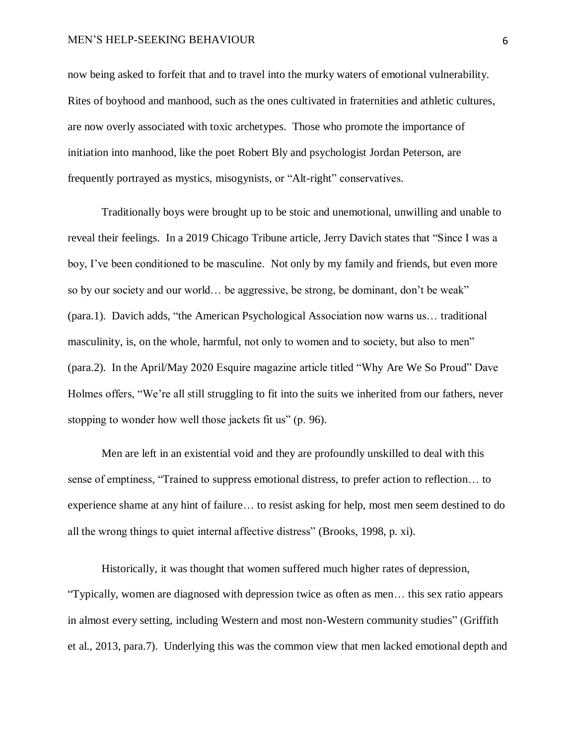now being asked to forfeit that and to travel into the murky waters of emotional vulnerability. Rites of boyhood and manhood, such as the ones cultivated in fraternities and athletic cultures, are now overly associated with toxic archetypes. Those who promote the importance of initiation into manhood, like the poet Robert Bly and psychologist Jordan Peterson, are frequently portrayed as mystics, misogynists, or "Alt-right" conservatives.

Traditionally boys were brought up to be stoic and unemotional, unwilling and unable to reveal their feelings. In a 2019 Chicago Tribune article, Jerry Davich states that "Since I was a boy, I've been conditioned to be masculine. Not only by my family and friends, but even more so by our society and our world… be aggressive, be strong, be dominant, don't be weak" (para.1). Davich adds, "the American Psychological Association now warns us… traditional masculinity, is, on the whole, harmful, not only to women and to society, but also to men" (para.2). In the April/May 2020 Esquire magazine article titled "Why Are We So Proud" Dave Holmes offers, "We're all still struggling to fit into the suits we inherited from our fathers, never stopping to wonder how well those jackets fit us" (p. 96).

Men are left in an existential void and they are profoundly unskilled to deal with this sense of emptiness, "Trained to suppress emotional distress, to prefer action to reflection… to experience shame at any hint of failure… to resist asking for help, most men seem destined to do all the wrong things to quiet internal affective distress" (Brooks, 1998, p. xi).

Historically, it was thought that women suffered much higher rates of depression, "Typically, women are diagnosed with depression twice as often as men… this sex ratio appears in almost every setting, including Western and most non-Western community studies" (Griffith et al., 2013, para.7). Underlying this was the common view that men lacked emotional depth and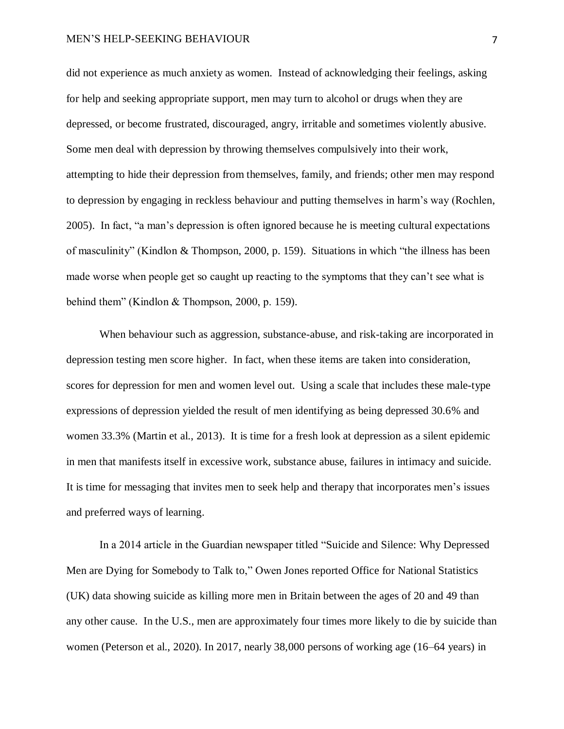did not experience as much anxiety as women. Instead of acknowledging their feelings, asking for help and seeking appropriate support, men may turn to alcohol or drugs when they are depressed, or become frustrated, discouraged, angry, irritable and sometimes violently abusive. Some men deal with depression by throwing themselves compulsively into their work, attempting to hide their depression from themselves, family, and friends; other men may respond to depression by engaging in reckless behaviour and putting themselves in harm's way (Rochlen, 2005). In fact, "a man's depression is often ignored because he is meeting cultural expectations of masculinity" (Kindlon & Thompson, 2000, p. 159). Situations in which "the illness has been made worse when people get so caught up reacting to the symptoms that they can't see what is behind them" (Kindlon & Thompson, 2000, p. 159).

When behaviour such as aggression, substance-abuse, and risk-taking are incorporated in depression testing men score higher. In fact, when these items are taken into consideration, scores for depression for men and women level out. Using a scale that includes these male-type expressions of depression yielded the result of men identifying as being depressed 30.6% and women 33.3% (Martin et al., 2013). It is time for a fresh look at depression as a silent epidemic in men that manifests itself in excessive work, substance abuse, failures in intimacy and suicide. It is time for messaging that invites men to seek help and therapy that incorporates men's issues and preferred ways of learning.

In a 2014 article in the Guardian newspaper titled "Suicide and Silence: Why Depressed Men are Dying for Somebody to Talk to," Owen Jones reported Office for National Statistics (UK) data showing suicide as killing more men in Britain between the ages of 20 and 49 than any other cause. In the U.S., men are approximately four times more likely to die by suicide than women (Peterson et al., 2020). In 2017, nearly 38,000 persons of working age (16–64 years) in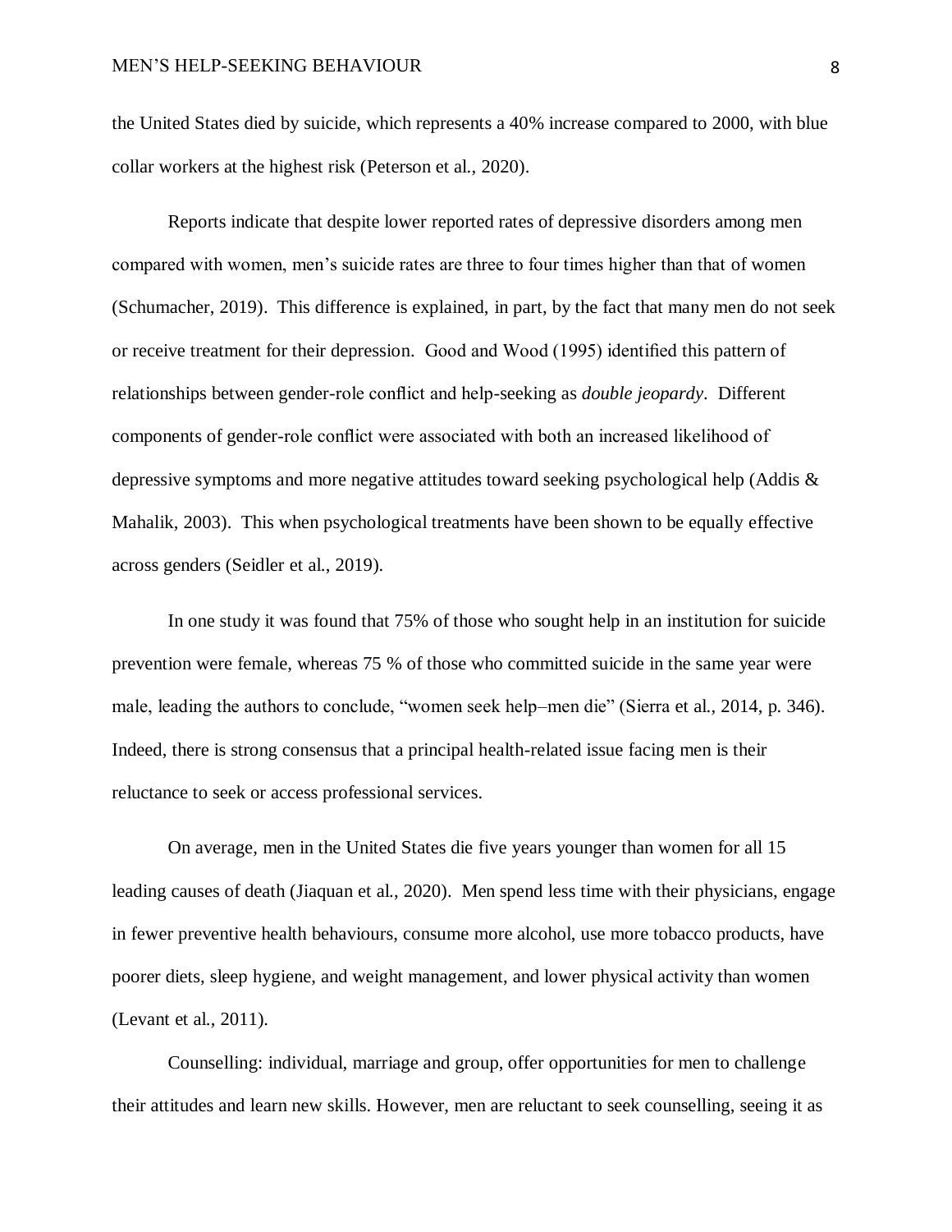the United States died by suicide, which represents a 40% increase compared to 2000, with blue collar workers at the highest risk (Peterson et al., 2020).

Reports indicate that despite lower reported rates of depressive disorders among men compared with women, men's suicide rates are three to four times higher than that of women (Schumacher, 2019). This difference is explained, in part, by the fact that many men do not seek or receive treatment for their depression. Good and Wood (1995) identified this pattern of relationships between gender-role conflict and help-seeking as *double jeopardy*. Different components of gender-role conflict were associated with both an increased likelihood of depressive symptoms and more negative attitudes toward seeking psychological help (Addis & Mahalik, 2003). This when psychological treatments have been shown to be equally effective across genders (Seidler et al., 2019).

In one study it was found that 75% of those who sought help in an institution for suicide prevention were female, whereas 75 % of those who committed suicide in the same year were male, leading the authors to conclude, "women seek help–men die" (Sierra et al., 2014, p. 346). Indeed, there is strong consensus that a principal health-related issue facing men is their reluctance to seek or access professional services.

On average, men in the United States die five years younger than women for all 15 leading causes of death (Jiaquan et al., 2020). Men spend less time with their physicians, engage in fewer preventive health behaviours, consume more alcohol, use more tobacco products, have poorer diets, sleep hygiene, and weight management, and lower physical activity than women (Levant et al., 2011).

Counselling: individual, marriage and group, offer opportunities for men to challenge their attitudes and learn new skills. However, men are reluctant to seek counselling, seeing it as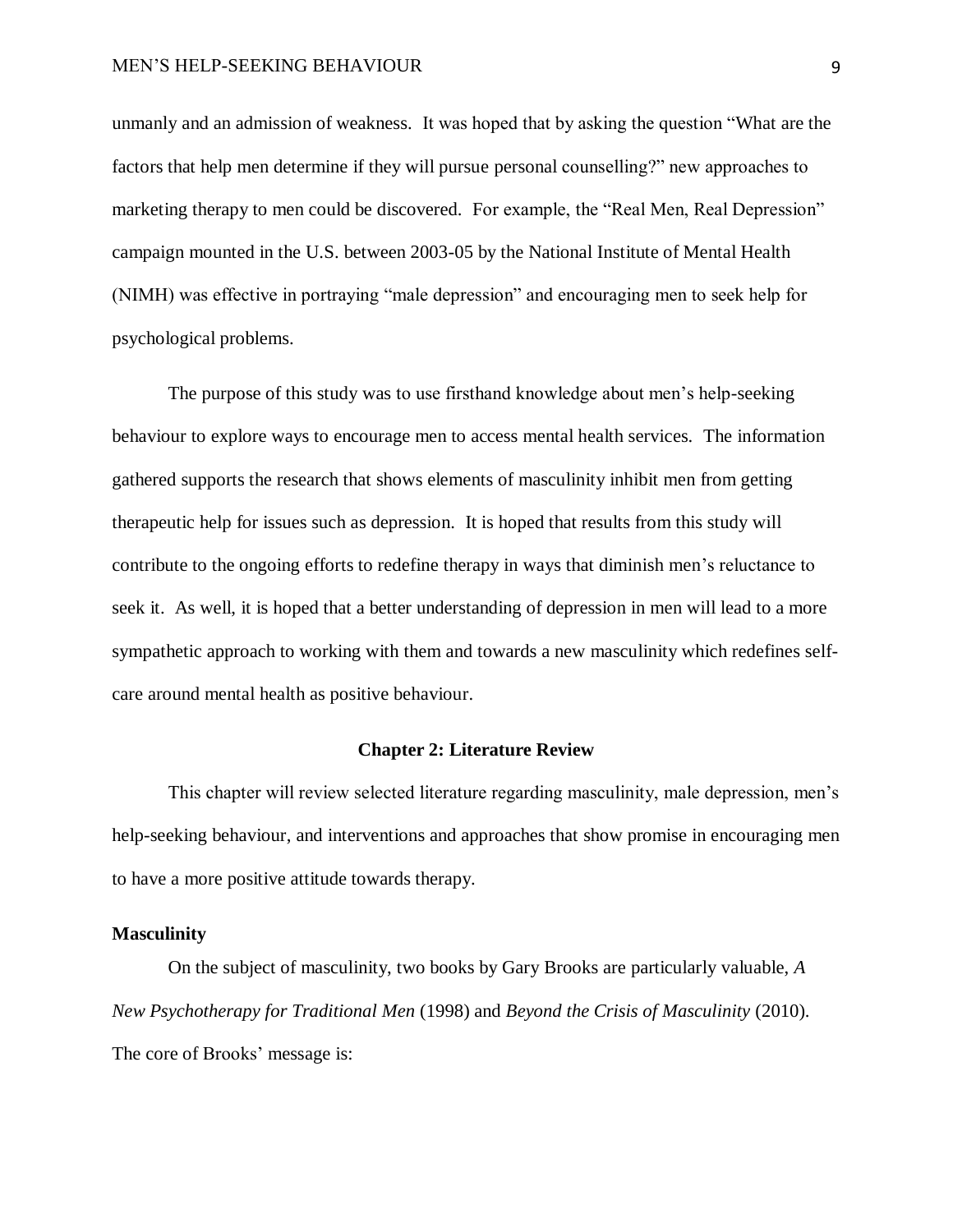unmanly and an admission of weakness. It was hoped that by asking the question "What are the factors that help men determine if they will pursue personal counselling?" new approaches to marketing therapy to men could be discovered. For example, the "Real Men, Real Depression" campaign mounted in the U.S. between 2003-05 by the National Institute of Mental Health (NIMH) was effective in portraying "male depression" and encouraging men to seek help for psychological problems.

The purpose of this study was to use firsthand knowledge about men's help-seeking behaviour to explore ways to encourage men to access mental health services. The information gathered supports the research that shows elements of masculinity inhibit men from getting therapeutic help for issues such as depression. It is hoped that results from this study will contribute to the ongoing efforts to redefine therapy in ways that diminish men's reluctance to seek it. As well, it is hoped that a better understanding of depression in men will lead to a more sympathetic approach to working with them and towards a new masculinity which redefines self-care around mental health as positive behaviour.

## Chapter 2: Literature Review

This chapter will review selected literature regarding masculinity, male depression, men's help-seeking behaviour, and interventions and approaches that show promise in encouraging men to have a more positive attitude towards therapy.

### Masculinity

On the subject of masculinity, two books by Gary Brooks are particularly valuable, *A New Psychotherapy for Traditional Men* (1998) and *Beyond the Crisis of Masculinity* (2010). The core of Brooks' message is: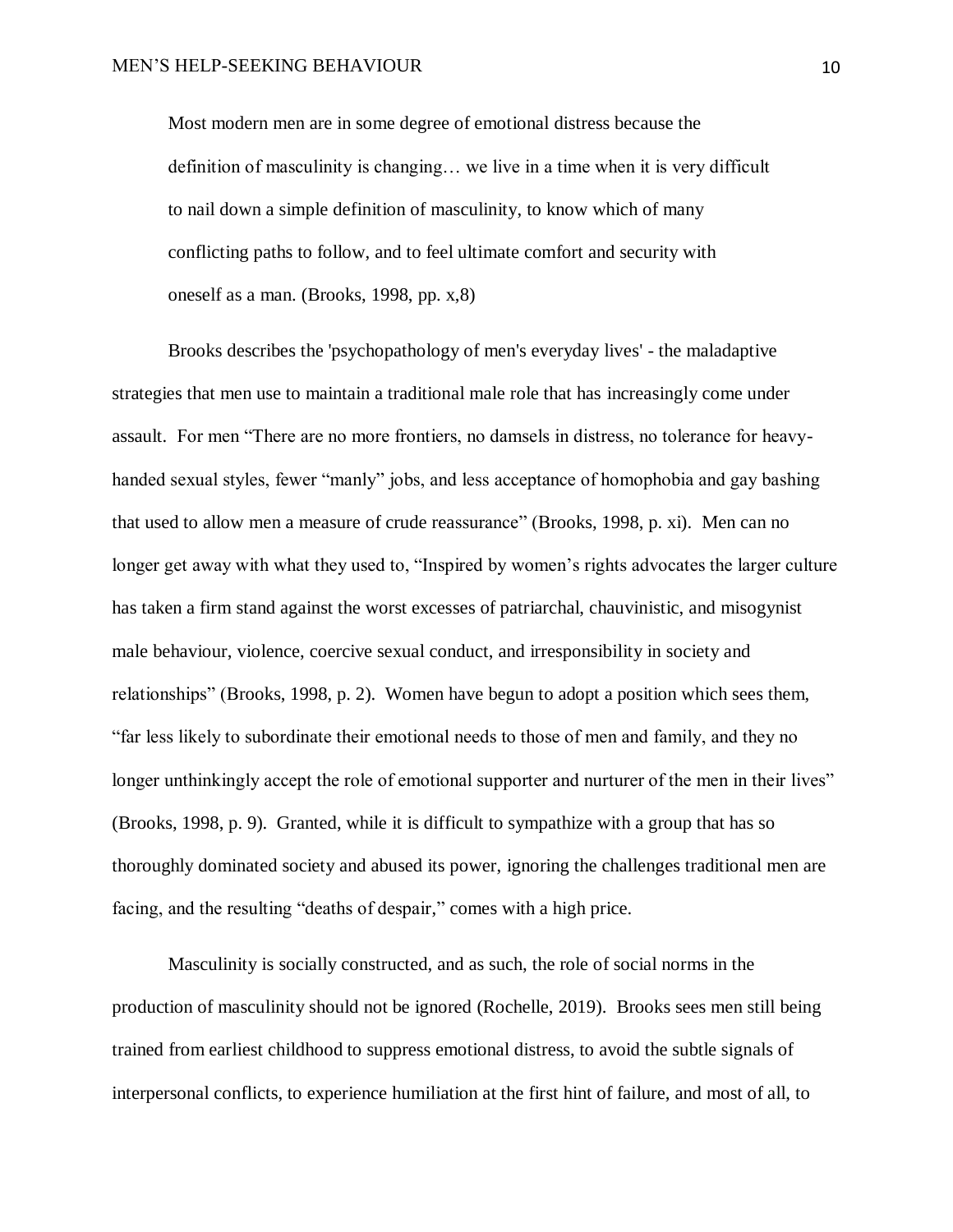> Most modern men are in some degree of emotional distress because the definition of masculinity is changing… we live in a time when it is very difficult to nail down a simple definition of masculinity, to know which of many conflicting paths to follow, and to feel ultimate comfort and security with oneself as a man. (Brooks, 1998, pp. x,8)

Brooks describes the 'psychopathology of men's everyday lives' - the maladaptive strategies that men use to maintain a traditional male role that has increasingly come under assault. For men "There are no more frontiers, no damsels in distress, no tolerance for heavy-handed sexual styles, fewer "manly" jobs, and less acceptance of homophobia and gay bashing that used to allow men a measure of crude reassurance" (Brooks, 1998, p. xi). Men can no longer get away with what they used to, "Inspired by women's rights advocates the larger culture has taken a firm stand against the worst excesses of patriarchal, chauvinistic, and misogynist male behaviour, violence, coercive sexual conduct, and irresponsibility in society and relationships" (Brooks, 1998, p. 2). Women have begun to adopt a position which sees them, "far less likely to subordinate their emotional needs to those of men and family, and they no longer unthinkingly accept the role of emotional supporter and nurturer of the men in their lives" (Brooks, 1998, p. 9). Granted, while it is difficult to sympathize with a group that has so thoroughly dominated society and abused its power, ignoring the challenges traditional men are facing, and the resulting "deaths of despair," comes with a high price.

Masculinity is socially constructed, and as such, the role of social norms in the production of masculinity should not be ignored (Rochelle, 2019). Brooks sees men still being trained from earliest childhood to suppress emotional distress, to avoid the subtle signals of interpersonal conflicts, to experience humiliation at the first hint of failure, and most of all, to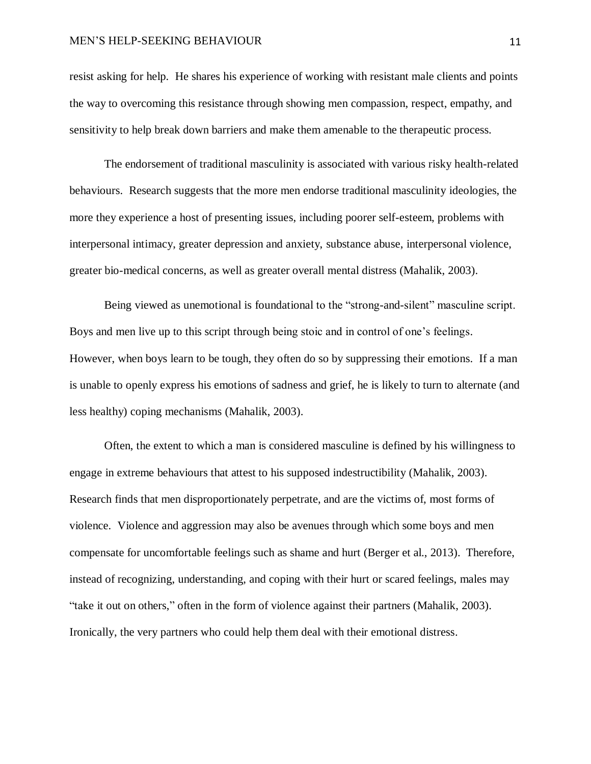resist asking for help. He shares his experience of working with resistant male clients and points the way to overcoming this resistance through showing men compassion, respect, empathy, and sensitivity to help break down barriers and make them amenable to the therapeutic process.

The endorsement of traditional masculinity is associated with various risky health-related behaviours. Research suggests that the more men endorse traditional masculinity ideologies, the more they experience a host of presenting issues, including poorer self-esteem, problems with interpersonal intimacy, greater depression and anxiety, substance abuse, interpersonal violence, greater bio-medical concerns, as well as greater overall mental distress (Mahalik, 2003).

Being viewed as unemotional is foundational to the "strong-and-silent" masculine script. Boys and men live up to this script through being stoic and in control of one's feelings. However, when boys learn to be tough, they often do so by suppressing their emotions. If a man is unable to openly express his emotions of sadness and grief, he is likely to turn to alternate (and less healthy) coping mechanisms (Mahalik, 2003).

Often, the extent to which a man is considered masculine is defined by his willingness to engage in extreme behaviours that attest to his supposed indestructibility (Mahalik, 2003). Research finds that men disproportionately perpetrate, and are the victims of, most forms of violence. Violence and aggression may also be avenues through which some boys and men compensate for uncomfortable feelings such as shame and hurt (Berger et al., 2013). Therefore, instead of recognizing, understanding, and coping with their hurt or scared feelings, males may "take it out on others," often in the form of violence against their partners (Mahalik, 2003). Ironically, the very partners who could help them deal with their emotional distress.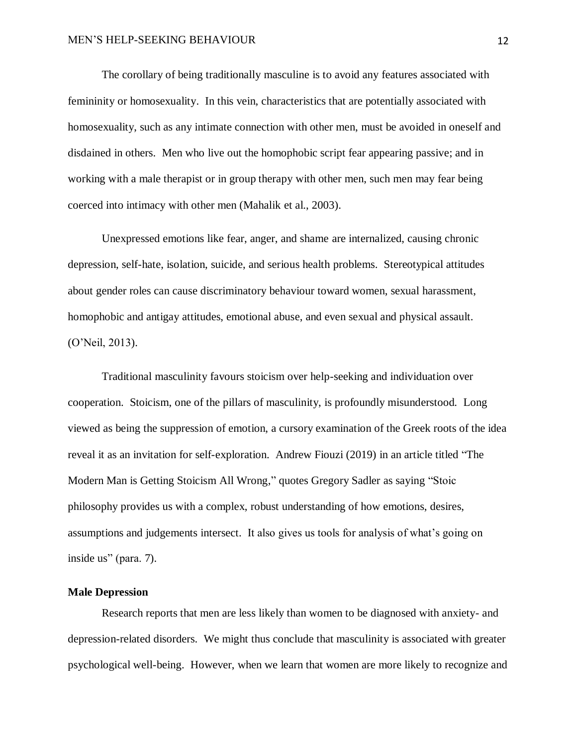The corollary of being traditionally masculine is to avoid any features associated with femininity or homosexuality. In this vein, characteristics that are potentially associated with homosexuality, such as any intimate connection with other men, must be avoided in oneself and disdained in others. Men who live out the homophobic script fear appearing passive; and in working with a male therapist or in group therapy with other men, such men may fear being coerced into intimacy with other men (Mahalik et al., 2003).

Unexpressed emotions like fear, anger, and shame are internalized, causing chronic depression, self-hate, isolation, suicide, and serious health problems. Stereotypical attitudes about gender roles can cause discriminatory behaviour toward women, sexual harassment, homophobic and antigay attitudes, emotional abuse, and even sexual and physical assault. (O'Neil, 2013).

Traditional masculinity favours stoicism over help-seeking and individuation over cooperation. Stoicism, one of the pillars of masculinity, is profoundly misunderstood. Long viewed as being the suppression of emotion, a cursory examination of the Greek roots of the idea reveal it as an invitation for self-exploration. Andrew Fiouzi (2019) in an article titled "The Modern Man is Getting Stoicism All Wrong," quotes Gregory Sadler as saying "Stoic philosophy provides us with a complex, robust understanding of how emotions, desires, assumptions and judgements intersect. It also gives us tools for analysis of what's going on inside us" (para. 7).

**Male Depression**

Research reports that men are less likely than women to be diagnosed with anxiety- and depression-related disorders. We might thus conclude that masculinity is associated with greater psychological well-being. However, when we learn that women are more likely to recognize and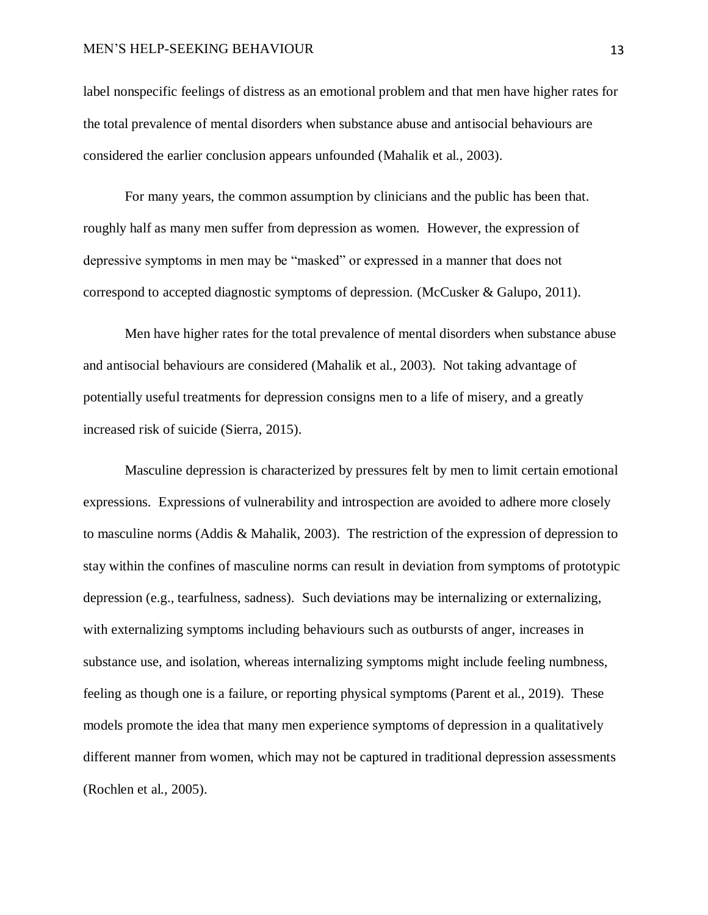label nonspecific feelings of distress as an emotional problem and that men have higher rates for the total prevalence of mental disorders when substance abuse and antisocial behaviours are considered the earlier conclusion appears unfounded (Mahalik et al., 2003).

For many years, the common assumption by clinicians and the public has been that. roughly half as many men suffer from depression as women. However, the expression of depressive symptoms in men may be "masked" or expressed in a manner that does not correspond to accepted diagnostic symptoms of depression. (McCusker & Galupo, 2011).

Men have higher rates for the total prevalence of mental disorders when substance abuse and antisocial behaviours are considered (Mahalik et al., 2003). Not taking advantage of potentially useful treatments for depression consigns men to a life of misery, and a greatly increased risk of suicide (Sierra, 2015).

Masculine depression is characterized by pressures felt by men to limit certain emotional expressions. Expressions of vulnerability and introspection are avoided to adhere more closely to masculine norms (Addis & Mahalik, 2003). The restriction of the expression of depression to stay within the confines of masculine norms can result in deviation from symptoms of prototypic depression (e.g., tearfulness, sadness). Such deviations may be internalizing or externalizing, with externalizing symptoms including behaviours such as outbursts of anger, increases in substance use, and isolation, whereas internalizing symptoms might include feeling numbness, feeling as though one is a failure, or reporting physical symptoms (Parent et al., 2019). These models promote the idea that many men experience symptoms of depression in a qualitatively different manner from women, which may not be captured in traditional depression assessments (Rochlen et al., 2005).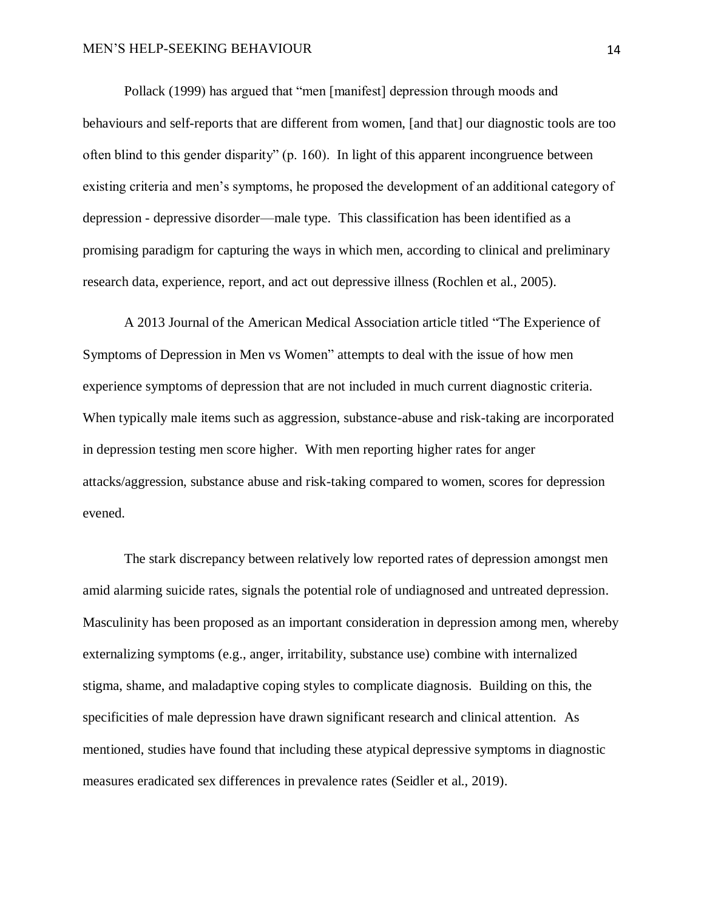Pollack (1999) has argued that "men [manifest] depression through moods and behaviours and self-reports that are different from women, [and that] our diagnostic tools are too often blind to this gender disparity" (p. 160). In light of this apparent incongruence between existing criteria and men's symptoms, he proposed the development of an additional category of depression - depressive disorder—male type. This classification has been identified as a promising paradigm for capturing the ways in which men, according to clinical and preliminary research data, experience, report, and act out depressive illness (Rochlen et al., 2005).

A 2013 Journal of the American Medical Association article titled "The Experience of Symptoms of Depression in Men vs Women" attempts to deal with the issue of how men experience symptoms of depression that are not included in much current diagnostic criteria. When typically male items such as aggression, substance-abuse and risk-taking are incorporated in depression testing men score higher. With men reporting higher rates for anger attacks/aggression, substance abuse and risk-taking compared to women, scores for depression evened.

The stark discrepancy between relatively low reported rates of depression amongst men amid alarming suicide rates, signals the potential role of undiagnosed and untreated depression. Masculinity has been proposed as an important consideration in depression among men, whereby externalizing symptoms (e.g., anger, irritability, substance use) combine with internalized stigma, shame, and maladaptive coping styles to complicate diagnosis. Building on this, the specificities of male depression have drawn significant research and clinical attention. As mentioned, studies have found that including these atypical depressive symptoms in diagnostic measures eradicated sex differences in prevalence rates (Seidler et al., 2019).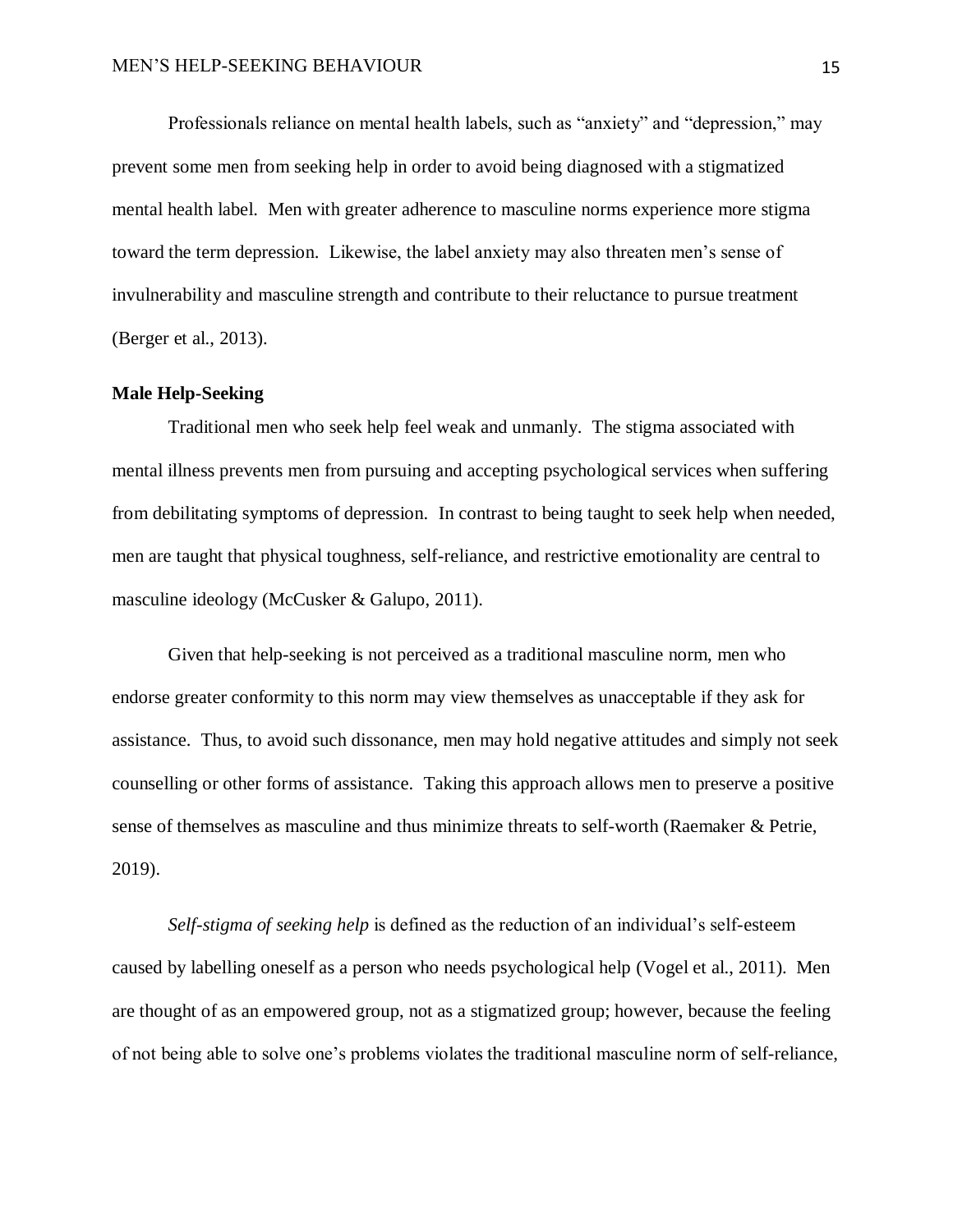Professionals reliance on mental health labels, such as "anxiety" and "depression," may prevent some men from seeking help in order to avoid being diagnosed with a stigmatized mental health label. Men with greater adherence to masculine norms experience more stigma toward the term depression. Likewise, the label anxiety may also threaten men's sense of invulnerability and masculine strength and contribute to their reluctance to pursue treatment (Berger et al., 2013).

**Male Help-Seeking**

Traditional men who seek help feel weak and unmanly. The stigma associated with mental illness prevents men from pursuing and accepting psychological services when suffering from debilitating symptoms of depression. In contrast to being taught to seek help when needed, men are taught that physical toughness, self-reliance, and restrictive emotionality are central to masculine ideology (McCusker & Galupo, 2011).

Given that help-seeking is not perceived as a traditional masculine norm, men who endorse greater conformity to this norm may view themselves as unacceptable if they ask for assistance. Thus, to avoid such dissonance, men may hold negative attitudes and simply not seek counselling or other forms of assistance. Taking this approach allows men to preserve a positive sense of themselves as masculine and thus minimize threats to self-worth (Raemaker & Petrie, 2019).

*Self-stigma of seeking help* is defined as the reduction of an individual's self-esteem caused by labelling oneself as a person who needs psychological help (Vogel et al., 2011). Men are thought of as an empowered group, not as a stigmatized group; however, because the feeling of not being able to solve one's problems violates the traditional masculine norm of self-reliance,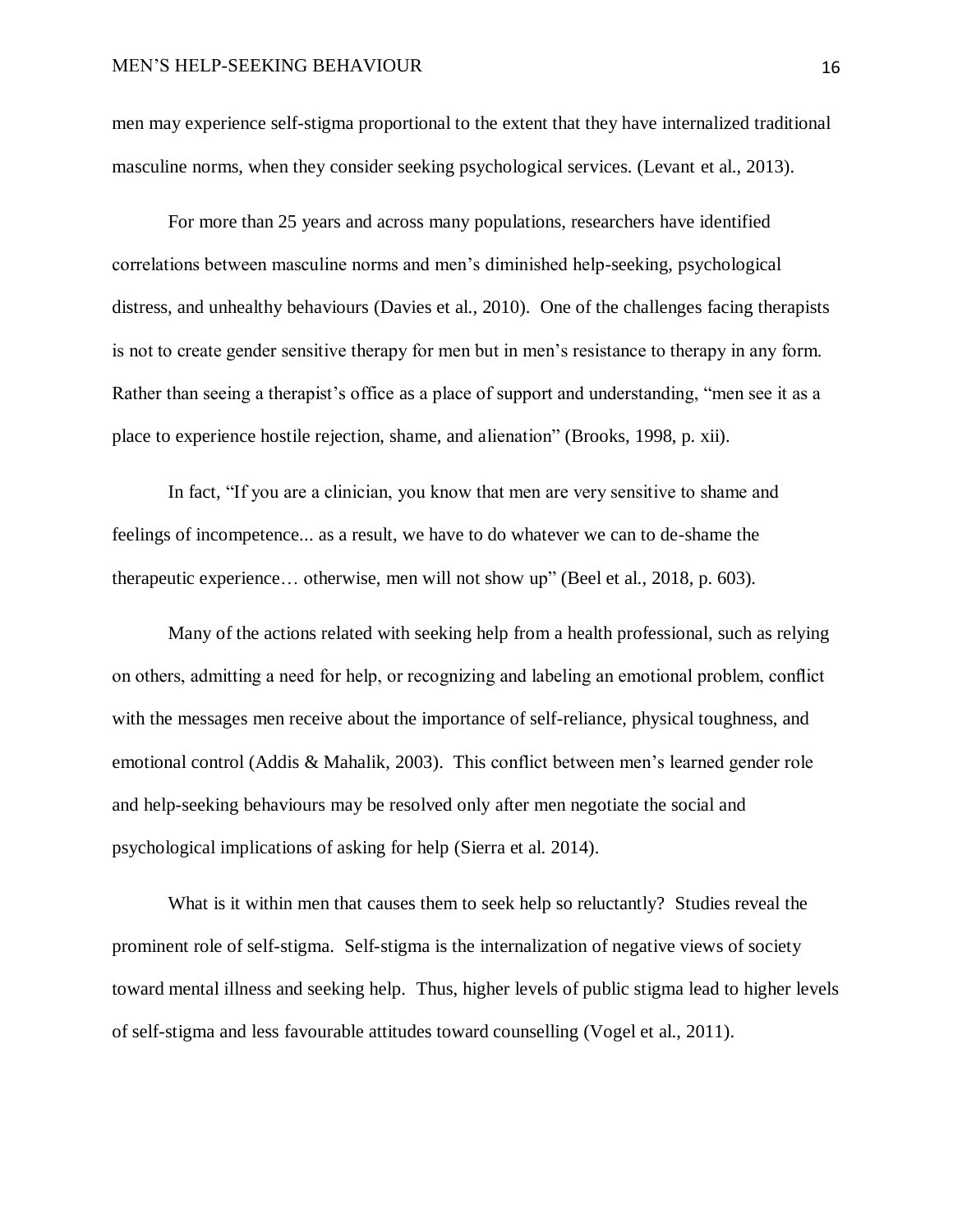men may experience self-stigma proportional to the extent that they have internalized traditional masculine norms, when they consider seeking psychological services. (Levant et al., 2013).

For more than 25 years and across many populations, researchers have identified correlations between masculine norms and men's diminished help-seeking, psychological distress, and unhealthy behaviours (Davies et al., 2010). One of the challenges facing therapists is not to create gender sensitive therapy for men but in men's resistance to therapy in any form. Rather than seeing a therapist's office as a place of support and understanding, "men see it as a place to experience hostile rejection, shame, and alienation" (Brooks, 1998, p. xii).

In fact, "If you are a clinician, you know that men are very sensitive to shame and feelings of incompetence... as a result, we have to do whatever we can to de-shame the therapeutic experience… otherwise, men will not show up" (Beel et al., 2018, p. 603).

Many of the actions related with seeking help from a health professional, such as relying on others, admitting a need for help, or recognizing and labeling an emotional problem, conflict with the messages men receive about the importance of self-reliance, physical toughness, and emotional control (Addis & Mahalik, 2003). This conflict between men's learned gender role and help-seeking behaviours may be resolved only after men negotiate the social and psychological implications of asking for help (Sierra et al. 2014).

What is it within men that causes them to seek help so reluctantly? Studies reveal the prominent role of self-stigma. Self-stigma is the internalization of negative views of society toward mental illness and seeking help. Thus, higher levels of public stigma lead to higher levels of self-stigma and less favourable attitudes toward counselling (Vogel et al., 2011).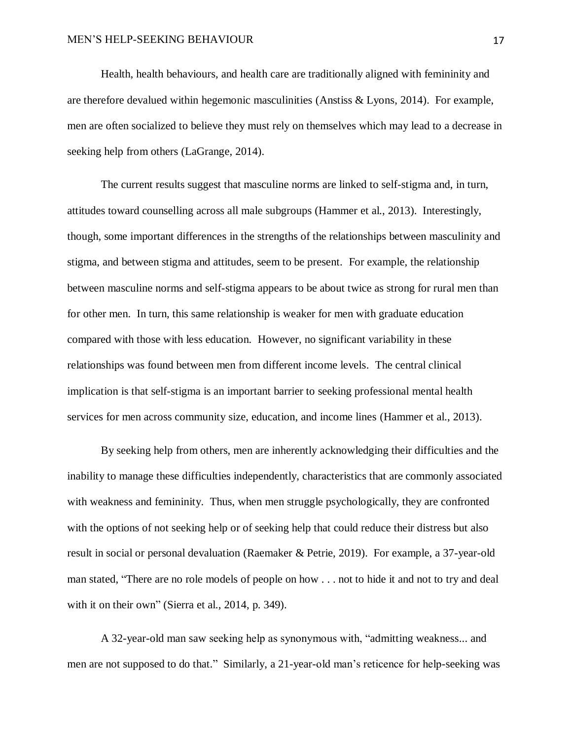Health, health behaviours, and health care are traditionally aligned with femininity and are therefore devalued within hegemonic masculinities (Anstiss & Lyons, 2014). For example, men are often socialized to believe they must rely on themselves which may lead to a decrease in seeking help from others (LaGrange, 2014).

The current results suggest that masculine norms are linked to self-stigma and, in turn, attitudes toward counselling across all male subgroups (Hammer et al., 2013). Interestingly, though, some important differences in the strengths of the relationships between masculinity and stigma, and between stigma and attitudes, seem to be present. For example, the relationship between masculine norms and self-stigma appears to be about twice as strong for rural men than for other men. In turn, this same relationship is weaker for men with graduate education compared with those with less education. However, no significant variability in these relationships was found between men from different income levels. The central clinical implication is that self-stigma is an important barrier to seeking professional mental health services for men across community size, education, and income lines (Hammer et al., 2013).

By seeking help from others, men are inherently acknowledging their difficulties and the inability to manage these difficulties independently, characteristics that are commonly associated with weakness and femininity. Thus, when men struggle psychologically, they are confronted with the options of not seeking help or of seeking help that could reduce their distress but also result in social or personal devaluation (Raemaker & Petrie, 2019). For example, a 37-year-old man stated, "There are no role models of people on how . . . not to hide it and not to try and deal with it on their own" (Sierra et al., 2014, p. 349).

A 32-year-old man saw seeking help as synonymous with, "admitting weakness... and men are not supposed to do that." Similarly, a 21-year-old man's reticence for help-seeking was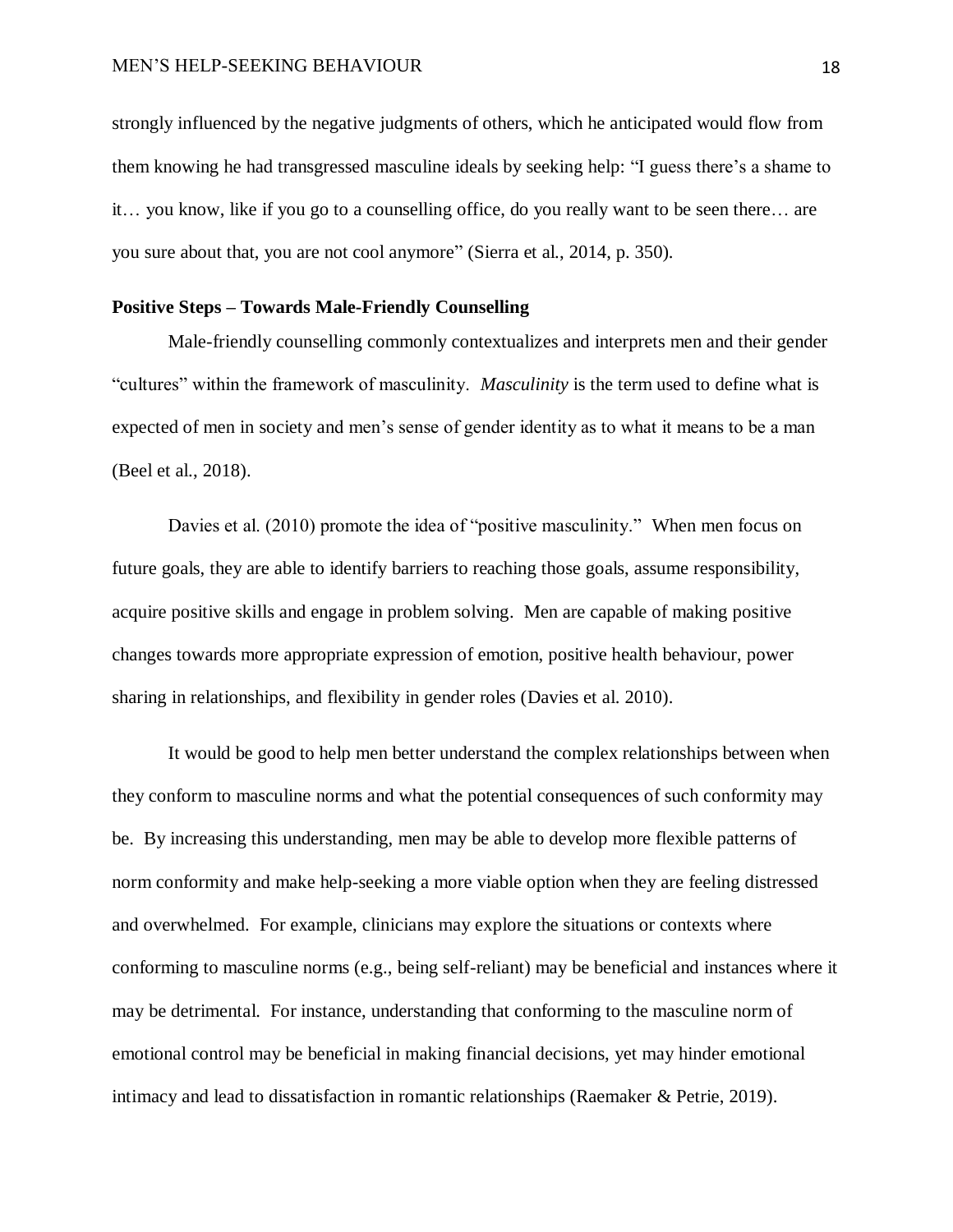strongly influenced by the negative judgments of others, which he anticipated would flow from them knowing he had transgressed masculine ideals by seeking help: "I guess there's a shame to it… you know, like if you go to a counselling office, do you really want to be seen there… are you sure about that, you are not cool anymore" (Sierra et al., 2014, p. 350).

## Positive Steps – Towards Male-Friendly Counselling

Male-friendly counselling commonly contextualizes and interprets men and their gender "cultures" within the framework of masculinity. *Masculinity* is the term used to define what is expected of men in society and men's sense of gender identity as to what it means to be a man (Beel et al., 2018).

Davies et al. (2010) promote the idea of "positive masculinity." When men focus on future goals, they are able to identify barriers to reaching those goals, assume responsibility, acquire positive skills and engage in problem solving. Men are capable of making positive changes towards more appropriate expression of emotion, positive health behaviour, power sharing in relationships, and flexibility in gender roles (Davies et al. 2010).

It would be good to help men better understand the complex relationships between when they conform to masculine norms and what the potential consequences of such conformity may be. By increasing this understanding, men may be able to develop more flexible patterns of norm conformity and make help-seeking a more viable option when they are feeling distressed and overwhelmed. For example, clinicians may explore the situations or contexts where conforming to masculine norms (e.g., being self-reliant) may be beneficial and instances where it may be detrimental. For instance, understanding that conforming to the masculine norm of emotional control may be beneficial in making financial decisions, yet may hinder emotional intimacy and lead to dissatisfaction in romantic relationships (Raemaker & Petrie, 2019).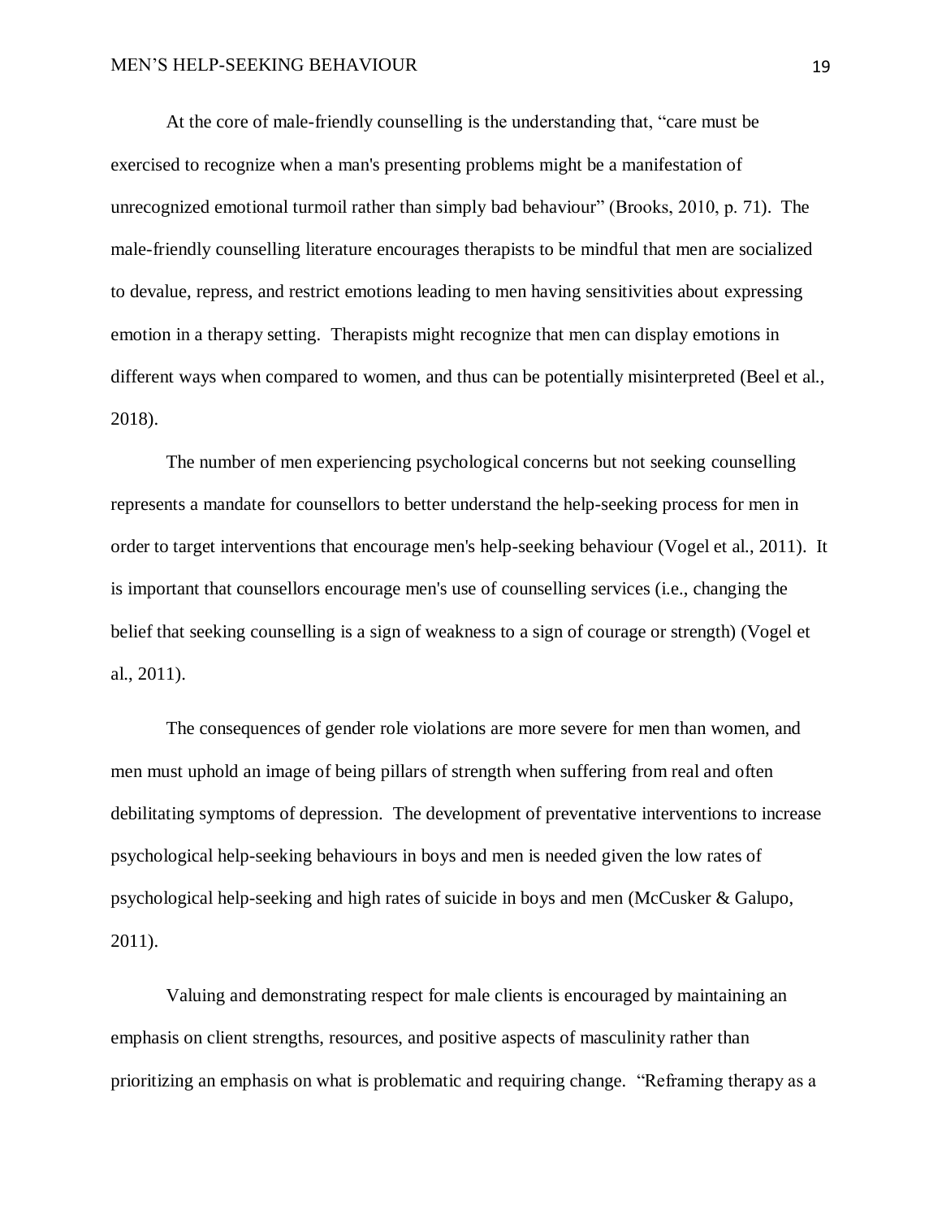At the core of male-friendly counselling is the understanding that, "care must be exercised to recognize when a man's presenting problems might be a manifestation of unrecognized emotional turmoil rather than simply bad behaviour" (Brooks, 2010, p. 71). The male-friendly counselling literature encourages therapists to be mindful that men are socialized to devalue, repress, and restrict emotions leading to men having sensitivities about expressing emotion in a therapy setting. Therapists might recognize that men can display emotions in different ways when compared to women, and thus can be potentially misinterpreted (Beel et al., 2018).

The number of men experiencing psychological concerns but not seeking counselling represents a mandate for counsellors to better understand the help-seeking process for men in order to target interventions that encourage men's help-seeking behaviour (Vogel et al., 2011). It is important that counsellors encourage men's use of counselling services (i.e., changing the belief that seeking counselling is a sign of weakness to a sign of courage or strength) (Vogel et al., 2011).

The consequences of gender role violations are more severe for men than women, and men must uphold an image of being pillars of strength when suffering from real and often debilitating symptoms of depression. The development of preventative interventions to increase psychological help-seeking behaviours in boys and men is needed given the low rates of psychological help-seeking and high rates of suicide in boys and men (McCusker & Galupo, 2011).

Valuing and demonstrating respect for male clients is encouraged by maintaining an emphasis on client strengths, resources, and positive aspects of masculinity rather than prioritizing an emphasis on what is problematic and requiring change. "Reframing therapy as a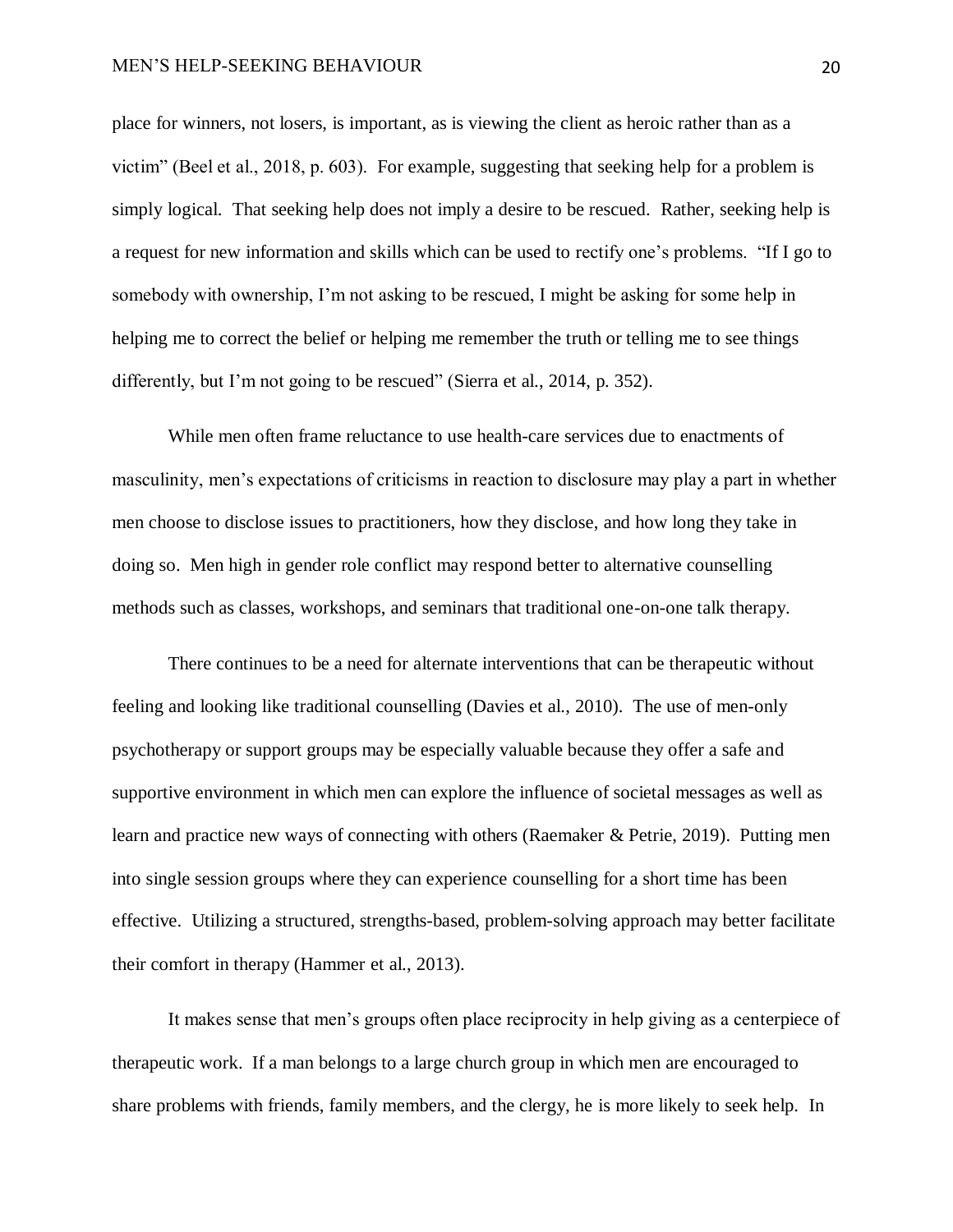place for winners, not losers, is important, as is viewing the client as heroic rather than as a victim" (Beel et al., 2018, p. 603). For example, suggesting that seeking help for a problem is simply logical. That seeking help does not imply a desire to be rescued. Rather, seeking help is a request for new information and skills which can be used to rectify one's problems. "If I go to somebody with ownership, I'm not asking to be rescued, I might be asking for some help in helping me to correct the belief or helping me remember the truth or telling me to see things differently, but I'm not going to be rescued" (Sierra et al., 2014, p. 352).

While men often frame reluctance to use health-care services due to enactments of masculinity, men's expectations of criticisms in reaction to disclosure may play a part in whether men choose to disclose issues to practitioners, how they disclose, and how long they take in doing so. Men high in gender role conflict may respond better to alternative counselling methods such as classes, workshops, and seminars that traditional one-on-one talk therapy.

There continues to be a need for alternate interventions that can be therapeutic without feeling and looking like traditional counselling (Davies et al., 2010). The use of men-only psychotherapy or support groups may be especially valuable because they offer a safe and supportive environment in which men can explore the influence of societal messages as well as learn and practice new ways of connecting with others (Raemaker & Petrie, 2019). Putting men into single session groups where they can experience counselling for a short time has been effective. Utilizing a structured, strengths-based, problem-solving approach may better facilitate their comfort in therapy (Hammer et al., 2013).

It makes sense that men's groups often place reciprocity in help giving as a centerpiece of therapeutic work. If a man belongs to a large church group in which men are encouraged to share problems with friends, family members, and the clergy, he is more likely to seek help. In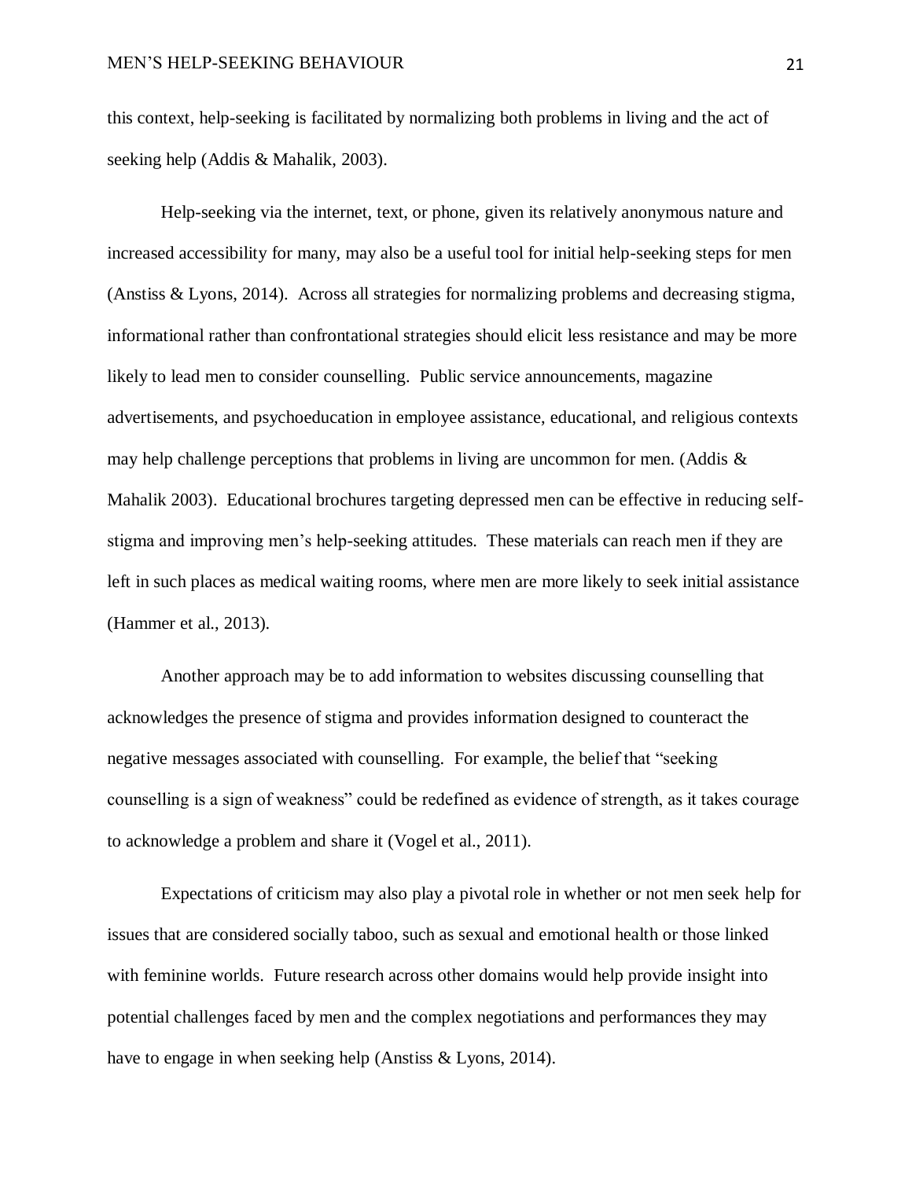this context, help-seeking is facilitated by normalizing both problems in living and the act of seeking help (Addis & Mahalik, 2003).

Help-seeking via the internet, text, or phone, given its relatively anonymous nature and increased accessibility for many, may also be a useful tool for initial help-seeking steps for men (Anstiss & Lyons, 2014). Across all strategies for normalizing problems and decreasing stigma, informational rather than confrontational strategies should elicit less resistance and may be more likely to lead men to consider counselling. Public service announcements, magazine advertisements, and psychoeducation in employee assistance, educational, and religious contexts may help challenge perceptions that problems in living are uncommon for men. (Addis & Mahalik 2003). Educational brochures targeting depressed men can be effective in reducing self-stigma and improving men's help-seeking attitudes. These materials can reach men if they are left in such places as medical waiting rooms, where men are more likely to seek initial assistance (Hammer et al., 2013).

Another approach may be to add information to websites discussing counselling that acknowledges the presence of stigma and provides information designed to counteract the negative messages associated with counselling. For example, the belief that "seeking counselling is a sign of weakness" could be redefined as evidence of strength, as it takes courage to acknowledge a problem and share it (Vogel et al., 2011).

Expectations of criticism may also play a pivotal role in whether or not men seek help for issues that are considered socially taboo, such as sexual and emotional health or those linked with feminine worlds. Future research across other domains would help provide insight into potential challenges faced by men and the complex negotiations and performances they may have to engage in when seeking help (Anstiss & Lyons, 2014).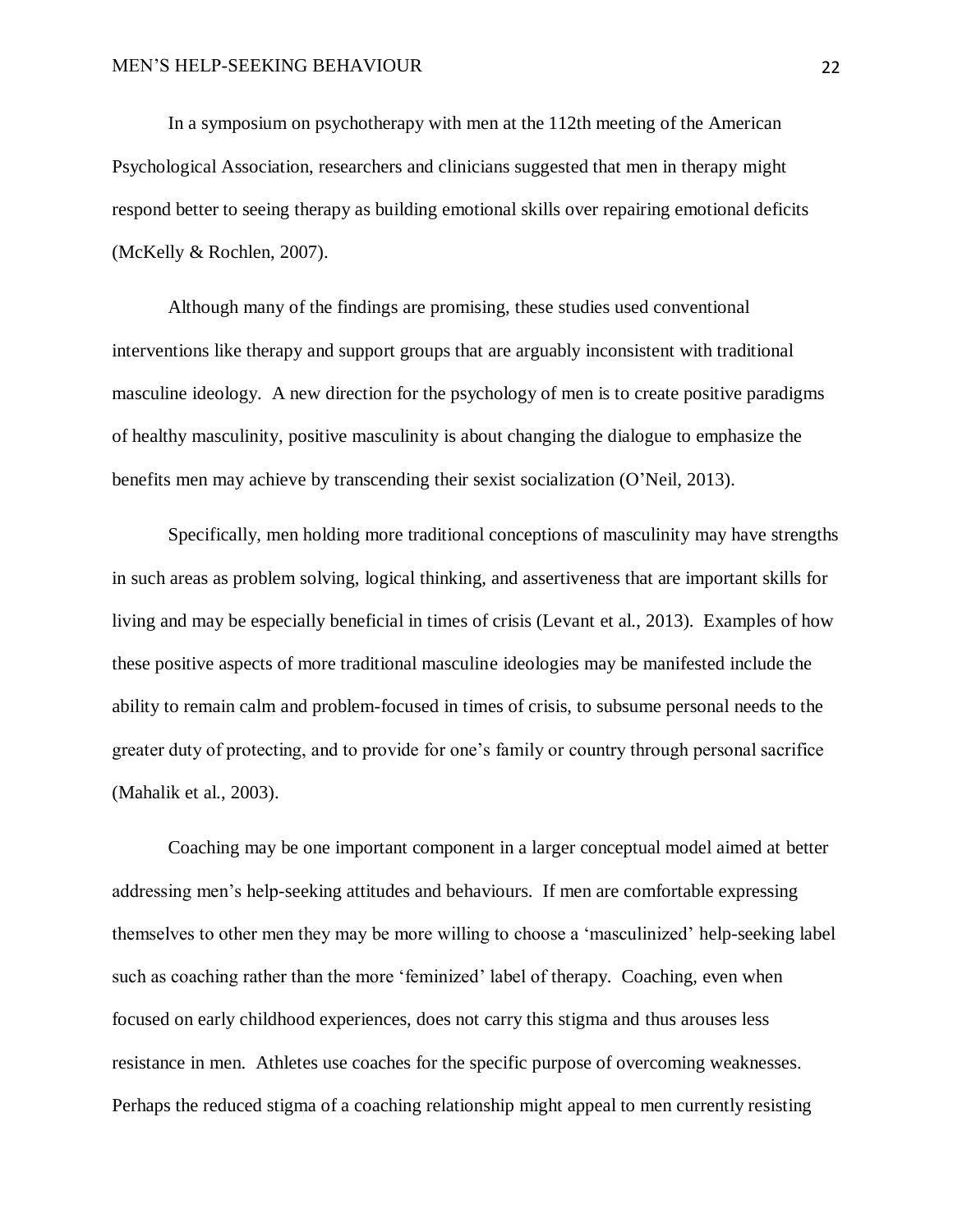In a symposium on psychotherapy with men at the 112th meeting of the American Psychological Association, researchers and clinicians suggested that men in therapy might respond better to seeing therapy as building emotional skills over repairing emotional deficits (McKelly & Rochlen, 2007).

Although many of the findings are promising, these studies used conventional interventions like therapy and support groups that are arguably inconsistent with traditional masculine ideology. A new direction for the psychology of men is to create positive paradigms of healthy masculinity, positive masculinity is about changing the dialogue to emphasize the benefits men may achieve by transcending their sexist socialization (O'Neil, 2013).

Specifically, men holding more traditional conceptions of masculinity may have strengths in such areas as problem solving, logical thinking, and assertiveness that are important skills for living and may be especially beneficial in times of crisis (Levant et al., 2013). Examples of how these positive aspects of more traditional masculine ideologies may be manifested include the ability to remain calm and problem-focused in times of crisis, to subsume personal needs to the greater duty of protecting, and to provide for one's family or country through personal sacrifice (Mahalik et al., 2003).

Coaching may be one important component in a larger conceptual model aimed at better addressing men's help-seeking attitudes and behaviours. If men are comfortable expressing themselves to other men they may be more willing to choose a 'masculinized' help-seeking label such as coaching rather than the more 'feminized' label of therapy. Coaching, even when focused on early childhood experiences, does not carry this stigma and thus arouses less resistance in men. Athletes use coaches for the specific purpose of overcoming weaknesses. Perhaps the reduced stigma of a coaching relationship might appeal to men currently resisting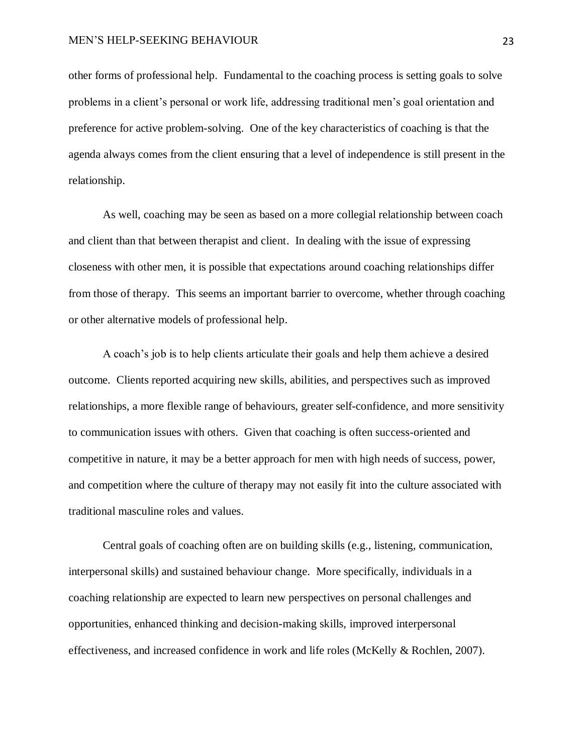other forms of professional help. Fundamental to the coaching process is setting goals to solve problems in a client's personal or work life, addressing traditional men's goal orientation and preference for active problem-solving. One of the key characteristics of coaching is that the agenda always comes from the client ensuring that a level of independence is still present in the relationship.

As well, coaching may be seen as based on a more collegial relationship between coach and client than that between therapist and client. In dealing with the issue of expressing closeness with other men, it is possible that expectations around coaching relationships differ from those of therapy. This seems an important barrier to overcome, whether through coaching or other alternative models of professional help.

A coach's job is to help clients articulate their goals and help them achieve a desired outcome. Clients reported acquiring new skills, abilities, and perspectives such as improved relationships, a more flexible range of behaviours, greater self-confidence, and more sensitivity to communication issues with others. Given that coaching is often success-oriented and competitive in nature, it may be a better approach for men with high needs of success, power, and competition where the culture of therapy may not easily fit into the culture associated with traditional masculine roles and values.

Central goals of coaching often are on building skills (e.g., listening, communication, interpersonal skills) and sustained behaviour change. More specifically, individuals in a coaching relationship are expected to learn new perspectives on personal challenges and opportunities, enhanced thinking and decision-making skills, improved interpersonal effectiveness, and increased confidence in work and life roles (McKelly & Rochlen, 2007).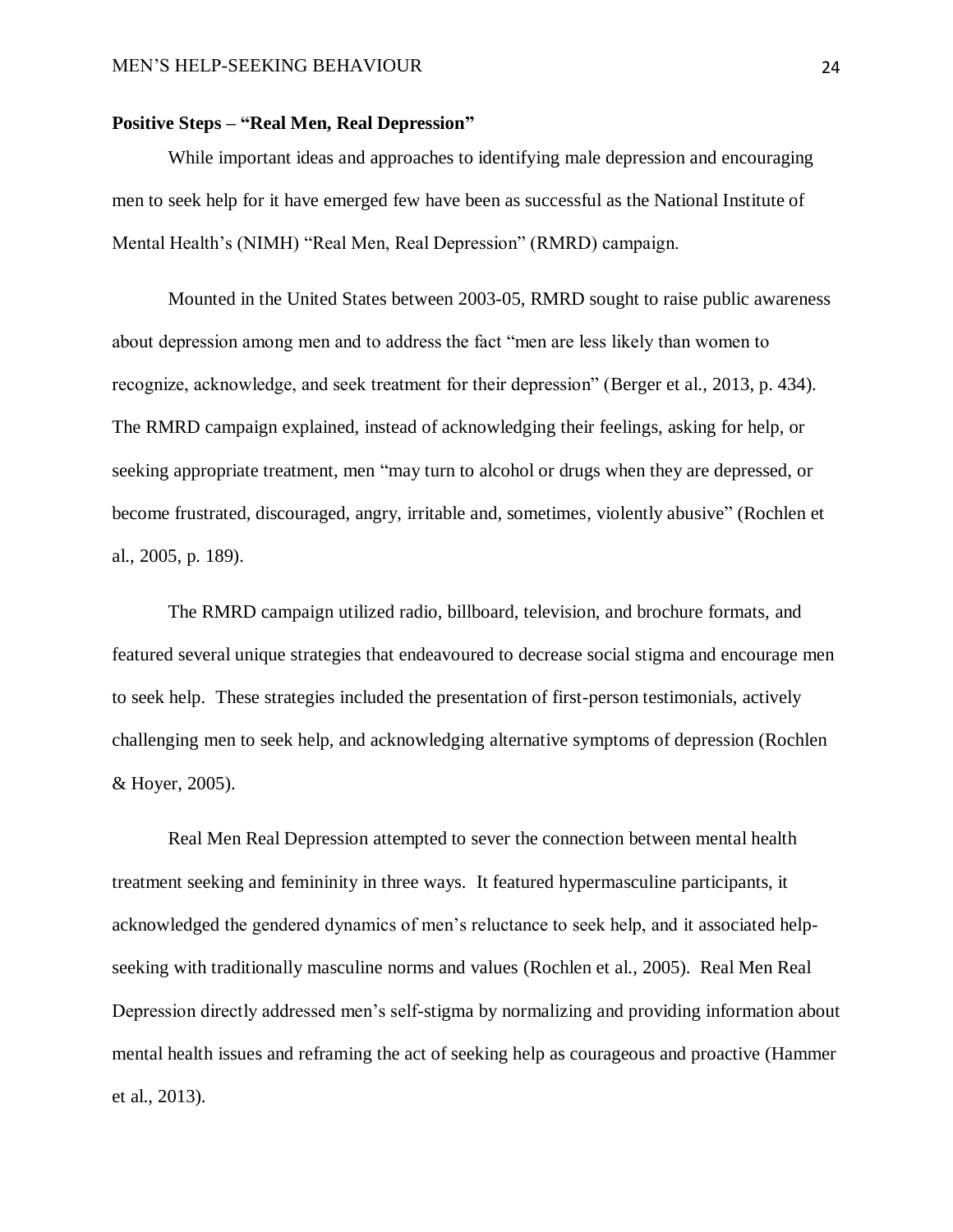**Positive Steps – "Real Men, Real Depression"**

While important ideas and approaches to identifying male depression and encouraging men to seek help for it have emerged few have been as successful as the National Institute of Mental Health's (NIMH) "Real Men, Real Depression" (RMRD) campaign.

Mounted in the United States between 2003-05, RMRD sought to raise public awareness about depression among men and to address the fact "men are less likely than women to recognize, acknowledge, and seek treatment for their depression" (Berger et al., 2013, p. 434). The RMRD campaign explained, instead of acknowledging their feelings, asking for help, or seeking appropriate treatment, men "may turn to alcohol or drugs when they are depressed, or become frustrated, discouraged, angry, irritable and, sometimes, violently abusive" (Rochlen et al., 2005, p. 189).

The RMRD campaign utilized radio, billboard, television, and brochure formats, and featured several unique strategies that endeavoured to decrease social stigma and encourage men to seek help. These strategies included the presentation of first-person testimonials, actively challenging men to seek help, and acknowledging alternative symptoms of depression (Rochlen & Hoyer, 2005).

Real Men Real Depression attempted to sever the connection between mental health treatment seeking and femininity in three ways. It featured hypermasculine participants, it acknowledged the gendered dynamics of men's reluctance to seek help, and it associated help-seeking with traditionally masculine norms and values (Rochlen et al., 2005). Real Men Real Depression directly addressed men's self-stigma by normalizing and providing information about mental health issues and reframing the act of seeking help as courageous and proactive (Hammer et al., 2013).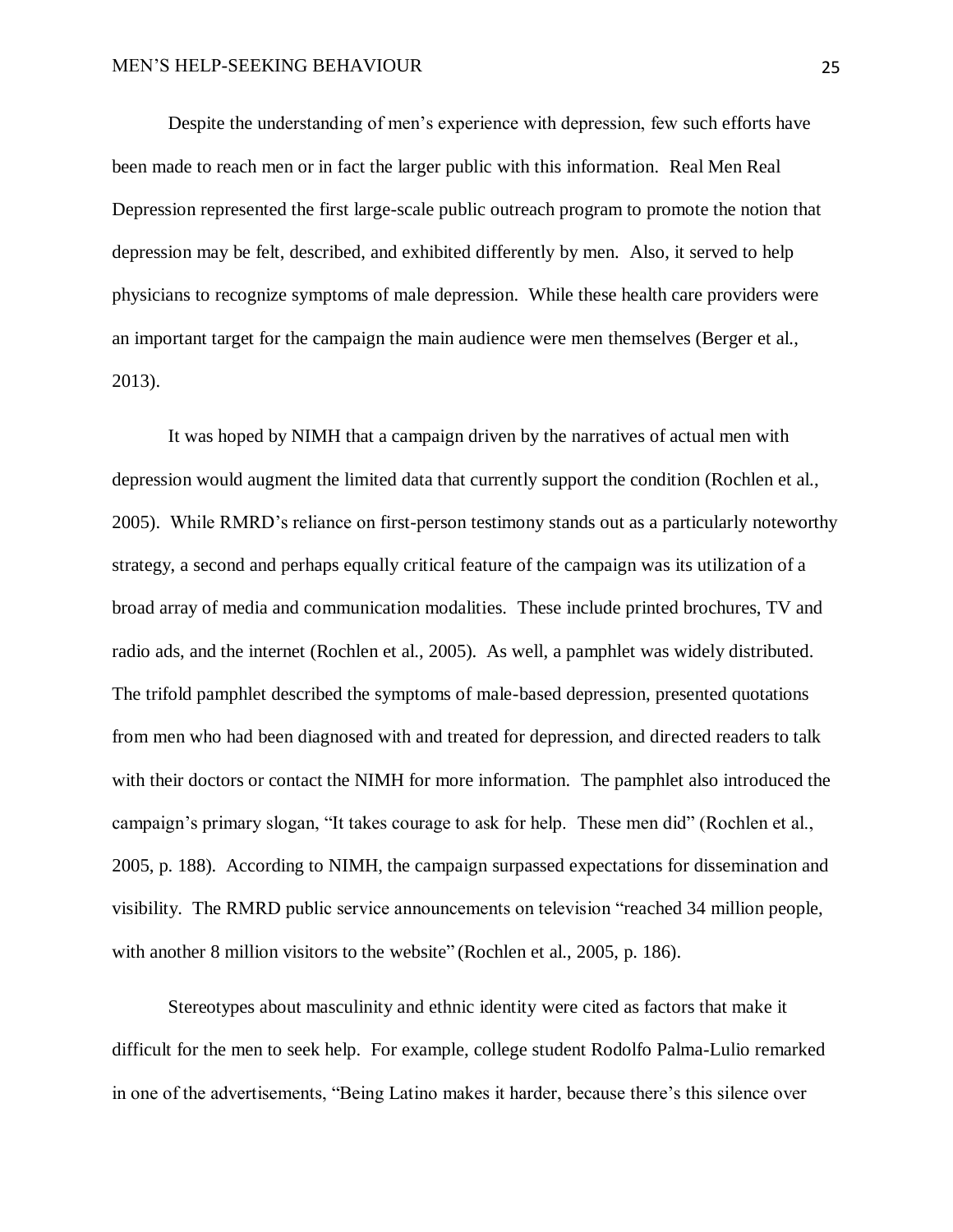Despite the understanding of men's experience with depression, few such efforts have been made to reach men or in fact the larger public with this information. Real Men Real Depression represented the first large-scale public outreach program to promote the notion that depression may be felt, described, and exhibited differently by men. Also, it served to help physicians to recognize symptoms of male depression. While these health care providers were an important target for the campaign the main audience were men themselves (Berger et al., 2013).

It was hoped by NIMH that a campaign driven by the narratives of actual men with depression would augment the limited data that currently support the condition (Rochlen et al., 2005). While RMRD's reliance on first-person testimony stands out as a particularly noteworthy strategy, a second and perhaps equally critical feature of the campaign was its utilization of a broad array of media and communication modalities. These include printed brochures, TV and radio ads, and the internet (Rochlen et al., 2005). As well, a pamphlet was widely distributed. The trifold pamphlet described the symptoms of male-based depression, presented quotations from men who had been diagnosed with and treated for depression, and directed readers to talk with their doctors or contact the NIMH for more information. The pamphlet also introduced the campaign's primary slogan, "It takes courage to ask for help. These men did" (Rochlen et al., 2005, p. 188). According to NIMH, the campaign surpassed expectations for dissemination and visibility. The RMRD public service announcements on television "reached 34 million people, with another 8 million visitors to the website" (Rochlen et al., 2005, p. 186).

Stereotypes about masculinity and ethnic identity were cited as factors that make it difficult for the men to seek help. For example, college student Rodolfo Palma-Lulio remarked in one of the advertisements, "Being Latino makes it harder, because there's this silence over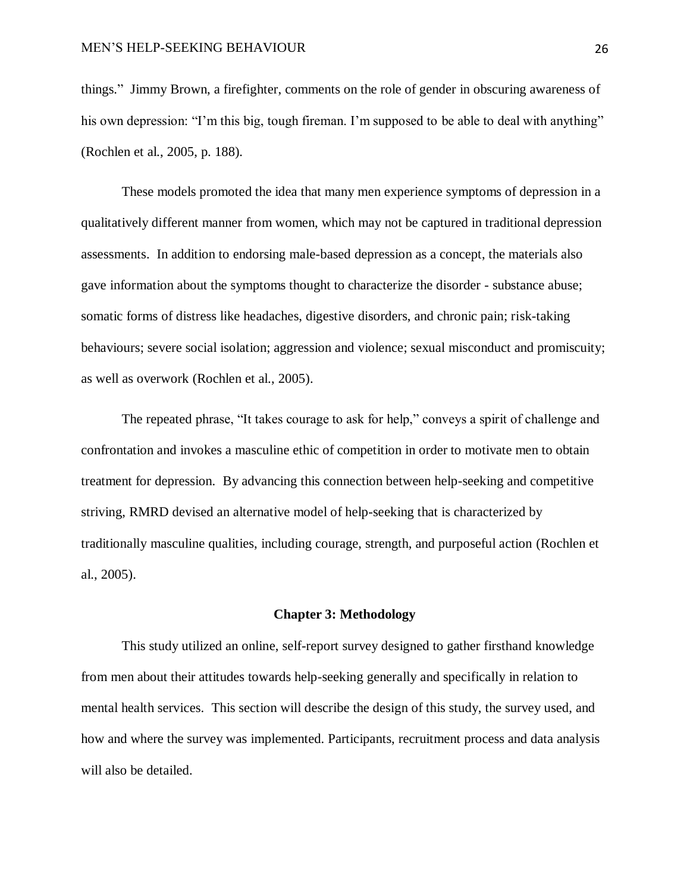things." Jimmy Brown, a firefighter, comments on the role of gender in obscuring awareness of his own depression: "I'm this big, tough fireman. I'm supposed to be able to deal with anything" (Rochlen et al., 2005, p. 188).

These models promoted the idea that many men experience symptoms of depression in a qualitatively different manner from women, which may not be captured in traditional depression assessments. In addition to endorsing male-based depression as a concept, the materials also gave information about the symptoms thought to characterize the disorder - substance abuse; somatic forms of distress like headaches, digestive disorders, and chronic pain; risk-taking behaviours; severe social isolation; aggression and violence; sexual misconduct and promiscuity; as well as overwork (Rochlen et al., 2005).

The repeated phrase, "It takes courage to ask for help," conveys a spirit of challenge and confrontation and invokes a masculine ethic of competition in order to motivate men to obtain treatment for depression. By advancing this connection between help-seeking and competitive striving, RMRD devised an alternative model of help-seeking that is characterized by traditionally masculine qualities, including courage, strength, and purposeful action (Rochlen et al., 2005).

## Chapter 3: Methodology

This study utilized an online, self-report survey designed to gather firsthand knowledge from men about their attitudes towards help-seeking generally and specifically in relation to mental health services. This section will describe the design of this study, the survey used, and how and where the survey was implemented. Participants, recruitment process and data analysis will also be detailed.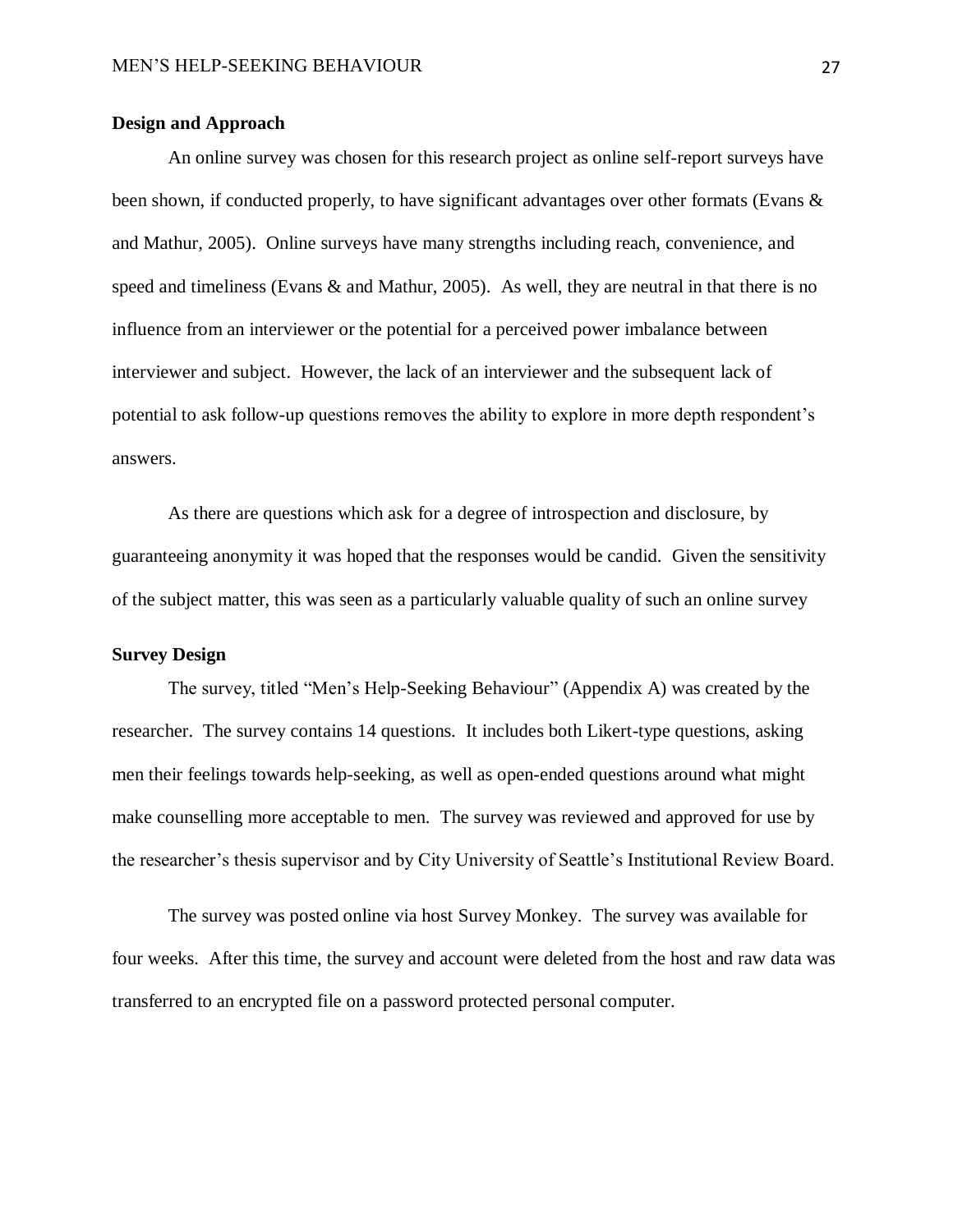**Design and Approach**

An online survey was chosen for this research project as online self-report surveys have been shown, if conducted properly, to have significant advantages over other formats (Evans & and Mathur, 2005). Online surveys have many strengths including reach, convenience, and speed and timeliness (Evans & and Mathur, 2005). As well, they are neutral in that there is no influence from an interviewer or the potential for a perceived power imbalance between interviewer and subject. However, the lack of an interviewer and the subsequent lack of potential to ask follow-up questions removes the ability to explore in more depth respondent's answers.

As there are questions which ask for a degree of introspection and disclosure, by guaranteeing anonymity it was hoped that the responses would be candid. Given the sensitivity of the subject matter, this was seen as a particularly valuable quality of such an online survey

**Survey Design**

The survey, titled "Men's Help-Seeking Behaviour" (Appendix A) was created by the researcher. The survey contains 14 questions. It includes both Likert-type questions, asking men their feelings towards help-seeking, as well as open-ended questions around what might make counselling more acceptable to men. The survey was reviewed and approved for use by the researcher's thesis supervisor and by City University of Seattle's Institutional Review Board.

The survey was posted online via host Survey Monkey. The survey was available for four weeks. After this time, the survey and account were deleted from the host and raw data was transferred to an encrypted file on a password protected personal computer.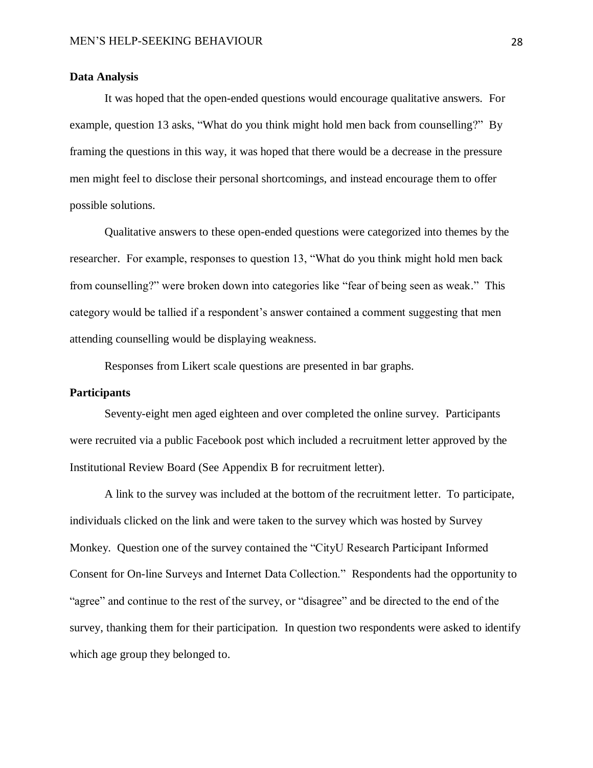## Data Analysis

It was hoped that the open-ended questions would encourage qualitative answers. For example, question 13 asks, "What do you think might hold men back from counselling?" By framing the questions in this way, it was hoped that there would be a decrease in the pressure men might feel to disclose their personal shortcomings, and instead encourage them to offer possible solutions.

Qualitative answers to these open-ended questions were categorized into themes by the researcher. For example, responses to question 13, "What do you think might hold men back from counselling?" were broken down into categories like "fear of being seen as weak." This category would be tallied if a respondent's answer contained a comment suggesting that men attending counselling would be displaying weakness.

Responses from Likert scale questions are presented in bar graphs.

## Participants

Seventy-eight men aged eighteen and over completed the online survey. Participants were recruited via a public Facebook post which included a recruitment letter approved by the Institutional Review Board (See Appendix B for recruitment letter).

A link to the survey was included at the bottom of the recruitment letter. To participate, individuals clicked on the link and were taken to the survey which was hosted by Survey Monkey. Question one of the survey contained the "CityU Research Participant Informed Consent for On-line Surveys and Internet Data Collection." Respondents had the opportunity to "agree" and continue to the rest of the survey, or "disagree" and be directed to the end of the survey, thanking them for their participation. In question two respondents were asked to identify which age group they belonged to.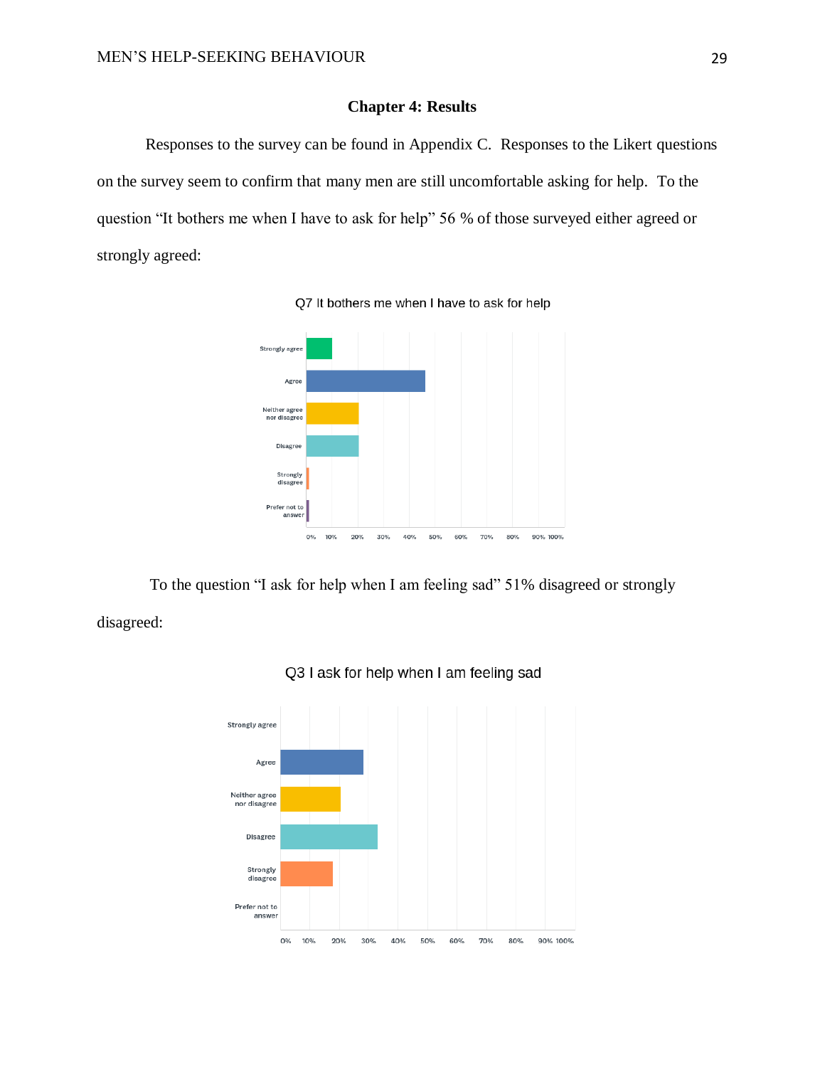# Chapter 4: Results

Responses to the survey can be found in Appendix C. Responses to the Likert questions on the survey seem to confirm that many men are still uncomfortable asking for help. To the question "It bothers me when I have to ask for help" 56 % of those surveyed either agreed or strongly agreed:

Q7 It bothers me when I have to ask for help

To the question "I ask for help when I am feeling sad" 51% disagreed or strongly disagreed:

Q3 I ask for help when I am feeling sad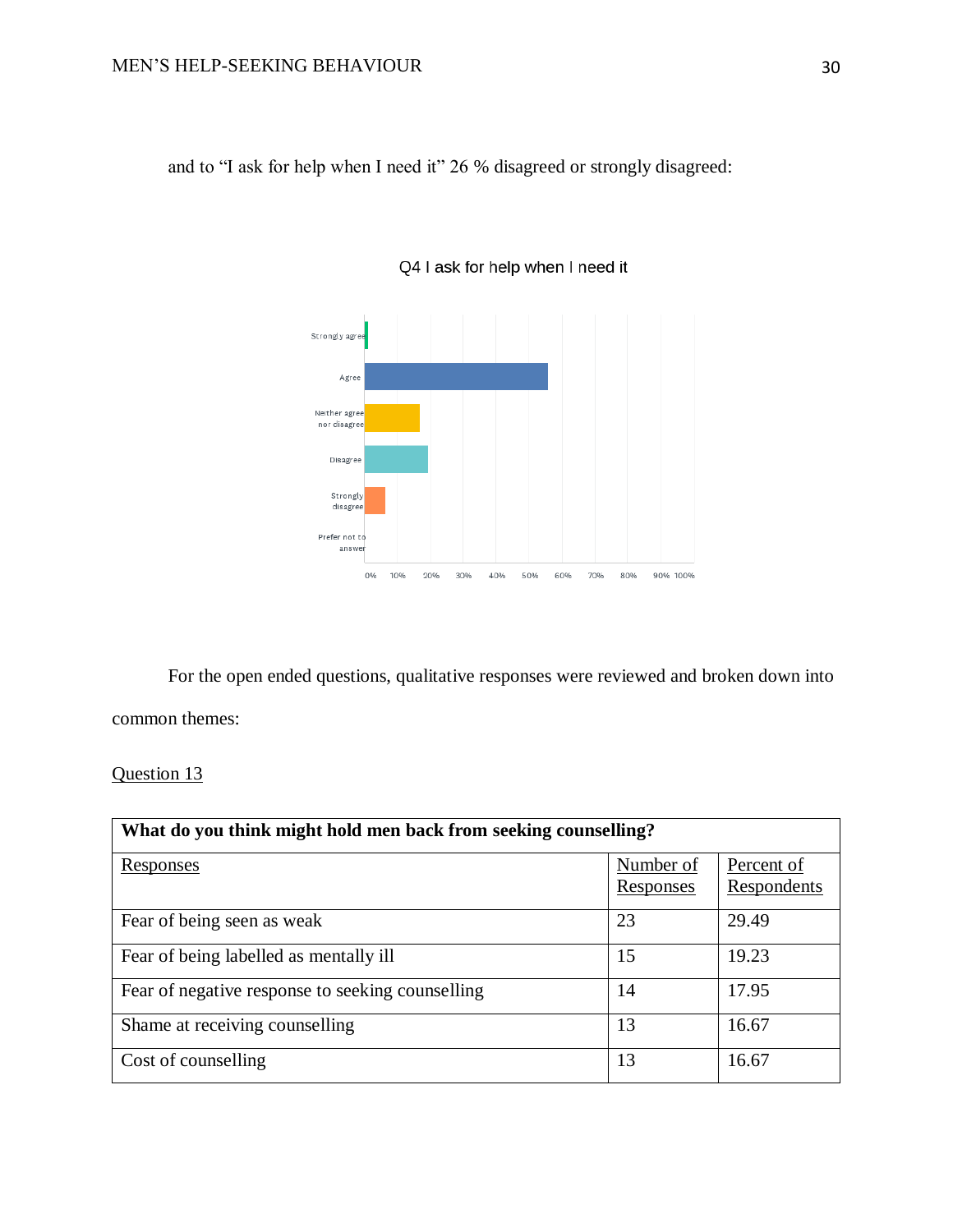and to "I ask for help when I need it" 26 % disagreed or strongly disagreed:

Q4 I ask for help when I need it

For the open ended questions, qualitative responses were reviewed and broken down into common themes:

Question 13

| What do you think might hold men back from seeking counselling? | | |
|---|---|---|
| Responses | Number of Responses | Percent of Respondents |
| Fear of being seen as weak | 23 | 29.49 |
| Fear of being labelled as mentally ill | 15 | 19.23 |
| Fear of negative response to seeking counselling | 14 | 17.95 |
| Shame at receiving counselling | 13 | 16.67 |
| Cost of counselling | 13 | 16.67 |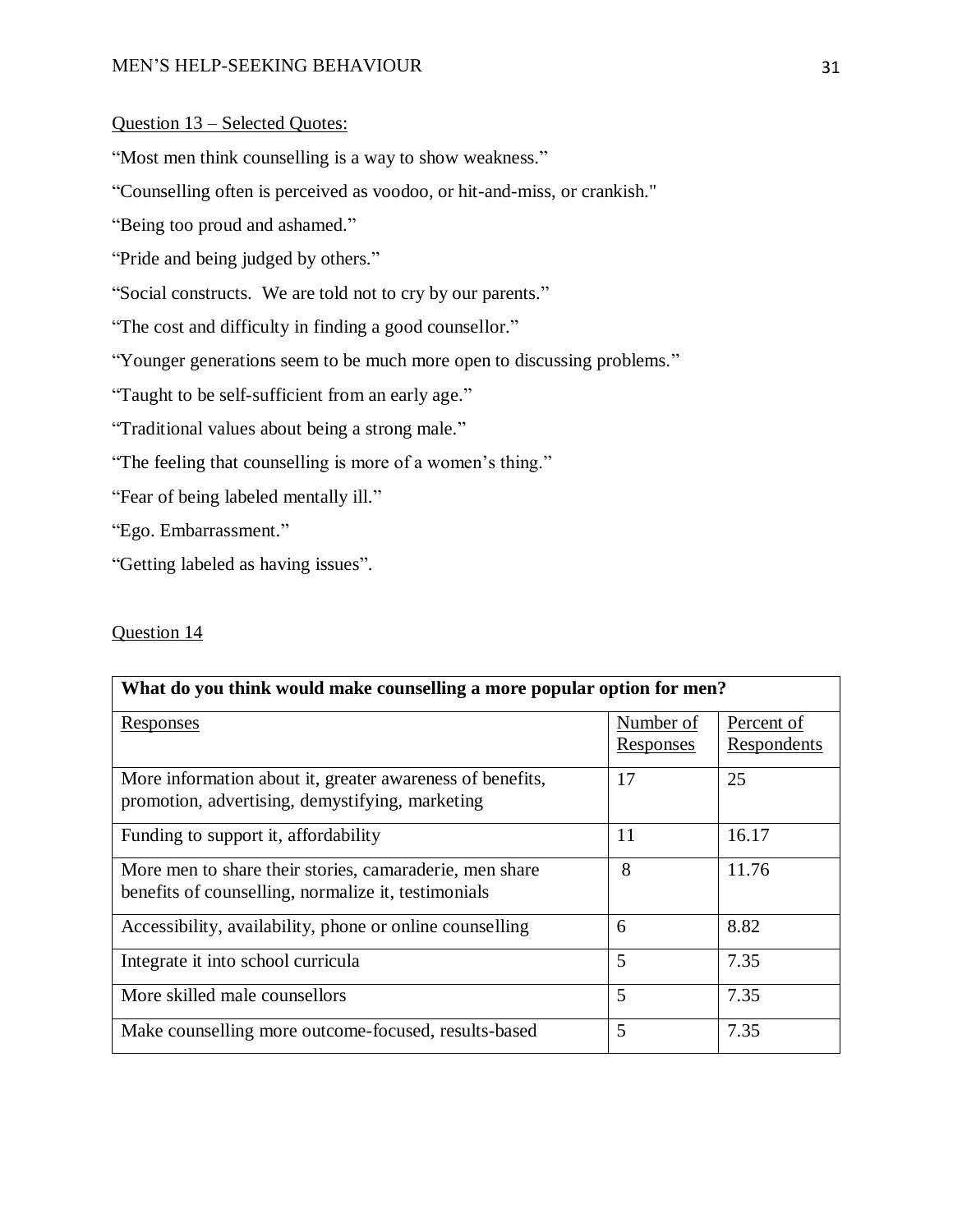Question 13 – Selected Quotes:

"Most men think counselling is a way to show weakness."

"Counselling often is perceived as voodoo, or hit-and-miss, or crankish."

"Being too proud and ashamed."

"Pride and being judged by others."

"Social constructs. We are told not to cry by our parents."

"The cost and difficulty in finding a good counsellor."

"Younger generations seem to be much more open to discussing problems."

"Taught to be self-sufficient from an early age."

"Traditional values about being a strong male."

"The feeling that counselling is more of a women's thing."

"Fear of being labeled mentally ill."

"Ego. Embarrassment."

"Getting labeled as having issues".

Question 14

| **What do you think would make counselling a more popular option for men?** | | |
|---|---|---|
| Responses | Number of Responses | Percent of Respondents |
| More information about it, greater awareness of benefits, promotion, advertising, demystifying, marketing | 17 | 25 |
| Funding to support it, affordability | 11 | 16.17 |
| More men to share their stories, camaraderie, men share benefits of counselling, normalize it, testimonials | 8 | 11.76 |
| Accessibility, availability, phone or online counselling | 6 | 8.82 |
| Integrate it into school curricula | 5 | 7.35 |
| More skilled male counsellors | 5 | 7.35 |
| Make counselling more outcome-focused, results-based | 5 | 7.35 |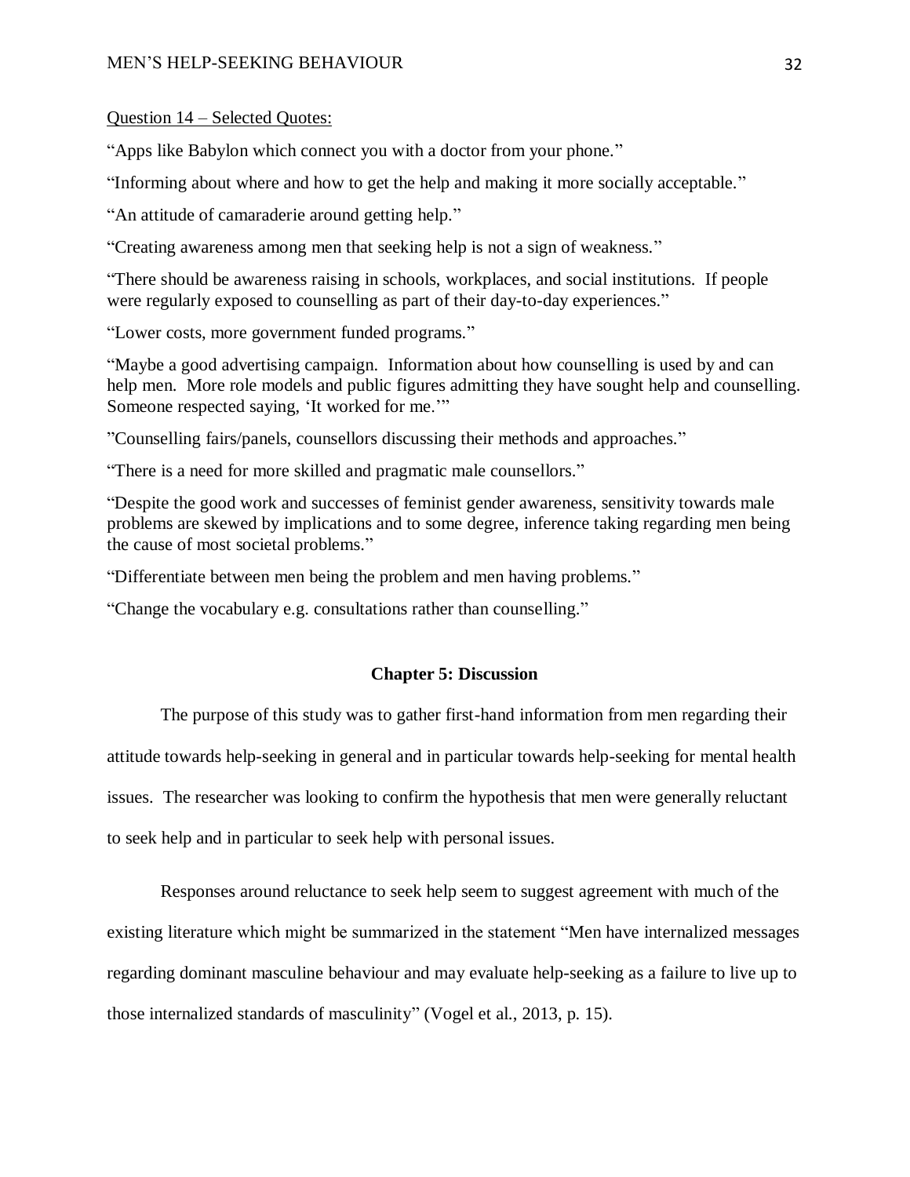Question 14 – Selected Quotes:

"Apps like Babylon which connect you with a doctor from your phone."

"Informing about where and how to get the help and making it more socially acceptable."

"An attitude of camaraderie around getting help."

"Creating awareness among men that seeking help is not a sign of weakness."

"There should be awareness raising in schools, workplaces, and social institutions. If people were regularly exposed to counselling as part of their day-to-day experiences."

"Lower costs, more government funded programs."

"Maybe a good advertising campaign. Information about how counselling is used by and can help men. More role models and public figures admitting they have sought help and counselling. Someone respected saying, 'It worked for me.'"

"Counselling fairs/panels, counsellors discussing their methods and approaches."

"There is a need for more skilled and pragmatic male counsellors."

"Despite the good work and successes of feminist gender awareness, sensitivity towards male problems are skewed by implications and to some degree, inference taking regarding men being the cause of most societal problems."

"Differentiate between men being the problem and men having problems."

"Change the vocabulary e.g. consultations rather than counselling."

## Chapter 5: Discussion

The purpose of this study was to gather first-hand information from men regarding their attitude towards help-seeking in general and in particular towards help-seeking for mental health issues. The researcher was looking to confirm the hypothesis that men were generally reluctant to seek help and in particular to seek help with personal issues.

Responses around reluctance to seek help seem to suggest agreement with much of the existing literature which might be summarized in the statement "Men have internalized messages regarding dominant masculine behaviour and may evaluate help-seeking as a failure to live up to those internalized standards of masculinity" (Vogel et al., 2013, p. 15).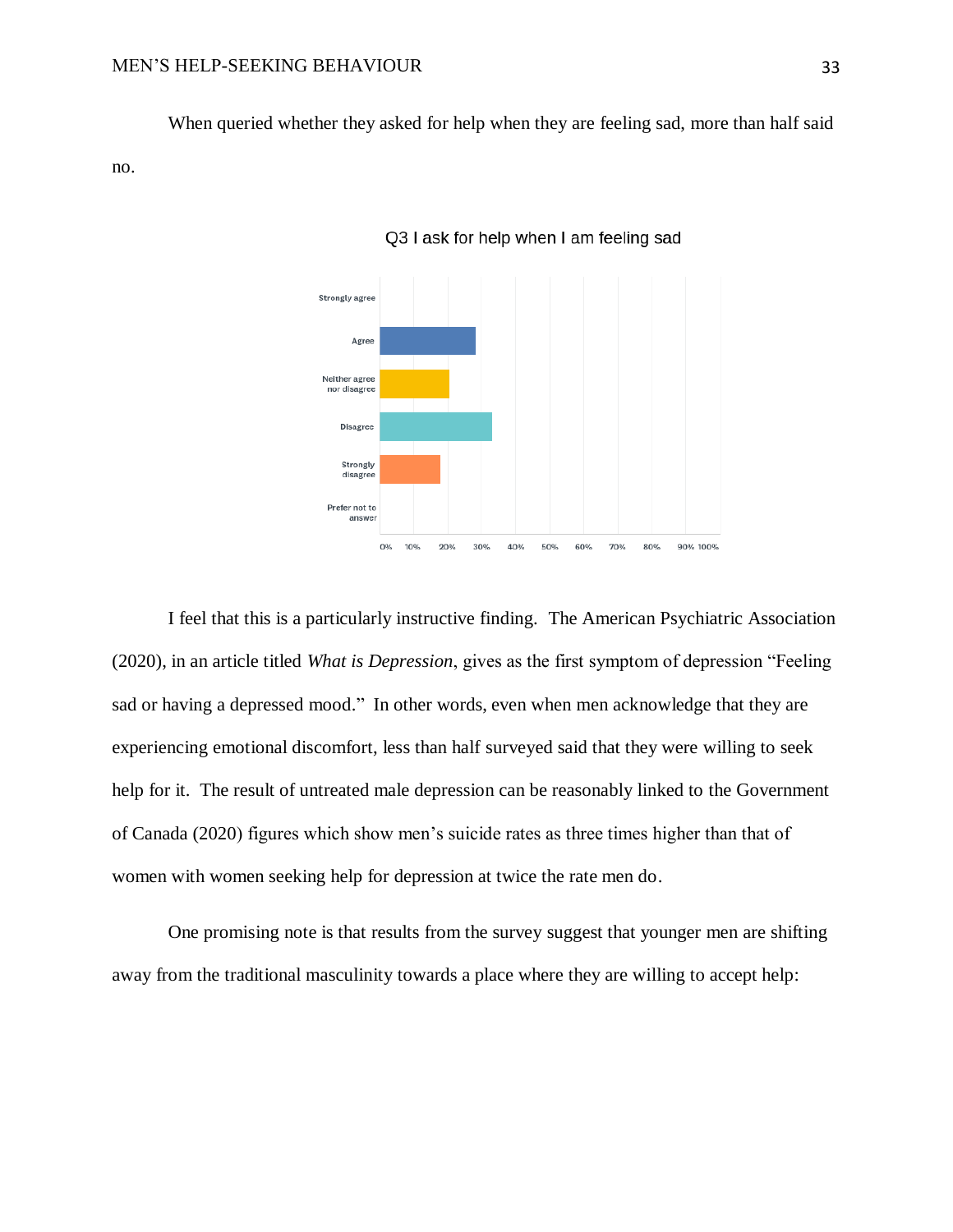When queried whether they asked for help when they are feeling sad, more than half said no.

Q3 I ask for help when I am feeling sad

I feel that this is a particularly instructive finding. The American Psychiatric Association (2020), in an article titled *What is Depression*, gives as the first symptom of depression "Feeling sad or having a depressed mood." In other words, even when men acknowledge that they are experiencing emotional discomfort, less than half surveyed said that they were willing to seek help for it. The result of untreated male depression can be reasonably linked to the Government of Canada (2020) figures which show men's suicide rates as three times higher than that of women with women seeking help for depression at twice the rate men do.

One promising note is that results from the survey suggest that younger men are shifting away from the traditional masculinity towards a place where they are willing to accept help: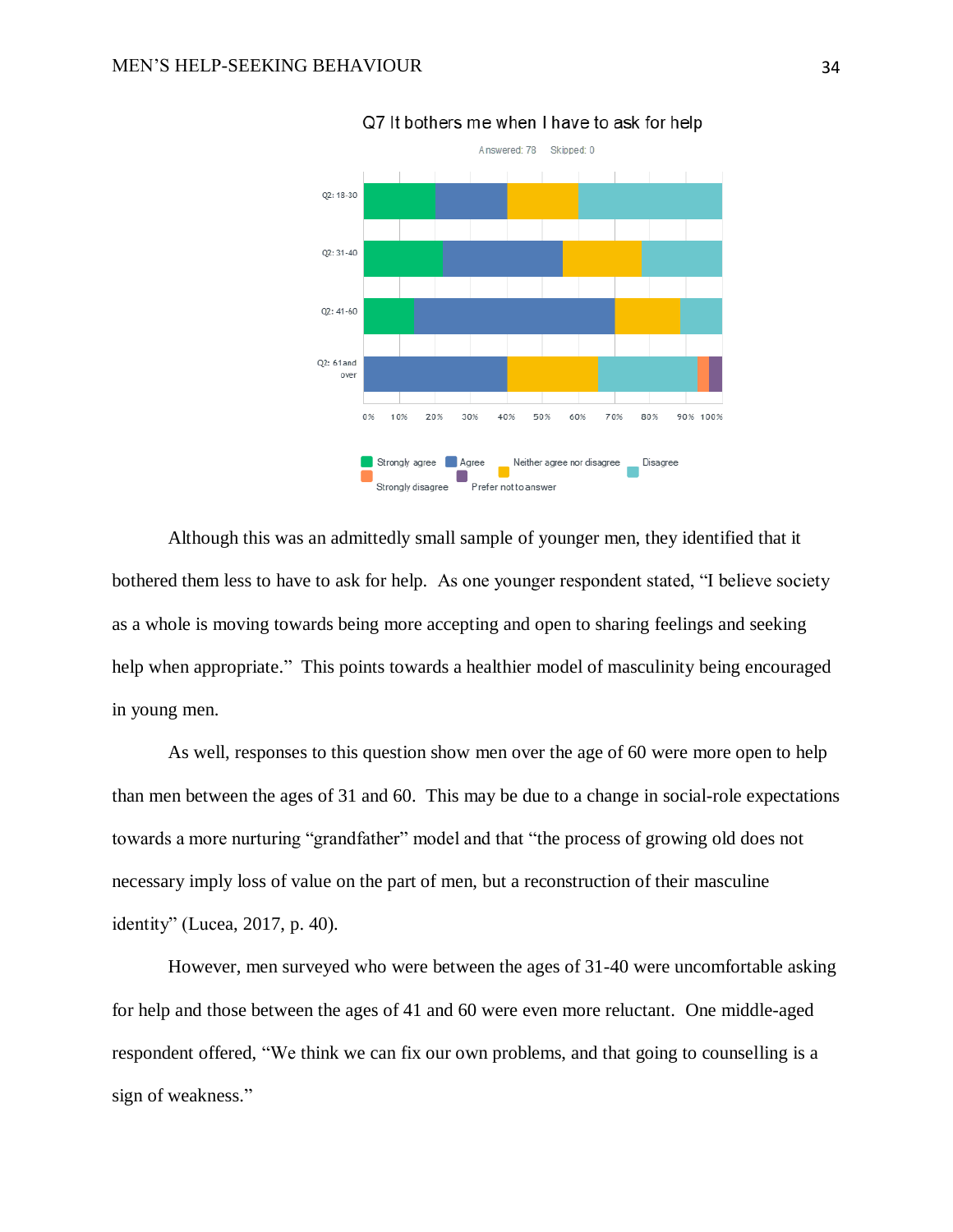Q7 It bothers me when I have to ask for help

Answered: 78 Skipped: 0

Although this was an admittedly small sample of younger men, they identified that it bothered them less to have to ask for help. As one younger respondent stated, “I believe society as a whole is moving towards being more accepting and open to sharing feelings and seeking help when appropriate.” This points towards a healthier model of masculinity being encouraged in young men.

As well, responses to this question show men over the age of 60 were more open to help than men between the ages of 31 and 60. This may be due to a change in social-role expectations towards a more nurturing “grandfather” model and that “the process of growing old does not necessary imply loss of value on the part of men, but a reconstruction of their masculine identity” (Lucea, 2017, p. 40).

However, men surveyed who were between the ages of 31-40 were uncomfortable asking for help and those between the ages of 41 and 60 were even more reluctant. One middle-aged respondent offered, “We think we can fix our own problems, and that going to counselling is a sign of weakness.”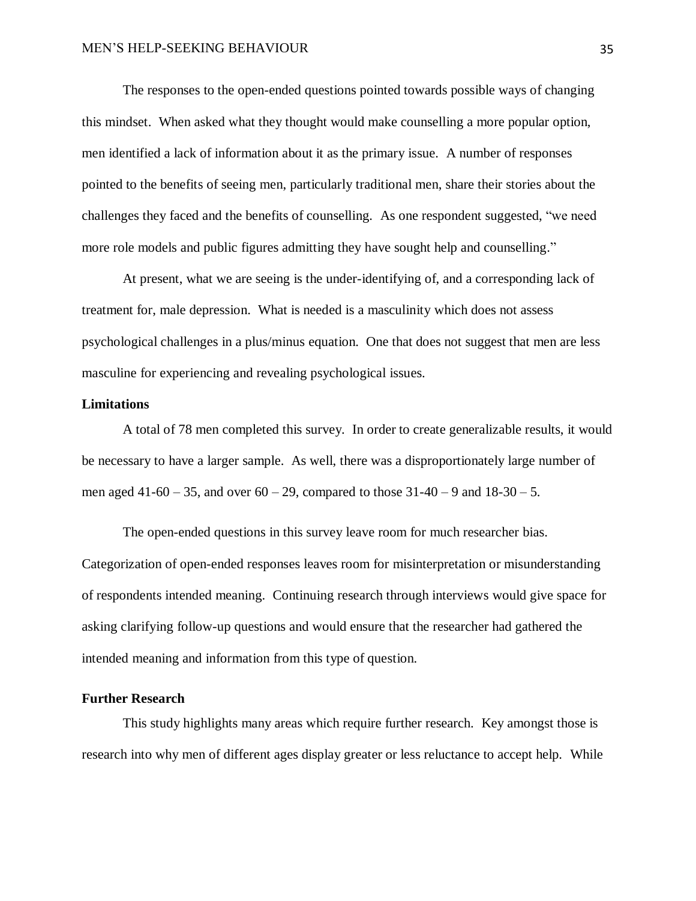The responses to the open-ended questions pointed towards possible ways of changing this mindset. When asked what they thought would make counselling a more popular option, men identified a lack of information about it as the primary issue. A number of responses pointed to the benefits of seeing men, particularly traditional men, share their stories about the challenges they faced and the benefits of counselling. As one respondent suggested, "we need more role models and public figures admitting they have sought help and counselling."

At present, what we are seeing is the under-identifying of, and a corresponding lack of treatment for, male depression. What is needed is a masculinity which does not assess psychological challenges in a plus/minus equation. One that does not suggest that men are less masculine for experiencing and revealing psychological issues.

**Limitations**

A total of 78 men completed this survey. In order to create generalizable results, it would be necessary to have a larger sample. As well, there was a disproportionately large number of men aged 41-60 – 35, and over 60 – 29, compared to those 31-40 – 9 and 18-30 – 5.

The open-ended questions in this survey leave room for much researcher bias. Categorization of open-ended responses leaves room for misinterpretation or misunderstanding of respondents intended meaning. Continuing research through interviews would give space for asking clarifying follow-up questions and would ensure that the researcher had gathered the intended meaning and information from this type of question.

**Further Research**

This study highlights many areas which require further research. Key amongst those is research into why men of different ages display greater or less reluctance to accept help. While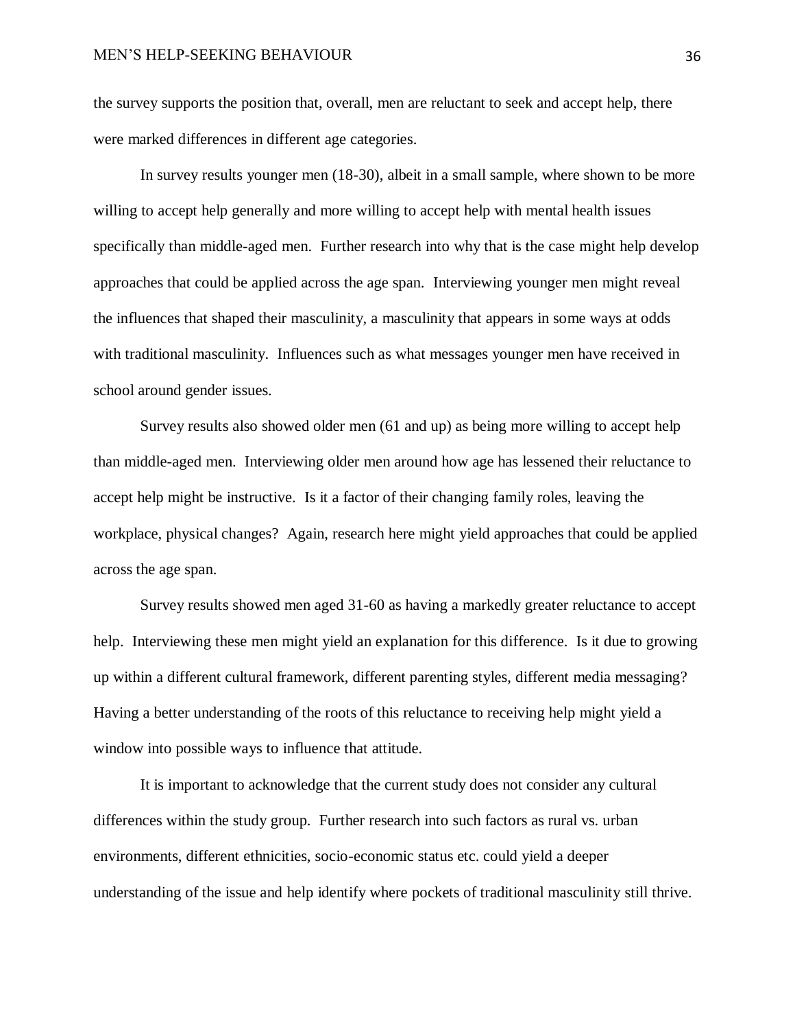the survey supports the position that, overall, men are reluctant to seek and accept help, there were marked differences in different age categories.

In survey results younger men (18-30), albeit in a small sample, where shown to be more willing to accept help generally and more willing to accept help with mental health issues specifically than middle-aged men. Further research into why that is the case might help develop approaches that could be applied across the age span. Interviewing younger men might reveal the influences that shaped their masculinity, a masculinity that appears in some ways at odds with traditional masculinity. Influences such as what messages younger men have received in school around gender issues.

Survey results also showed older men (61 and up) as being more willing to accept help than middle-aged men. Interviewing older men around how age has lessened their reluctance to accept help might be instructive. Is it a factor of their changing family roles, leaving the workplace, physical changes? Again, research here might yield approaches that could be applied across the age span.

Survey results showed men aged 31-60 as having a markedly greater reluctance to accept help. Interviewing these men might yield an explanation for this difference. Is it due to growing up within a different cultural framework, different parenting styles, different media messaging? Having a better understanding of the roots of this reluctance to receiving help might yield a window into possible ways to influence that attitude.

It is important to acknowledge that the current study does not consider any cultural differences within the study group. Further research into such factors as rural vs. urban environments, different ethnicities, socio-economic status etc. could yield a deeper understanding of the issue and help identify where pockets of traditional masculinity still thrive.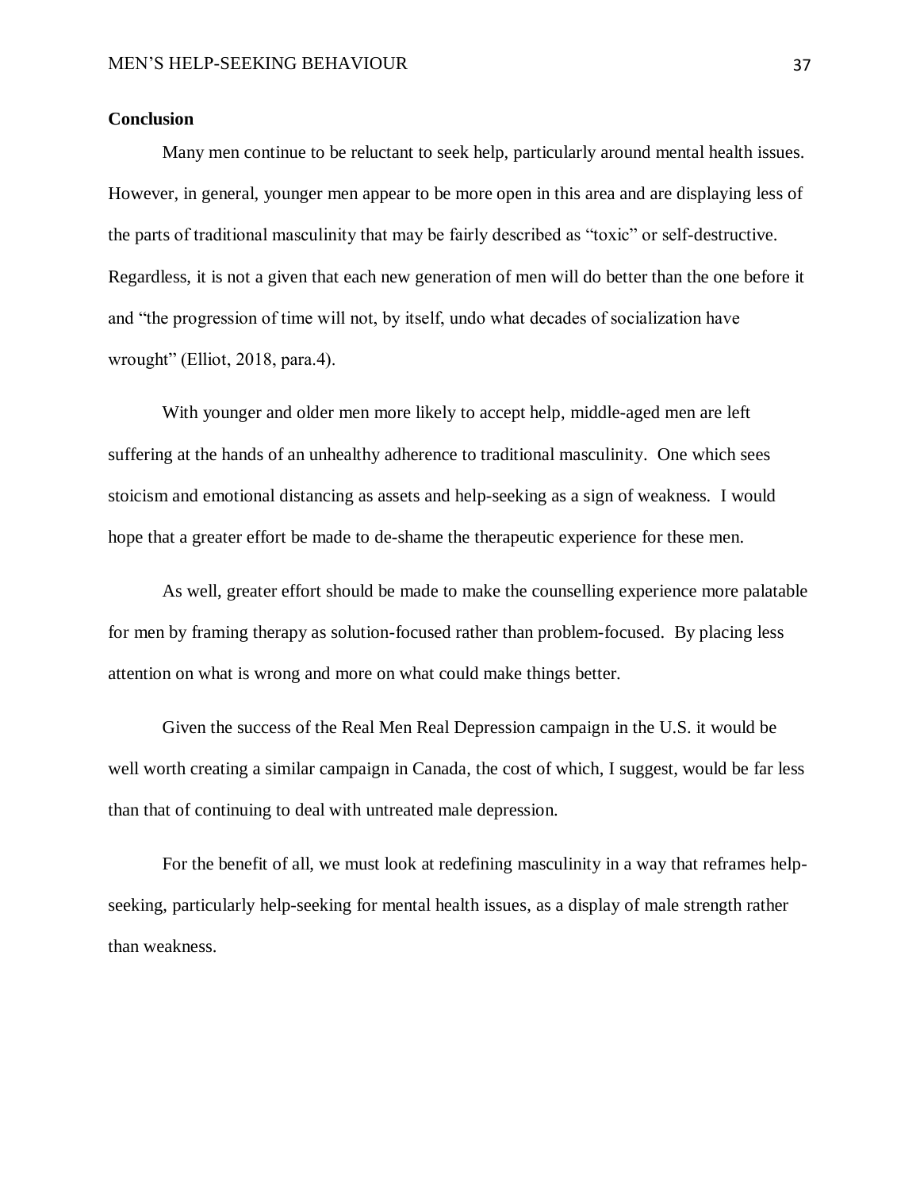## Conclusion

Many men continue to be reluctant to seek help, particularly around mental health issues. However, in general, younger men appear to be more open in this area and are displaying less of the parts of traditional masculinity that may be fairly described as "toxic" or self-destructive. Regardless, it is not a given that each new generation of men will do better than the one before it and "the progression of time will not, by itself, undo what decades of socialization have wrought" (Elliot, 2018, para.4).

With younger and older men more likely to accept help, middle-aged men are left suffering at the hands of an unhealthy adherence to traditional masculinity. One which sees stoicism and emotional distancing as assets and help-seeking as a sign of weakness. I would hope that a greater effort be made to de-shame the therapeutic experience for these men.

As well, greater effort should be made to make the counselling experience more palatable for men by framing therapy as solution-focused rather than problem-focused. By placing less attention on what is wrong and more on what could make things better.

Given the success of the Real Men Real Depression campaign in the U.S. it would be well worth creating a similar campaign in Canada, the cost of which, I suggest, would be far less than that of continuing to deal with untreated male depression.

For the benefit of all, we must look at redefining masculinity in a way that reframes help-seeking, particularly help-seeking for mental health issues, as a display of male strength rather than weakness.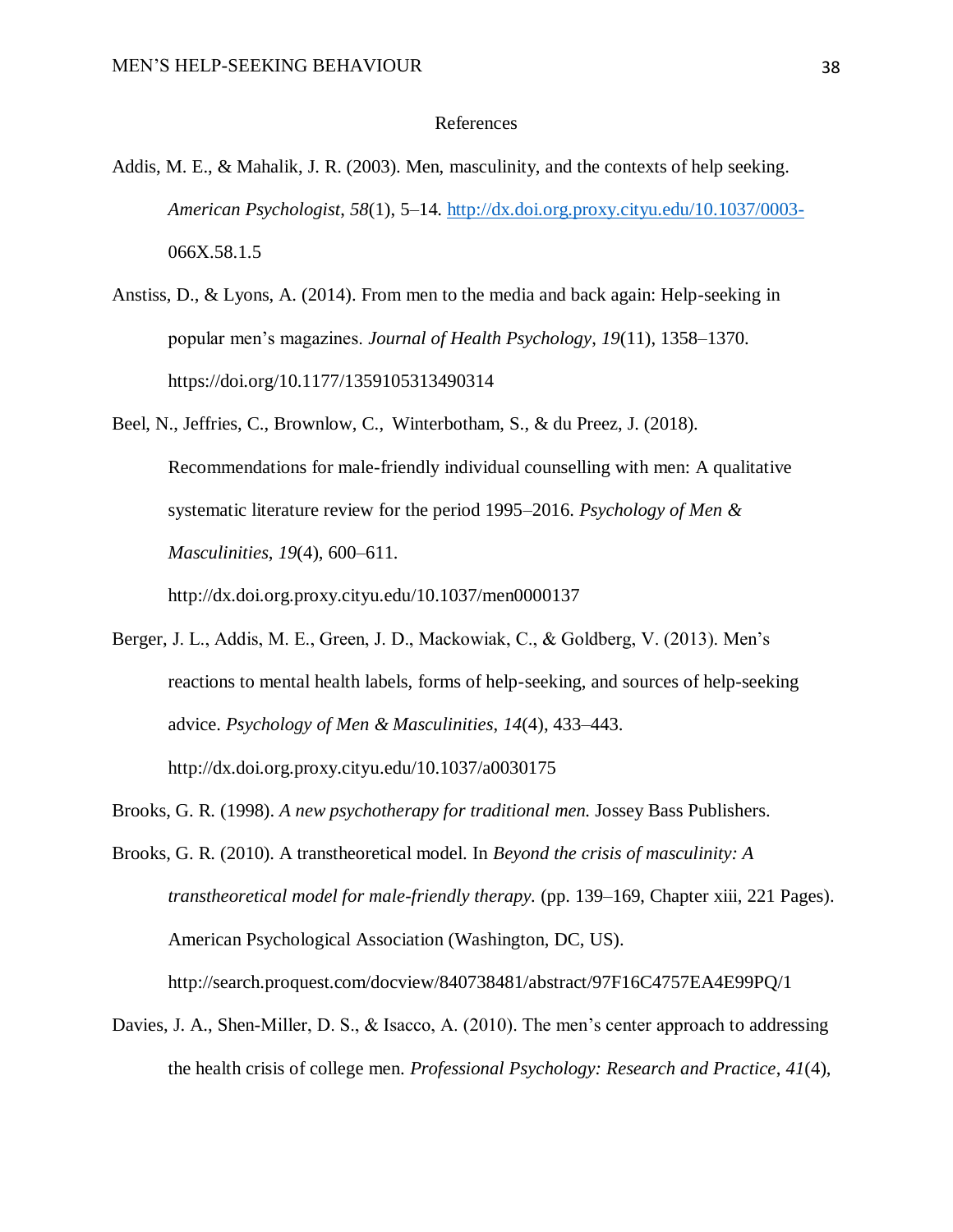# References

Addis, M. E., & Mahalik, J. R. (2003). Men, masculinity, and the contexts of help seeking. *American Psychologist*, *58*(1), 5–14. http://dx.doi.org.proxy.cityu.edu/10.1037/0003-066X.58.1.5

Anstiss, D., & Lyons, A. (2014). From men to the media and back again: Help-seeking in popular men's magazines. *Journal of Health Psychology*, *19*(11), 1358–1370. https://doi.org/10.1177/1359105313490314

Beel, N., Jeffries, C., Brownlow, C., Winterbotham, S., & du Preez, J. (2018). Recommendations for male-friendly individual counselling with men: A qualitative systematic literature review for the period 1995–2016. *Psychology of Men & Masculinities*, *19*(4), 600–611. http://dx.doi.org.proxy.cityu.edu/10.1037/men0000137

Berger, J. L., Addis, M. E., Green, J. D., Mackowiak, C., & Goldberg, V. (2013). Men's reactions to mental health labels, forms of help-seeking, and sources of help-seeking advice. *Psychology of Men & Masculinities*, *14*(4), 433–443. http://dx.doi.org.proxy.cityu.edu/10.1037/a0030175

Brooks, G. R. (1998). *A new psychotherapy for traditional men.* Jossey Bass Publishers.

Brooks, G. R. (2010). A transtheoretical model. In *Beyond the crisis of masculinity: A transtheoretical model for male-friendly therapy.* (pp. 139–169, Chapter xiii, 221 Pages). American Psychological Association (Washington, DC, US). http://search.proquest.com/docview/840738481/abstract/97F16C4757EA4E99PQ/1

Davies, J. A., Shen-Miller, D. S., & Isacco, A. (2010). The men's center approach to addressing the health crisis of college men. *Professional Psychology: Research and Practice*, *41*(4),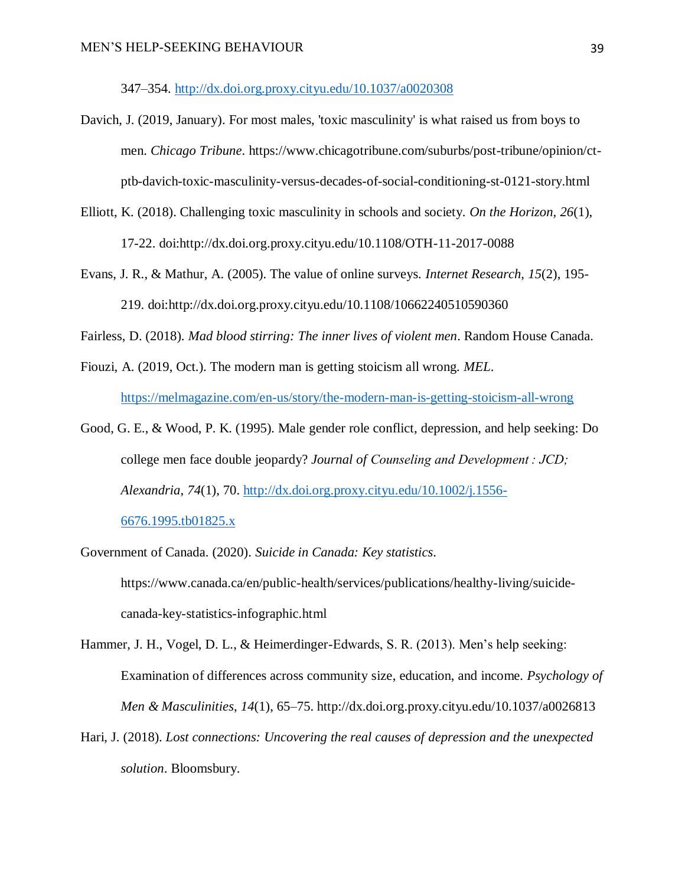347–354. http://dx.doi.org.proxy.cityu.edu/10.1037/a0020308

Davich, J. (2019, January). For most males, 'toxic masculinity' is what raised us from boys to men. *Chicago Tribune*. https://www.chicagotribune.com/suburbs/post-tribune/opinion/ct-ptb-davich-toxic-masculinity-versus-decades-of-social-conditioning-st-0121-story.html

Elliott, K. (2018). Challenging toxic masculinity in schools and society. *On the Horizon*, *26*(1), 17-22. doi:http://dx.doi.org.proxy.cityu.edu/10.1108/OTH-11-2017-0088

Evans, J. R., & Mathur, A. (2005). The value of online surveys. *Internet Research, 15*(2), 195-219. doi:http://dx.doi.org.proxy.cityu.edu/10.1108/10662240510590360

Fairless, D. (2018). *Mad blood stirring: The inner lives of violent men*. Random House Canada.

Fiouzi, A. (2019, Oct.). The modern man is getting stoicism all wrong. *MEL*. https://melmagazine.com/en-us/story/the-modern-man-is-getting-stoicism-all-wrong

Good, G. E., & Wood, P. K. (1995). Male gender role conflict, depression, and help seeking: Do college men face double jeopardy? *Journal of Counseling and Development : JCD; Alexandria*, *74*(1), 70. http://dx.doi.org.proxy.cityu.edu/10.1002/j.1556-6676.1995.tb01825.x

Government of Canada. (2020). *Suicide in Canada: Key statistics*. https://www.canada.ca/en/public-health/services/publications/healthy-living/suicide-canada-key-statistics-infographic.html

Hammer, J. H., Vogel, D. L., & Heimerdinger-Edwards, S. R. (2013). Men's help seeking: Examination of differences across community size, education, and income. *Psychology of Men & Masculinities*, *14*(1), 65–75. http://dx.doi.org.proxy.cityu.edu/10.1037/a0026813

Hari, J. (2018). *Lost connections: Uncovering the real causes of depression and the unexpected solution*. Bloomsbury.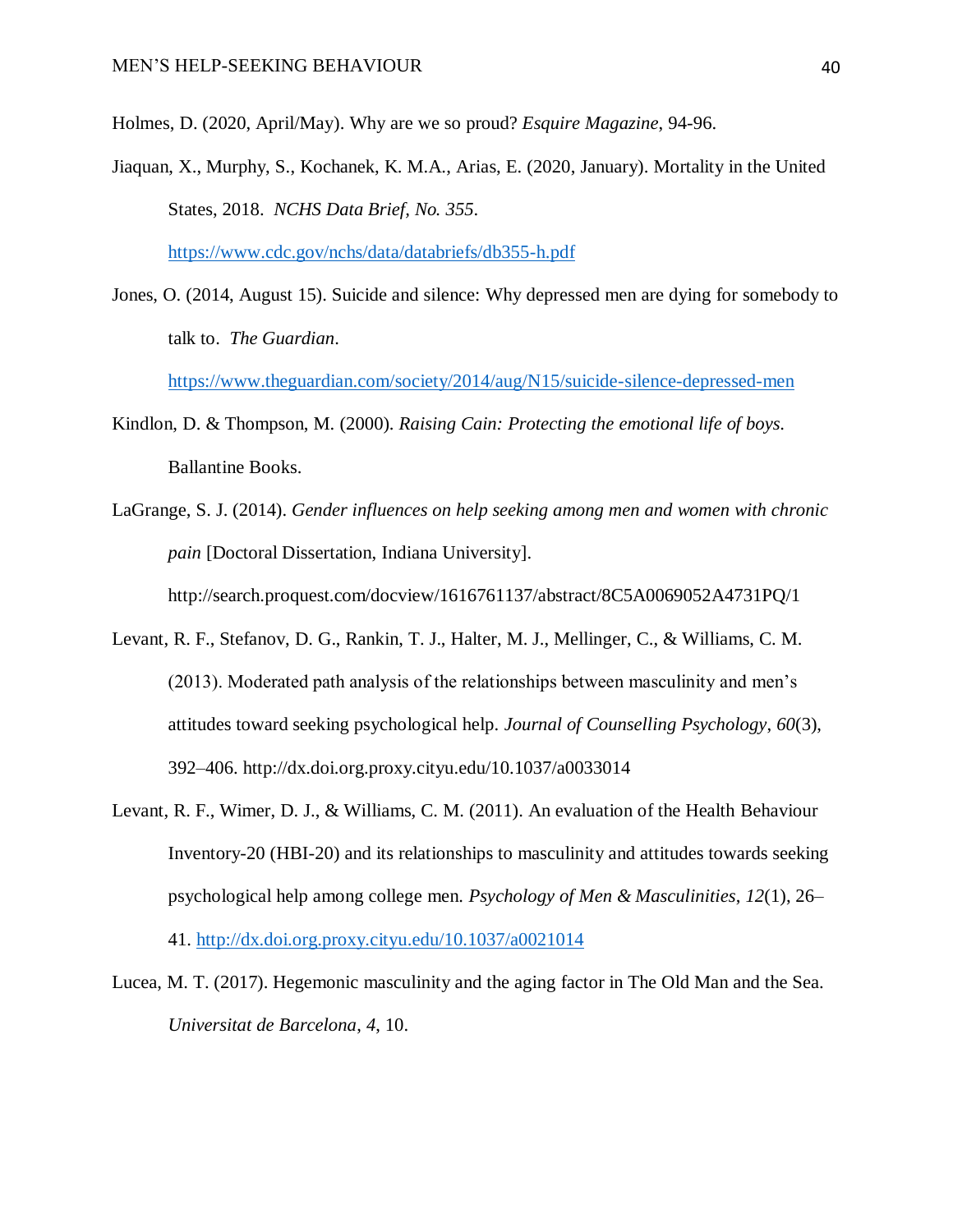Holmes, D. (2020, April/May). Why are we so proud? *Esquire Magazine*, 94-96.

Jiaquan, X., Murphy, S., Kochanek, K. M.A., Arias, E. (2020, January). Mortality in the United States, 2018. *NCHS Data Brief, No. 355*. https://www.cdc.gov/nchs/data/databriefs/db355-h.pdf

Jones, O. (2014, August 15). Suicide and silence: Why depressed men are dying for somebody to talk to. *The Guardian*. https://www.theguardian.com/society/2014/aug/N15/suicide-silence-depressed-men

Kindlon, D. & Thompson, M. (2000). *Raising Cain: Protecting the emotional life of boys*. Ballantine Books.

LaGrange, S. J. (2014). *Gender influences on help seeking among men and women with chronic pain* [Doctoral Dissertation, Indiana University]. http://search.proquest.com/docview/1616761137/abstract/8C5A0069052A4731PQ/1

Levant, R. F., Stefanov, D. G., Rankin, T. J., Halter, M. J., Mellinger, C., & Williams, C. M. (2013). Moderated path analysis of the relationships between masculinity and men's attitudes toward seeking psychological help. *Journal of Counselling Psychology*, *60*(3), 392–406. http://dx.doi.org.proxy.cityu.edu/10.1037/a0033014

Levant, R. F., Wimer, D. J., & Williams, C. M. (2011). An evaluation of the Health Behaviour Inventory-20 (HBI-20) and its relationships to masculinity and attitudes towards seeking psychological help among college men. *Psychology of Men & Masculinities*, *12*(1), 26–41. http://dx.doi.org.proxy.cityu.edu/10.1037/a0021014

Lucea, M. T. (2017). Hegemonic masculinity and the aging factor in The Old Man and the Sea. *Universitat de Barcelona*, *4*, 10.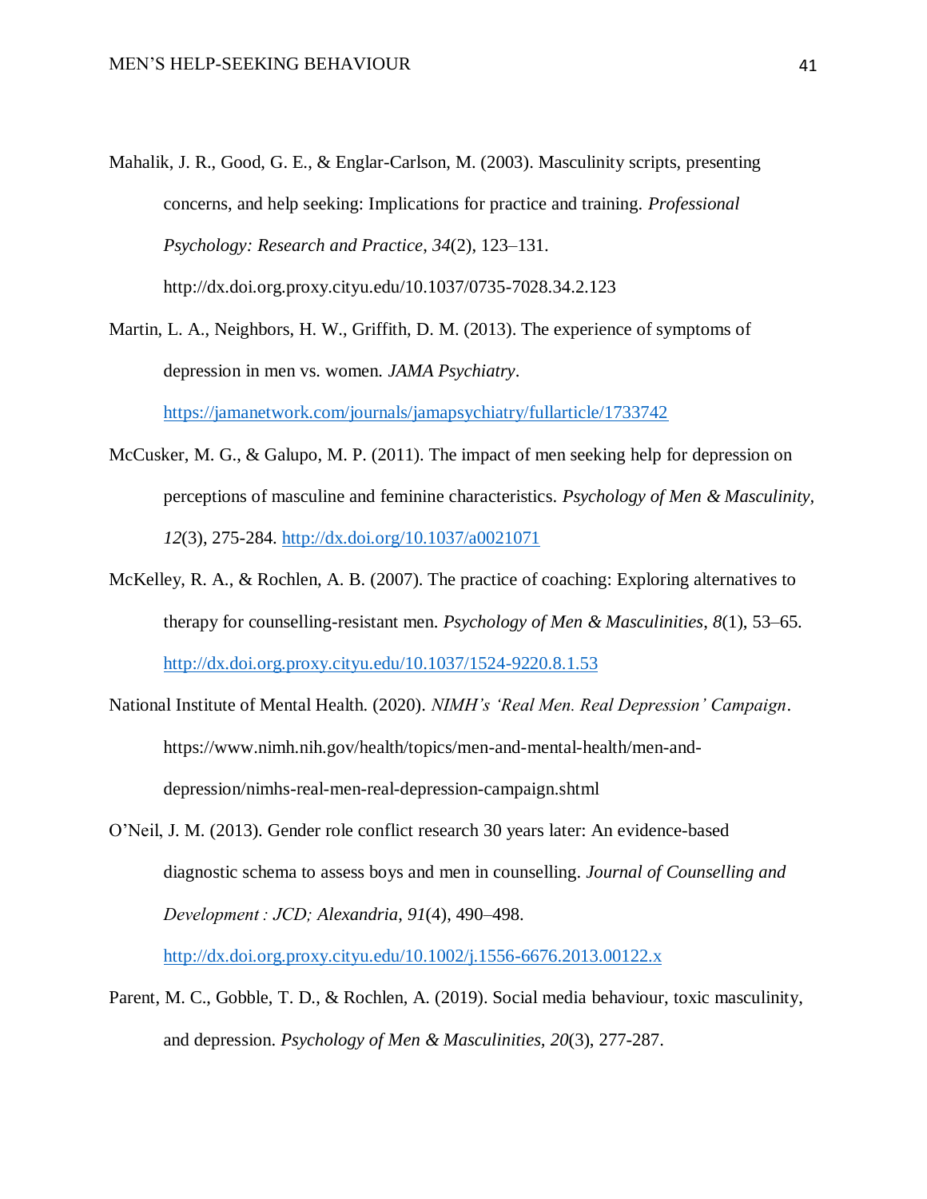Mahalik, J. R., Good, G. E., & Englar-Carlson, M. (2003). Masculinity scripts, presenting concerns, and help seeking: Implications for practice and training. *Professional Psychology: Research and Practice*, *34*(2), 123–131. http://dx.doi.org.proxy.cityu.edu/10.1037/0735-7028.34.2.123

Martin, L. A., Neighbors, H. W., Griffith, D. M. (2013). The experience of symptoms of depression in men vs. women. *JAMA Psychiatry*. https://jamanetwork.com/journals/jamapsychiatry/fullarticle/1733742

McCusker, M. G., & Galupo, M. P. (2011). The impact of men seeking help for depression on perceptions of masculine and feminine characteristics. *Psychology of Men & Masculinity*, *12*(3), 275-284. http://dx.doi.org/10.1037/a0021071

McKelley, R. A., & Rochlen, A. B. (2007). The practice of coaching: Exploring alternatives to therapy for counselling-resistant men. *Psychology of Men & Masculinities*, *8*(1), 53–65. http://dx.doi.org.proxy.cityu.edu/10.1037/1524-9220.8.1.53

National Institute of Mental Health. (2020). *NIMH's 'Real Men. Real Depression' Campaign*. https://www.nimh.nih.gov/health/topics/men-and-mental-health/men-and-depression/nimhs-real-men-real-depression-campaign.shtml

O'Neil, J. M. (2013). Gender role conflict research 30 years later: An evidence-based diagnostic schema to assess boys and men in counselling. *Journal of Counselling and Development : JCD; Alexandria*, *91*(4), 490–498. http://dx.doi.org.proxy.cityu.edu/10.1002/j.1556-6676.2013.00122.x

Parent, M. C., Gobble, T. D., & Rochlen, A. (2019). Social media behaviour, toxic masculinity, and depression. *Psychology of Men & Masculinities, 20*(3), 277-287.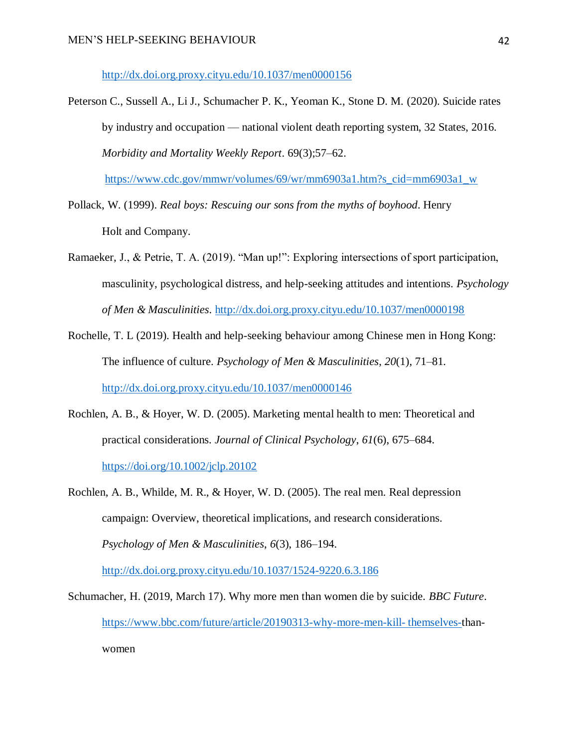http://dx.doi.org.proxy.cityu.edu/10.1037/men0000156

Peterson C., Sussell A., Li J., Schumacher P. K., Yeoman K., Stone D. M. (2020). Suicide rates by industry and occupation — national violent death reporting system, 32 States, 2016. *Morbidity and Mortality Weekly Report*. 69(3);57–62. https://www.cdc.gov/mmwr/volumes/69/wr/mm6903a1.htm?s_cid=mm6903a1_w

Pollack, W. (1999). *Real boys: Rescuing our sons from the myths of boyhood*. Henry Holt and Company.

Ramaeker, J., & Petrie, T. A. (2019). "Man up!": Exploring intersections of sport participation, masculinity, psychological distress, and help-seeking attitudes and intentions. *Psychology of Men & Masculinities*. http://dx.doi.org.proxy.cityu.edu/10.1037/men0000198

Rochelle, T. L (2019). Health and help-seeking behaviour among Chinese men in Hong Kong: The influence of culture. *Psychology of Men & Masculinities*, *20*(1), 71–81. http://dx.doi.org.proxy.cityu.edu/10.1037/men0000146

Rochlen, A. B., & Hoyer, W. D. (2005). Marketing mental health to men: Theoretical and practical considerations. *Journal of Clinical Psychology*, *61*(6), 675–684. https://doi.org/10.1002/jclp.20102

Rochlen, A. B., Whilde, M. R., & Hoyer, W. D. (2005). The real men. Real depression campaign: Overview, theoretical implications, and research considerations. *Psychology of Men & Masculinities*, *6*(3), 186–194. http://dx.doi.org.proxy.cityu.edu/10.1037/1524-9220.6.3.186

Schumacher, H. (2019, March 17). Why more men than women die by suicide. *BBC Future*. https://www.bbc.com/future/article/20190313-why-more-men-kill- themselves-than-women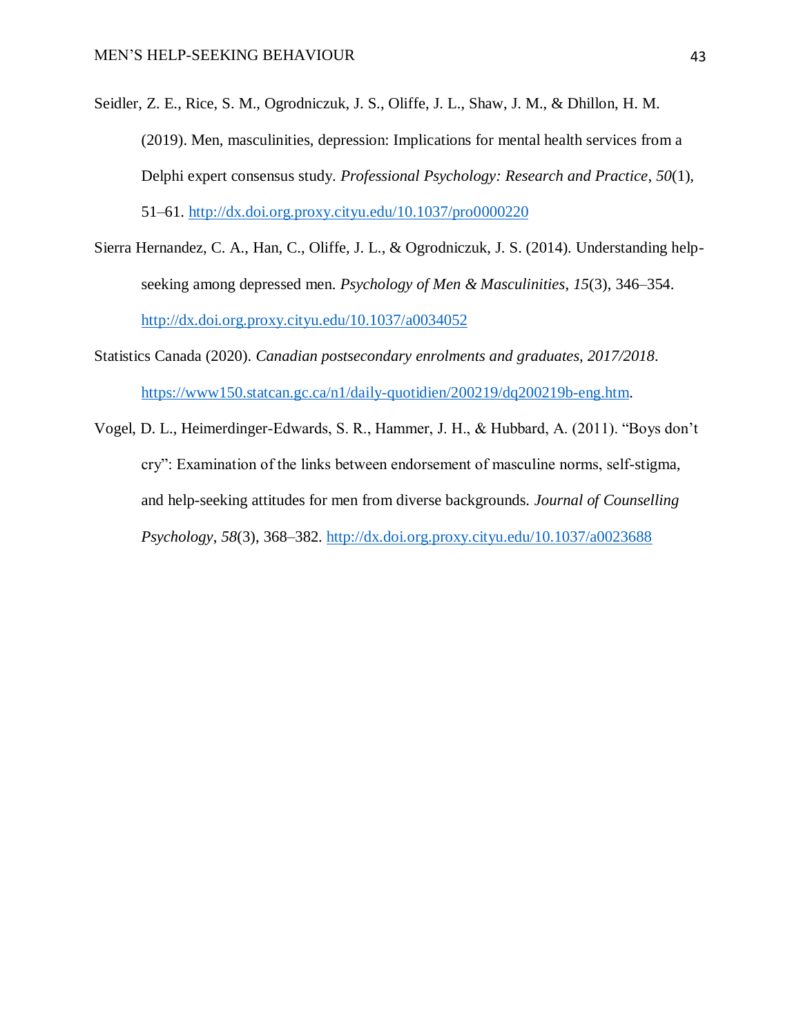Seidler, Z. E., Rice, S. M., Ogrodniczuk, J. S., Oliffe, J. L., Shaw, J. M., & Dhillon, H. M. (2019). Men, masculinities, depression: Implications for mental health services from a Delphi expert consensus study. *Professional Psychology: Research and Practice*, *50*(1), 51–61. http://dx.doi.org.proxy.cityu.edu/10.1037/pro0000220

Sierra Hernandez, C. A., Han, C., Oliffe, J. L., & Ogrodniczuk, J. S. (2014). Understanding help-seeking among depressed men. *Psychology of Men & Masculinities*, *15*(3), 346–354. http://dx.doi.org.proxy.cityu.edu/10.1037/a0034052

Statistics Canada (2020). *Canadian postsecondary enrolments and graduates, 2017/2018*. https://www150.statcan.gc.ca/n1/daily-quotidien/200219/dq200219b-eng.htm.

Vogel, D. L., Heimerdinger-Edwards, S. R., Hammer, J. H., & Hubbard, A. (2011). "Boys don't cry": Examination of the links between endorsement of masculine norms, self-stigma, and help-seeking attitudes for men from diverse backgrounds. *Journal of Counselling Psychology*, *58*(3), 368–382. http://dx.doi.org.proxy.cityu.edu/10.1037/a0023688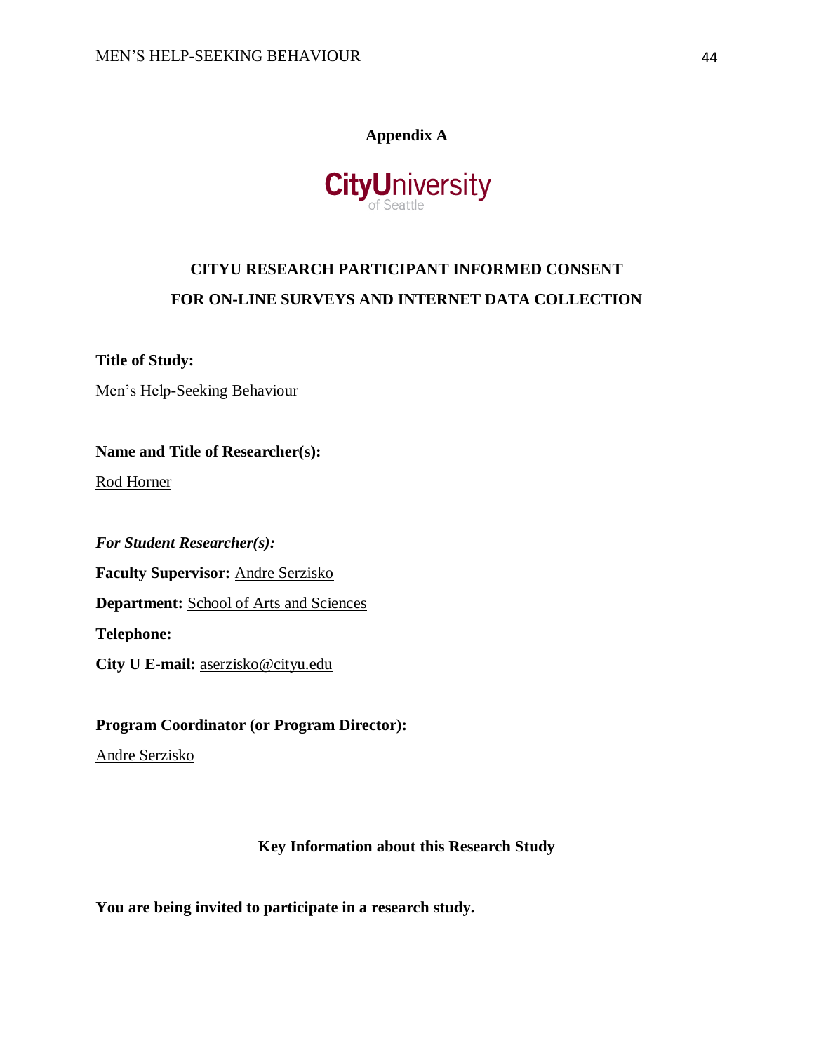## Appendix A

CityUniversity of Seattle

# CITYU RESEARCH PARTICIPANT INFORMED CONSENT FOR ON-LINE SURVEYS AND INTERNET DATA COLLECTION

**Title of Study:**

Men's Help-Seeking Behaviour

**Name and Title of Researcher(s):**

Rod Horner

***For Student Researcher(s):***

**Faculty Supervisor:** Andre Serzisko

**Department:** School of Arts and Sciences

**Telephone:**

**City U E-mail:** aserzisko@cityu.edu

**Program Coordinator (or Program Director):**

Andre Serzisko

### Key Information about this Research Study

**You are being invited to participate in a research study.**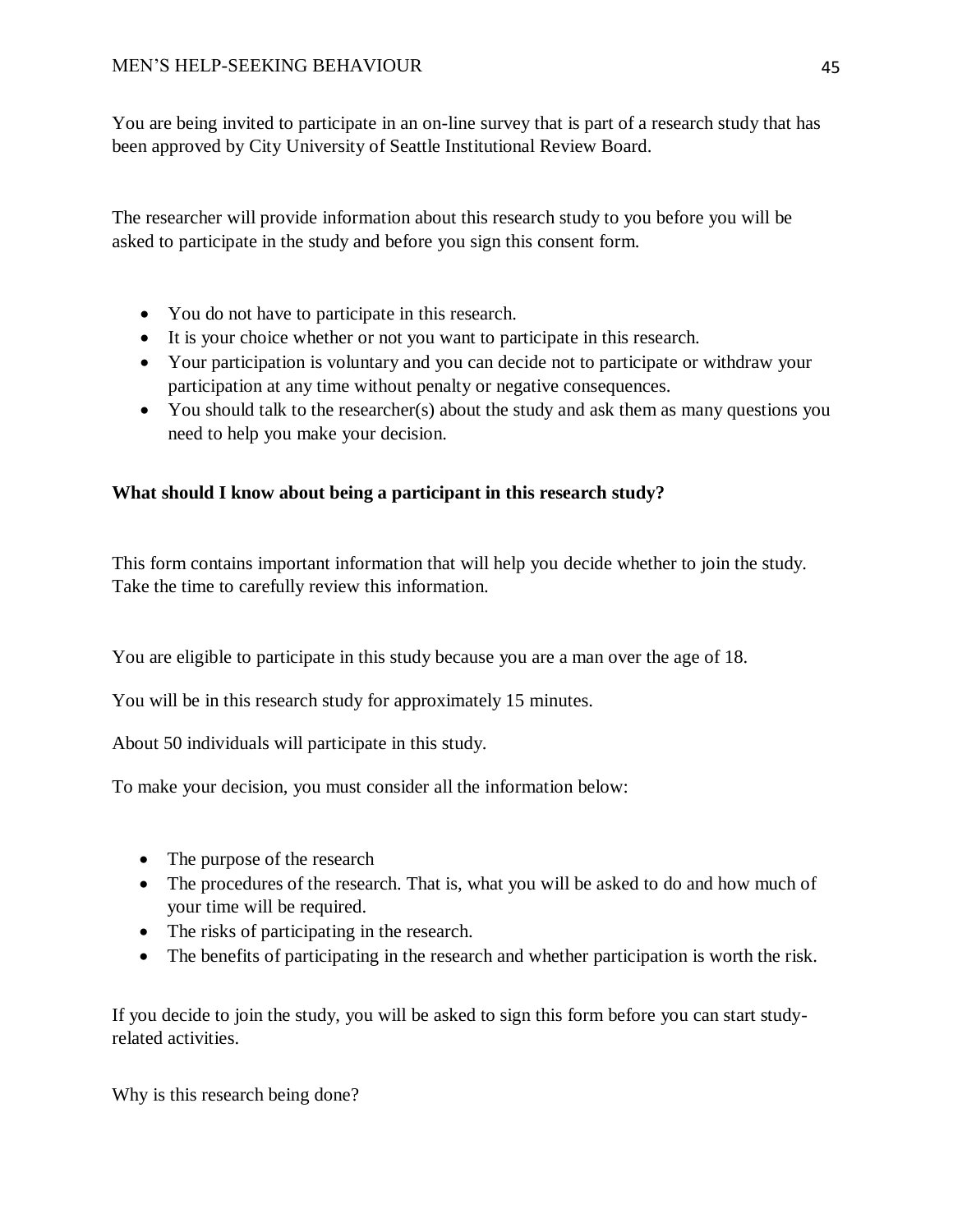You are being invited to participate in an on-line survey that is part of a research study that has been approved by City University of Seattle Institutional Review Board.

The researcher will provide information about this research study to you before you will be asked to participate in the study and before you sign this consent form.

- You do not have to participate in this research.
- It is your choice whether or not you want to participate in this research.
- Your participation is voluntary and you can decide not to participate or withdraw your participation at any time without penalty or negative consequences.
- You should talk to the researcher(s) about the study and ask them as many questions you need to help you make your decision.

**What should I know about being a participant in this research study?**

This form contains important information that will help you decide whether to join the study. Take the time to carefully review this information.

You are eligible to participate in this study because you are a man over the age of 18.

You will be in this research study for approximately 15 minutes.

About 50 individuals will participate in this study.

To make your decision, you must consider all the information below:

- The purpose of the research
- The procedures of the research. That is, what you will be asked to do and how much of your time will be required.
- The risks of participating in the research.
- The benefits of participating in the research and whether participation is worth the risk.

If you decide to join the study, you will be asked to sign this form before you can start study-related activities.

Why is this research being done?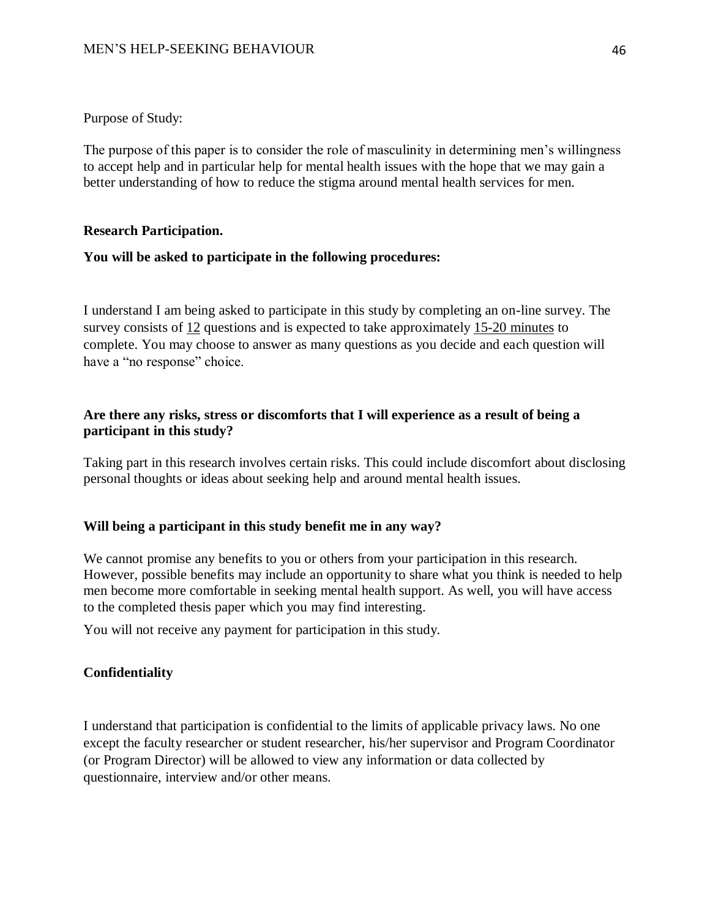Purpose of Study:

The purpose of this paper is to consider the role of masculinity in determining men's willingness to accept help and in particular help for mental health issues with the hope that we may gain a better understanding of how to reduce the stigma around mental health services for men.

**Research Participation.**

**You will be asked to participate in the following procedures:**

I understand I am being asked to participate in this study by completing an on-line survey. The survey consists of 12 questions and is expected to take approximately 15-20 minutes to complete. You may choose to answer as many questions as you decide and each question will have a "no response" choice.

**Are there any risks, stress or discomforts that I will experience as a result of being a participant in this study?**

Taking part in this research involves certain risks. This could include discomfort about disclosing personal thoughts or ideas about seeking help and around mental health issues.

**Will being a participant in this study benefit me in any way?**

We cannot promise any benefits to you or others from your participation in this research. However, possible benefits may include an opportunity to share what you think is needed to help men become more comfortable in seeking mental health support. As well, you will have access to the completed thesis paper which you may find interesting.

You will not receive any payment for participation in this study.

**Confidentiality**

I understand that participation is confidential to the limits of applicable privacy laws. No one except the faculty researcher or student researcher, his/her supervisor and Program Coordinator (or Program Director) will be allowed to view any information or data collected by questionnaire, interview and/or other means.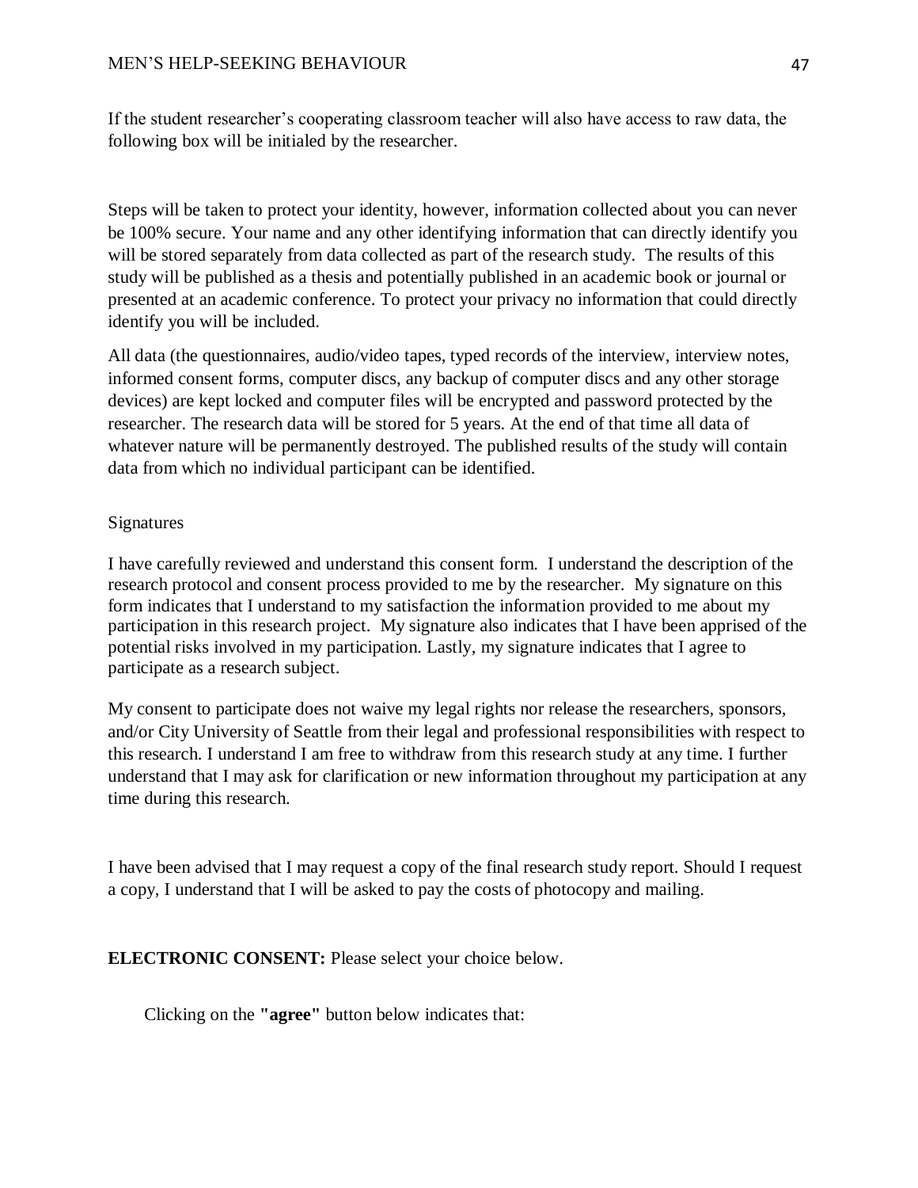If the student researcher's cooperating classroom teacher will also have access to raw data, the following box will be initialed by the researcher.

Steps will be taken to protect your identity, however, information collected about you can never be 100% secure. Your name and any other identifying information that can directly identify you will be stored separately from data collected as part of the research study. The results of this study will be published as a thesis and potentially published in an academic book or journal or presented at an academic conference. To protect your privacy no information that could directly identify you will be included.

All data (the questionnaires, audio/video tapes, typed records of the interview, interview notes, informed consent forms, computer discs, any backup of computer discs and any other storage devices) are kept locked and computer files will be encrypted and password protected by the researcher. The research data will be stored for 5 years. At the end of that time all data of whatever nature will be permanently destroyed. The published results of the study will contain data from which no individual participant can be identified.

Signatures

I have carefully reviewed and understand this consent form. I understand the description of the research protocol and consent process provided to me by the researcher. My signature on this form indicates that I understand to my satisfaction the information provided to me about my participation in this research project. My signature also indicates that I have been apprised of the potential risks involved in my participation. Lastly, my signature indicates that I agree to participate as a research subject.

My consent to participate does not waive my legal rights nor release the researchers, sponsors, and/or City University of Seattle from their legal and professional responsibilities with respect to this research. I understand I am free to withdraw from this research study at any time. I further understand that I may ask for clarification or new information throughout my participation at any time during this research.

I have been advised that I may request a copy of the final research study report. Should I request a copy, I understand that I will be asked to pay the costs of photocopy and mailing.

**ELECTRONIC CONSENT:** Please select your choice below.

Clicking on the **"agree"** button below indicates that: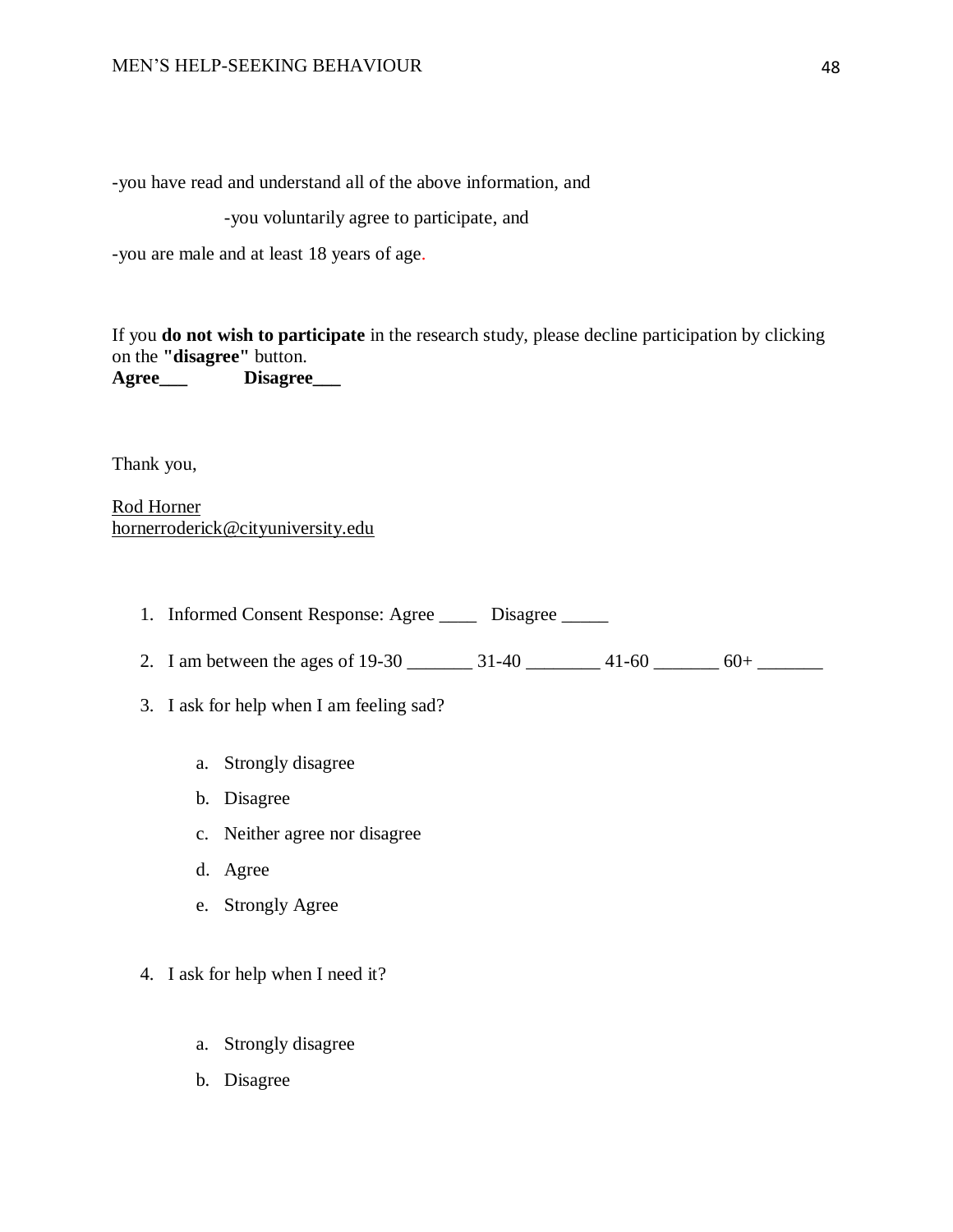-you have read and understand all of the above information, and

-you voluntarily agree to participate, and

-you are male and at least 18 years of age.

If you **do not wish to participate** in the research study, please decline participation by clicking on the **"disagree"** button.
**Agree___ Disagree___**

Thank you,

Rod Horner
hornerroderick@cityuniversity.edu

1. Informed Consent Response: Agree ____ Disagree _____
2. I am between the ages of 19-30 _______ 31-40 ________ 41-60 _______ 60+ _______
3. I ask for help when I am feeling sad?
   a. Strongly disagree
   b. Disagree
   c. Neither agree nor disagree
   d. Agree
   e. Strongly Agree
4. I ask for help when I need it?
   a. Strongly disagree
   b. Disagree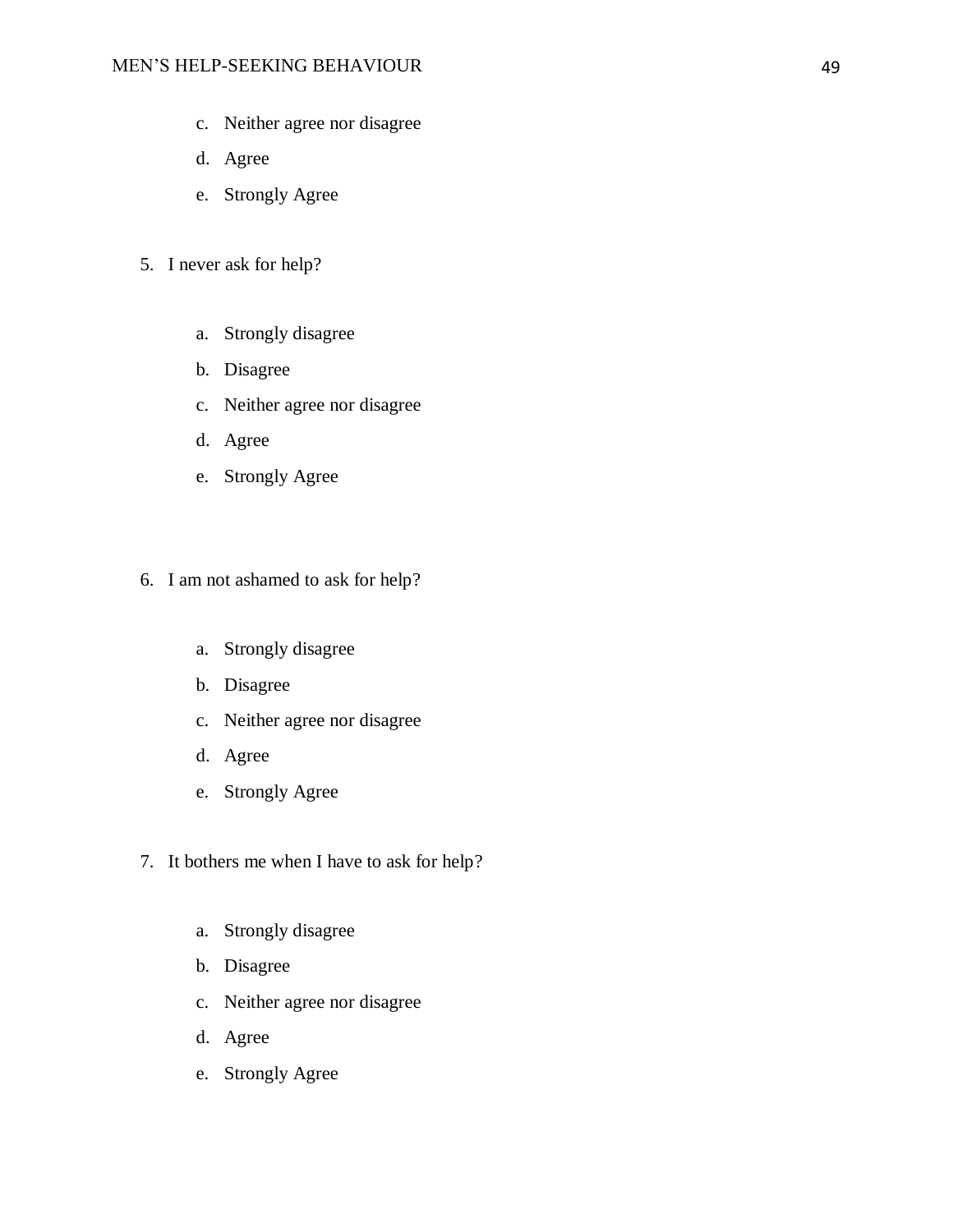c. Neither agree nor disagree
d. Agree
e. Strongly Agree

5. I never ask for help?

    a. Strongly disagree
    b. Disagree
    c. Neither agree nor disagree
    d. Agree
    e. Strongly Agree

6. I am not ashamed to ask for help?

    a. Strongly disagree
    b. Disagree
    c. Neither agree nor disagree
    d. Agree
    e. Strongly Agree

7. It bothers me when I have to ask for help?

    a. Strongly disagree
    b. Disagree
    c. Neither agree nor disagree
    d. Agree
    e. Strongly Agree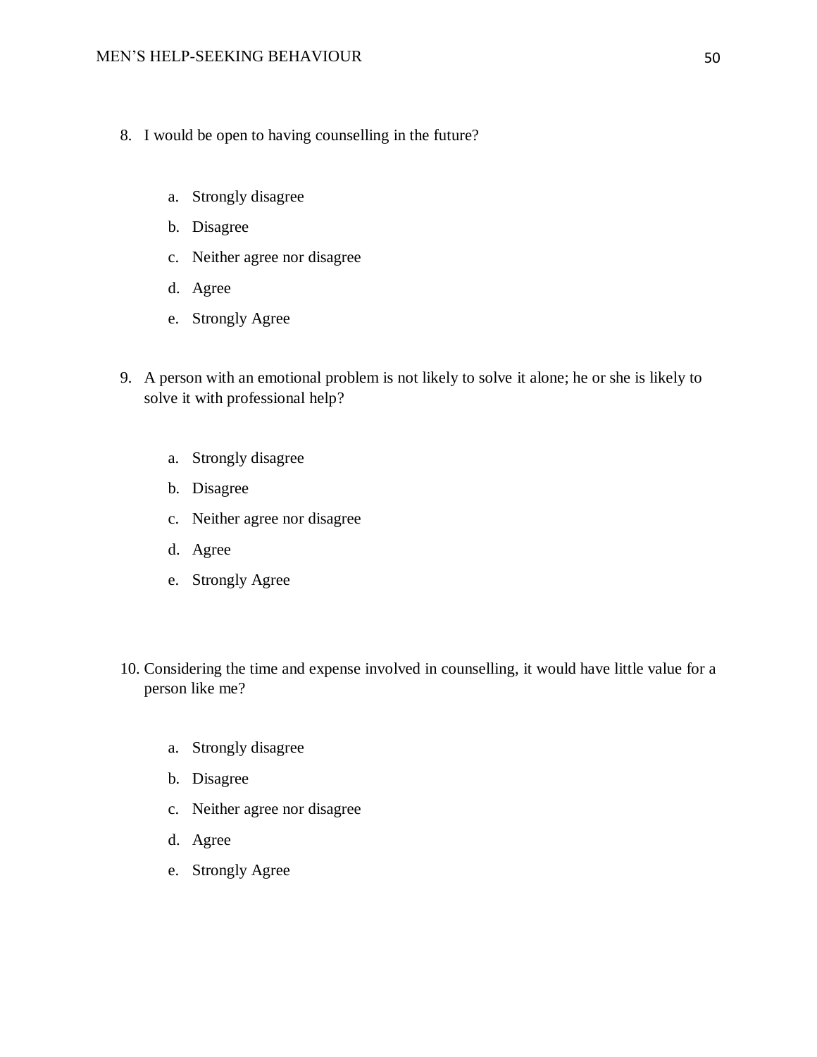8. I would be open to having counselling in the future?

    a. Strongly disagree
    b. Disagree
    c. Neither agree nor disagree
    d. Agree
    e. Strongly Agree

9. A person with an emotional problem is not likely to solve it alone; he or she is likely to solve it with professional help?

    a. Strongly disagree
    b. Disagree
    c. Neither agree nor disagree
    d. Agree
    e. Strongly Agree

10. Considering the time and expense involved in counselling, it would have little value for a person like me?

    a. Strongly disagree
    b. Disagree
    c. Neither agree nor disagree
    d. Agree
    e. Strongly Agree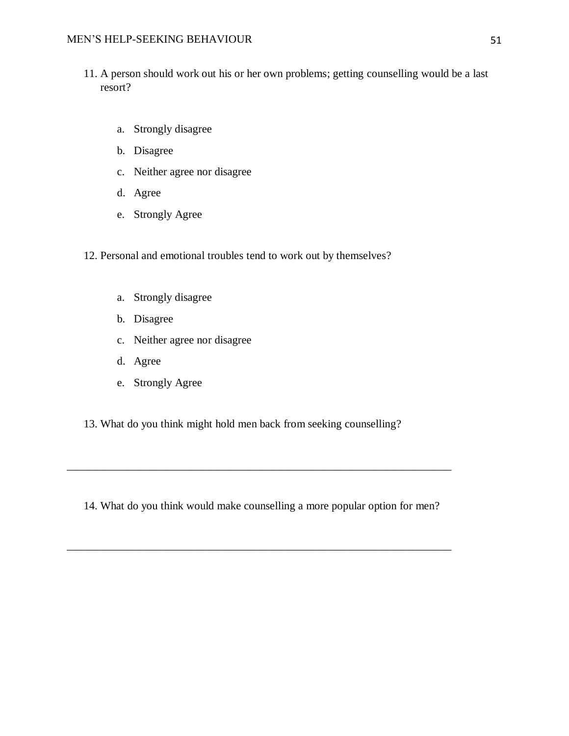11. A person should work out his or her own problems; getting counselling would be a last resort?

    a. Strongly disagree
    b. Disagree
    c. Neither agree nor disagree
    d. Agree
    e. Strongly Agree

12. Personal and emotional troubles tend to work out by themselves?

    a. Strongly disagree
    b. Disagree
    c. Neither agree nor disagree
    d. Agree
    e. Strongly Agree

13. What do you think might hold men back from seeking counselling?

______________________________________________________________________

14. What do you think would make counselling a more popular option for men?

______________________________________________________________________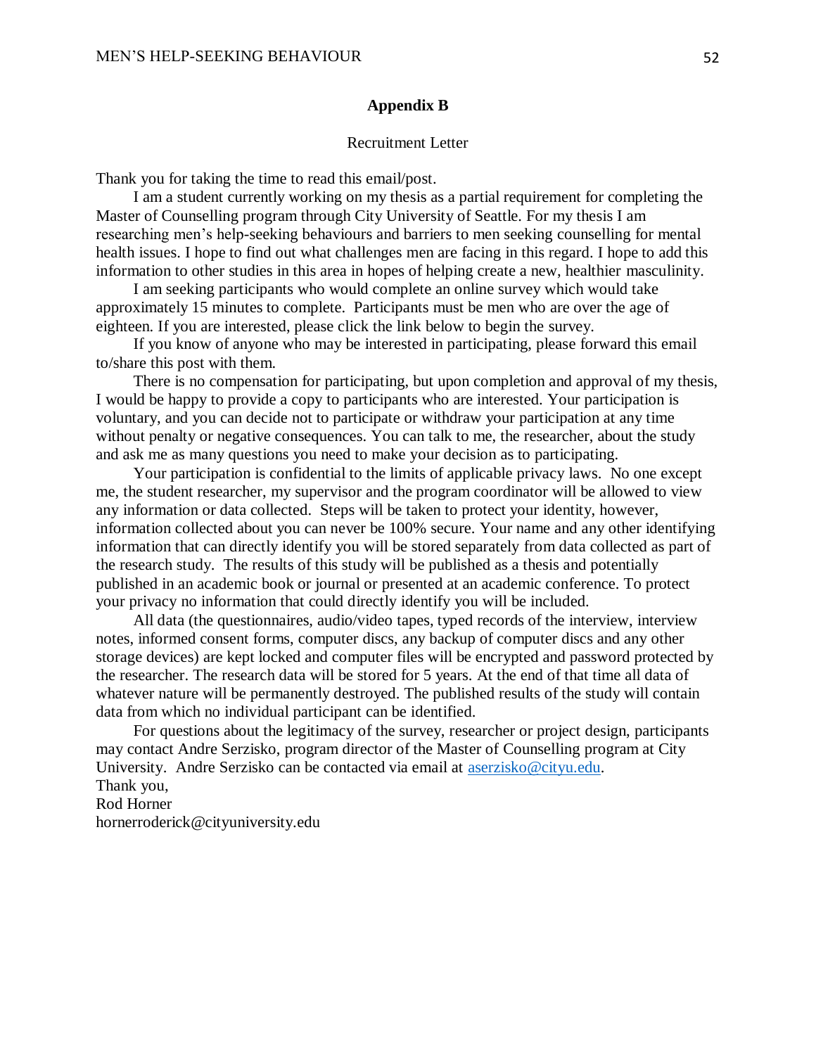## Appendix B

Recruitment Letter

Thank you for taking the time to read this email/post.

I am a student currently working on my thesis as a partial requirement for completing the Master of Counselling program through City University of Seattle. For my thesis I am researching men's help-seeking behaviours and barriers to men seeking counselling for mental health issues. I hope to find out what challenges men are facing in this regard. I hope to add this information to other studies in this area in hopes of helping create a new, healthier masculinity.

I am seeking participants who would complete an online survey which would take approximately 15 minutes to complete. Participants must be men who are over the age of eighteen. If you are interested, please click the link below to begin the survey.

If you know of anyone who may be interested in participating, please forward this email to/share this post with them.

There is no compensation for participating, but upon completion and approval of my thesis, I would be happy to provide a copy to participants who are interested. Your participation is voluntary, and you can decide not to participate or withdraw your participation at any time without penalty or negative consequences. You can talk to me, the researcher, about the study and ask me as many questions you need to make your decision as to participating.

Your participation is confidential to the limits of applicable privacy laws. No one except me, the student researcher, my supervisor and the program coordinator will be allowed to view any information or data collected. Steps will be taken to protect your identity, however, information collected about you can never be 100% secure. Your name and any other identifying information that can directly identify you will be stored separately from data collected as part of the research study. The results of this study will be published as a thesis and potentially published in an academic book or journal or presented at an academic conference. To protect your privacy no information that could directly identify you will be included.

All data (the questionnaires, audio/video tapes, typed records of the interview, interview notes, informed consent forms, computer discs, any backup of computer discs and any other storage devices) are kept locked and computer files will be encrypted and password protected by the researcher. The research data will be stored for 5 years. At the end of that time all data of whatever nature will be permanently destroyed. The published results of the study will contain data from which no individual participant can be identified.

For questions about the legitimacy of the survey, researcher or project design, participants may contact Andre Serzisko, program director of the Master of Counselling program at City University. Andre Serzisko can be contacted via email at aserzisko@cityu.edu.

Thank you,
Rod Horner
hornerroderick@cityuniversity.edu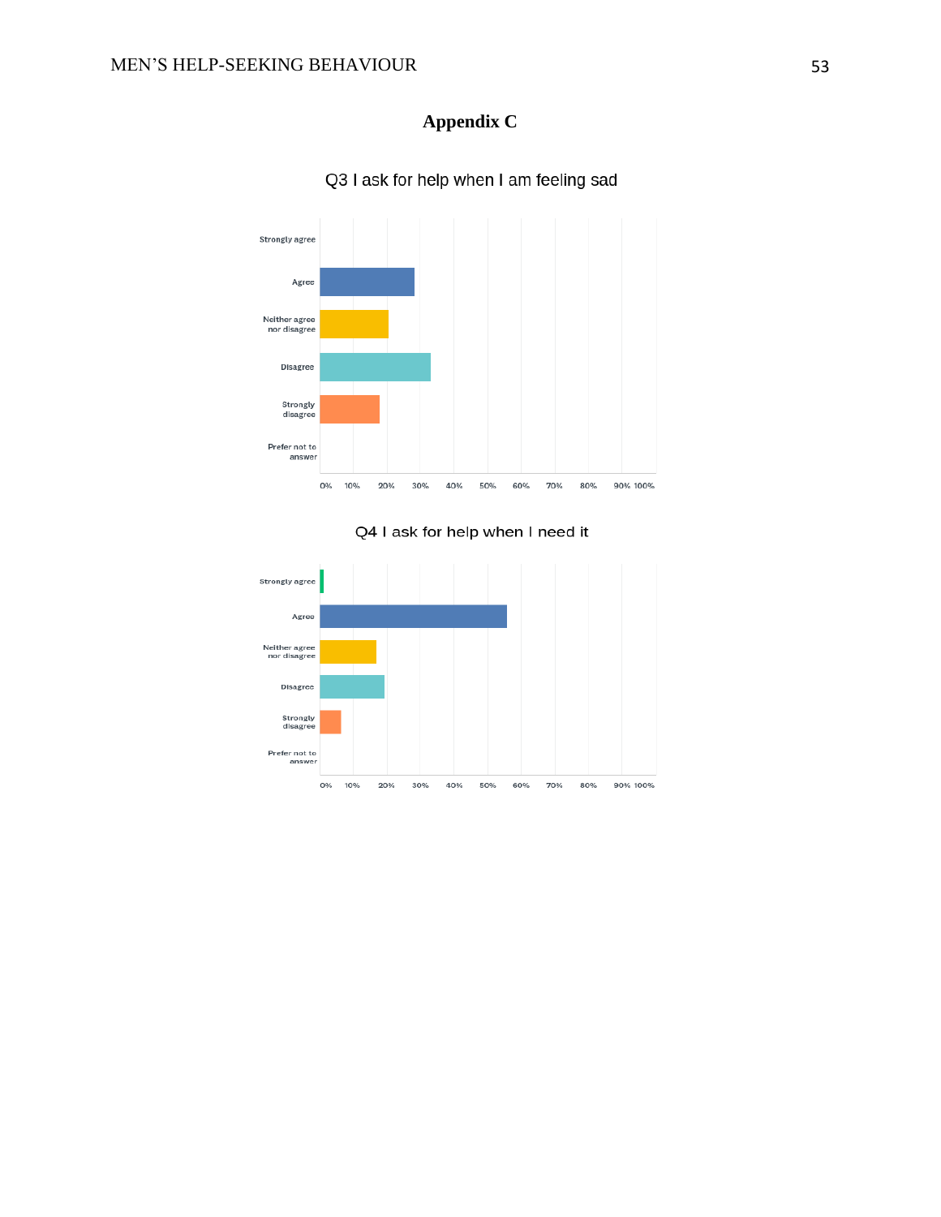# Appendix C

Q3 I ask for help when I am feeling sad

Strongly agree

Agree

Neither agree nor disagree

Disagree

Strongly disagree

Prefer not to answer

0% 10% 20% 30% 40% 50% 60% 70% 80% 90% 100%

Q4 I ask for help when I need it

Strongly agree

Agree

Neither agree nor disagree

Disagree

Strongly disagree

Prefer not to answer

0% 10% 20% 30% 40% 50% 60% 70% 80% 90% 100%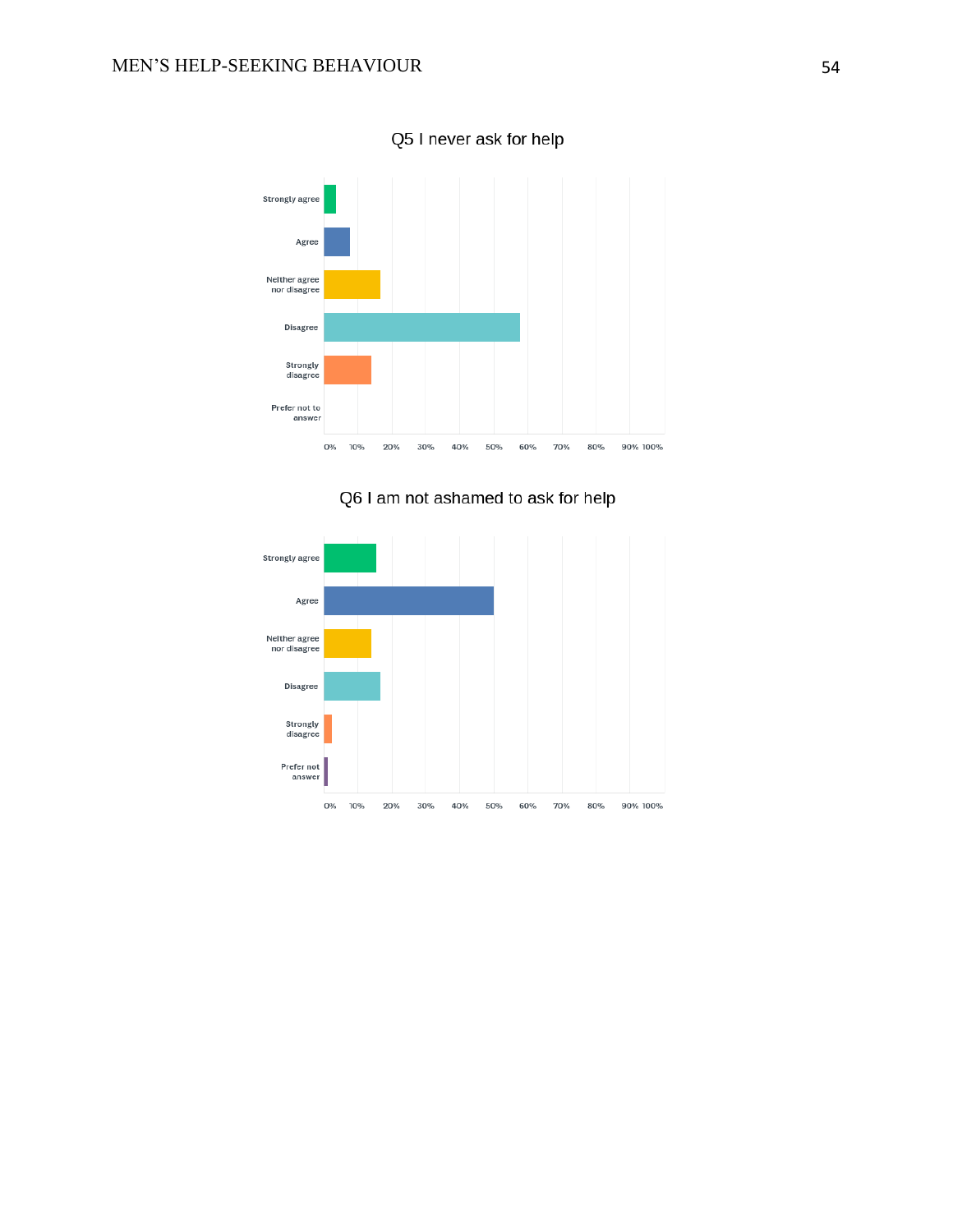Q5 I never ask for help

| Response | |
|---|---|
| Strongly agree | |
| Agree | |
| Neither agree nor disagree | |
| Disagree | |
| Strongly disagree | |
| Prefer not to answer | |

0% 10% 20% 30% 40% 50% 60% 70% 80% 90% 100%

Q6 I am not ashamed to ask for help

| Response | |
|---|---|
| Strongly agree | |
| Agree | |
| Neither agree nor disagree | |
| Disagree | |
| Strongly disagree | |
| Prefer not answer | |

0% 10% 20% 30% 40% 50% 60% 70% 80% 90% 100%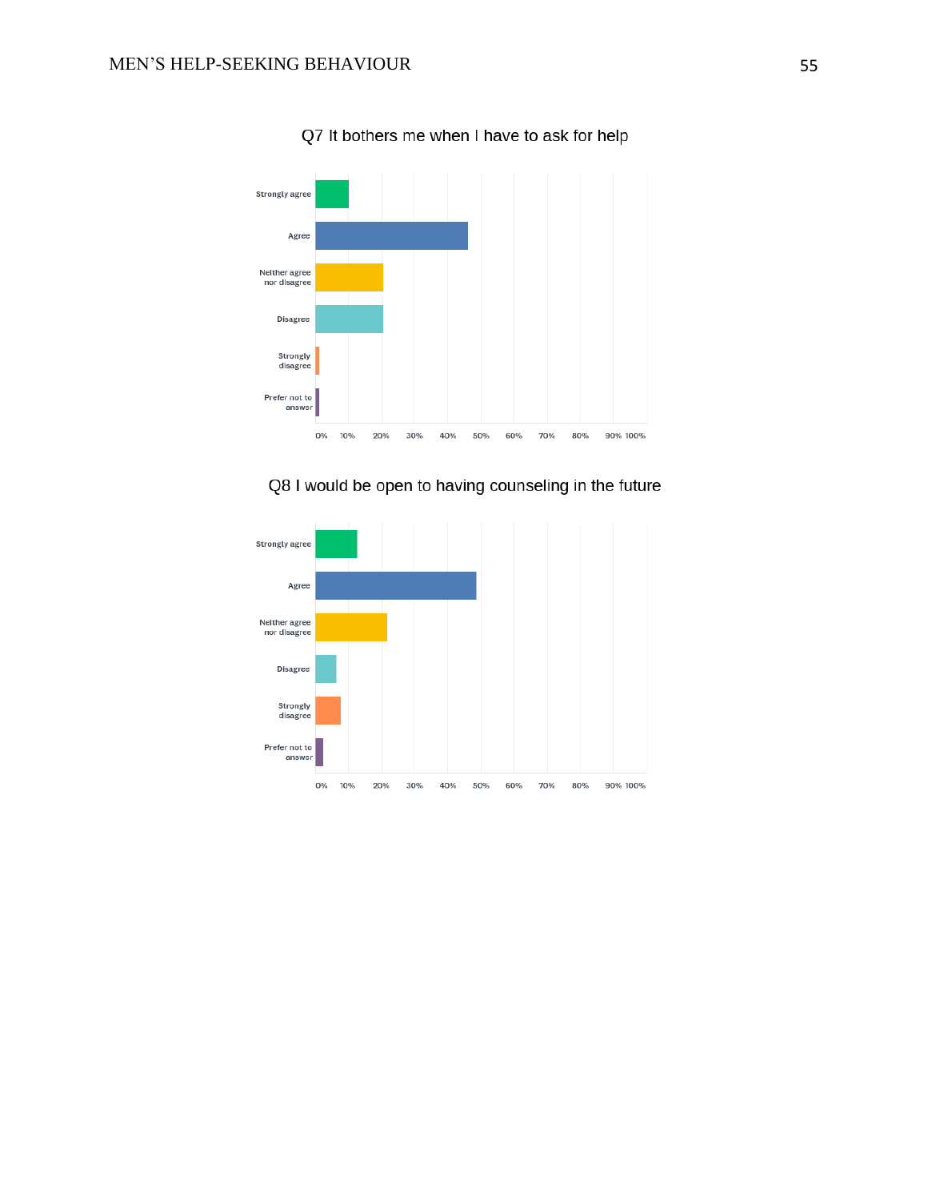Q7 It bothers me when I have to ask for help

Strongly agree

Agree

Neither agree nor disagree

Disagree

Strongly disagree

Prefer not to answer

0% 10% 20% 30% 40% 50% 60% 70% 80% 90% 100%

Q8 I would be open to having counseling in the future

Strongly agree

Agree

Neither agree nor disagree

Disagree

Strongly disagree

Prefer not to answer

0% 10% 20% 30% 40% 50% 60% 70% 80% 90% 100%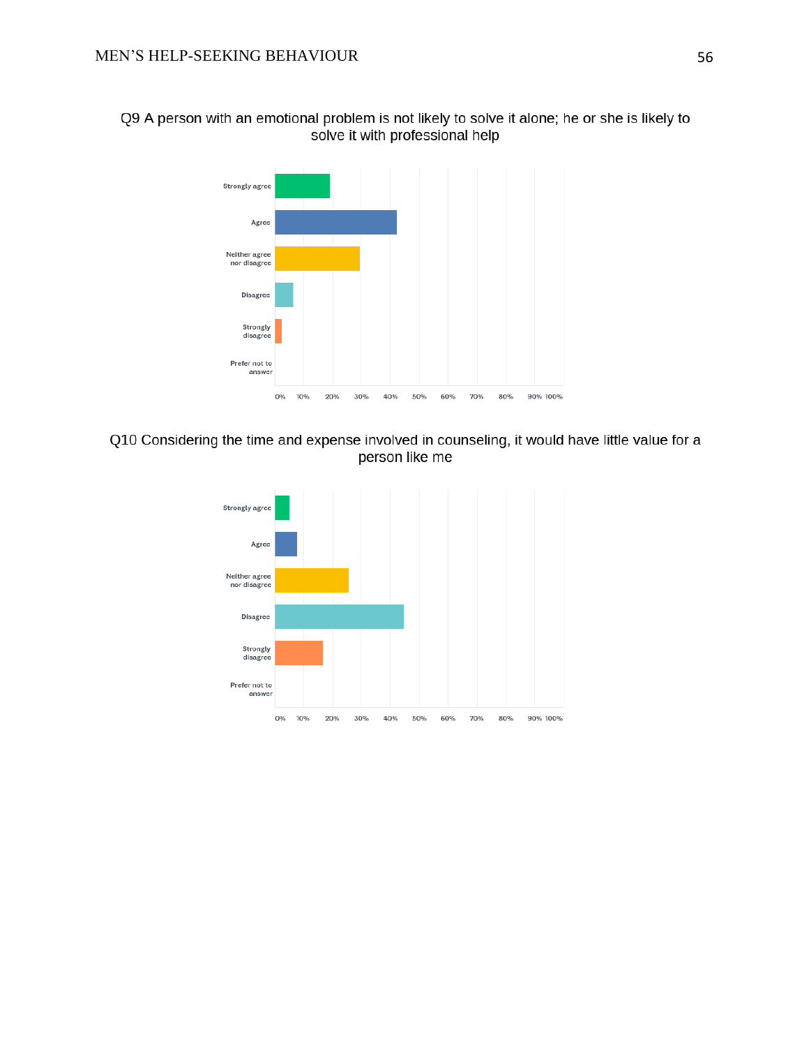Q9 A person with an emotional problem is not likely to solve it alone; he or she is likely to solve it with professional help

Strongly agree

Agree

Neither agree nor disagree

Disagree

Strongly disagree

Prefer not to answer

0% 10% 20% 30% 40% 50% 60% 70% 80% 90% 100%

Q10 Considering the time and expense involved in counseling, it would have little value for a person like me

Strongly agree

Agree

Neither agree nor disagree

Disagree

Strongly disagree

Prefer not to answer

0% 10% 20% 30% 40% 50% 60% 70% 80% 90% 100%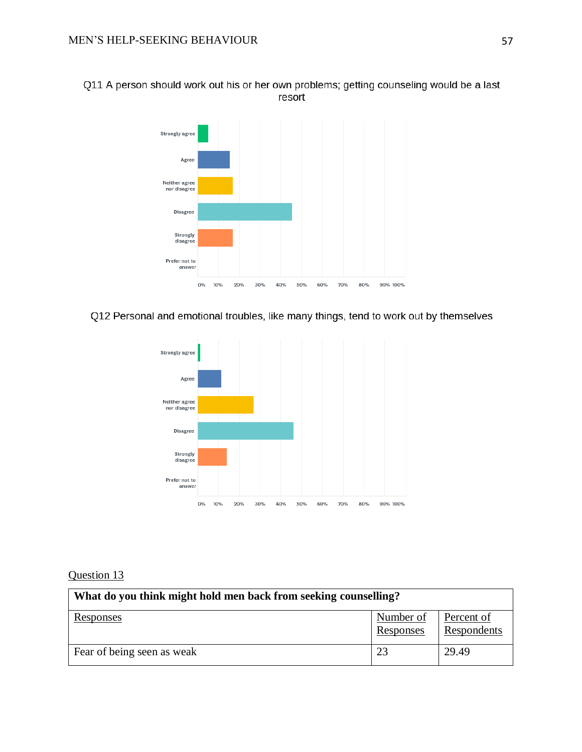Q11 A person should work out his or her own problems; getting counseling would be a last resort

Strongly agree

Agree

Neither agree nor disagree

Disagree

Strongly disagree

Prefer not to answer

0% 10% 20% 30% 40% 50% 60% 70% 80% 90% 100%

Q12 Personal and emotional troubles, like many things, tend to work out by themselves

Strongly agree

Agree

Neither agree nor disagree

Disagree

Strongly disagree

Prefer not to answer

0% 10% 20% 30% 40% 50% 60% 70% 80% 90% 100%

Question 13

| **What do you think might hold men back from seeking counselling?** | | |
|---|---|---|
| Responses | Number of Responses | Percent of Respondents |
| Fear of being seen as weak | 23 | 29.49 |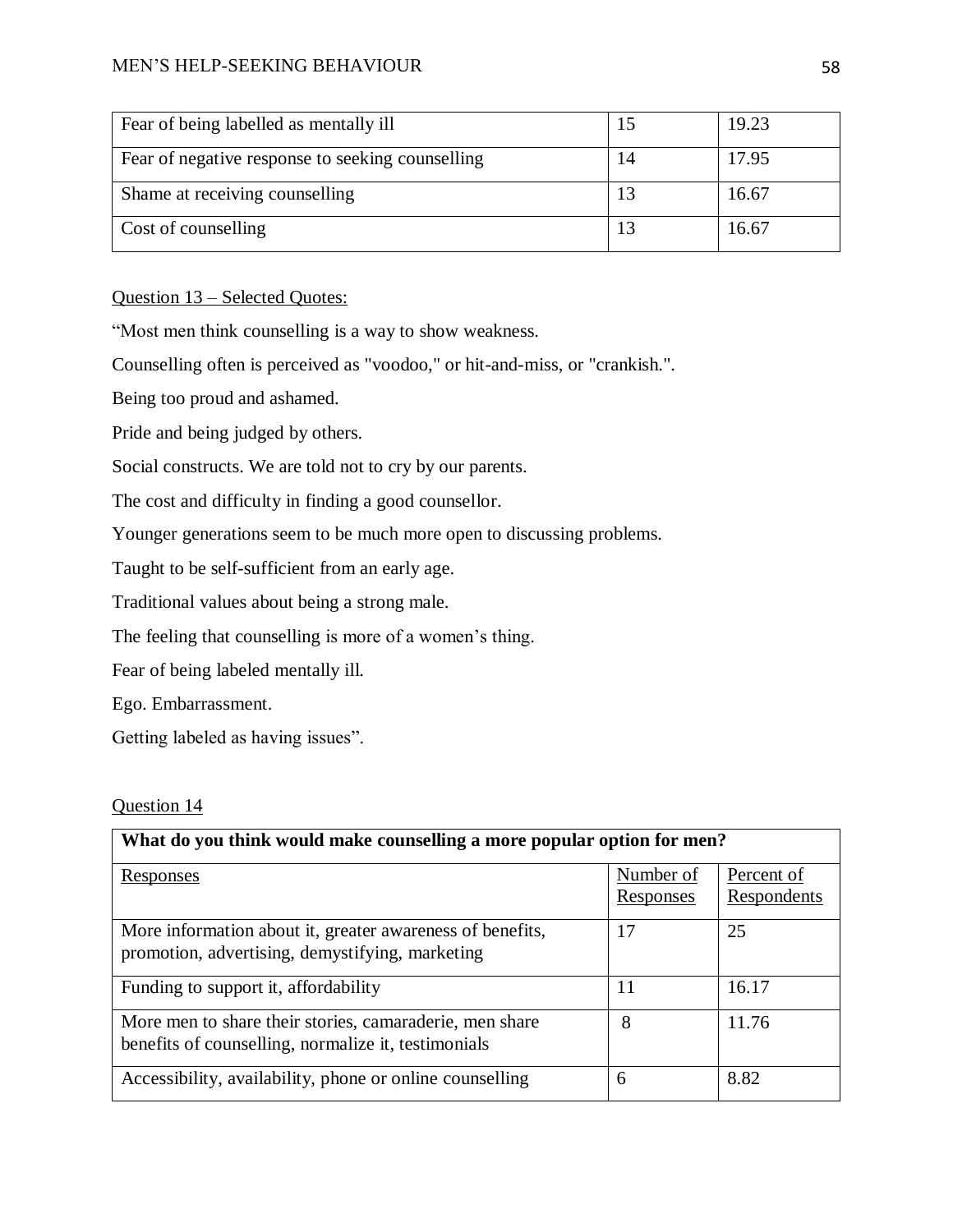| | | |
|---|---|---|
| Fear of being labelled as mentally ill | 15 | 19.23 |
| Fear of negative response to seeking counselling | 14 | 17.95 |
| Shame at receiving counselling | 13 | 16.67 |
| Cost of counselling | 13 | 16.67 |

Question 13 – Selected Quotes:

"Most men think counselling is a way to show weakness.

Counselling often is perceived as "voodoo," or hit-and-miss, or "crankish.".

Being too proud and ashamed.

Pride and being judged by others.

Social constructs. We are told not to cry by our parents.

The cost and difficulty in finding a good counsellor.

Younger generations seem to be much more open to discussing problems.

Taught to be self-sufficient from an early age.

Traditional values about being a strong male.

The feeling that counselling is more of a women's thing.

Fear of being labeled mentally ill.

Ego. Embarrassment.

Getting labeled as having issues".

Question 14

| **What do you think would make counselling a more popular option for men?** | | |
|---|---|---|
| Responses | Number of Responses | Percent of Respondents |
| More information about it, greater awareness of benefits, promotion, advertising, demystifying, marketing | 17 | 25 |
| Funding to support it, affordability | 11 | 16.17 |
| More men to share their stories, camaraderie, men share benefits of counselling, normalize it, testimonials | 8 | 11.76 |
| Accessibility, availability, phone or online counselling | 6 | 8.82 |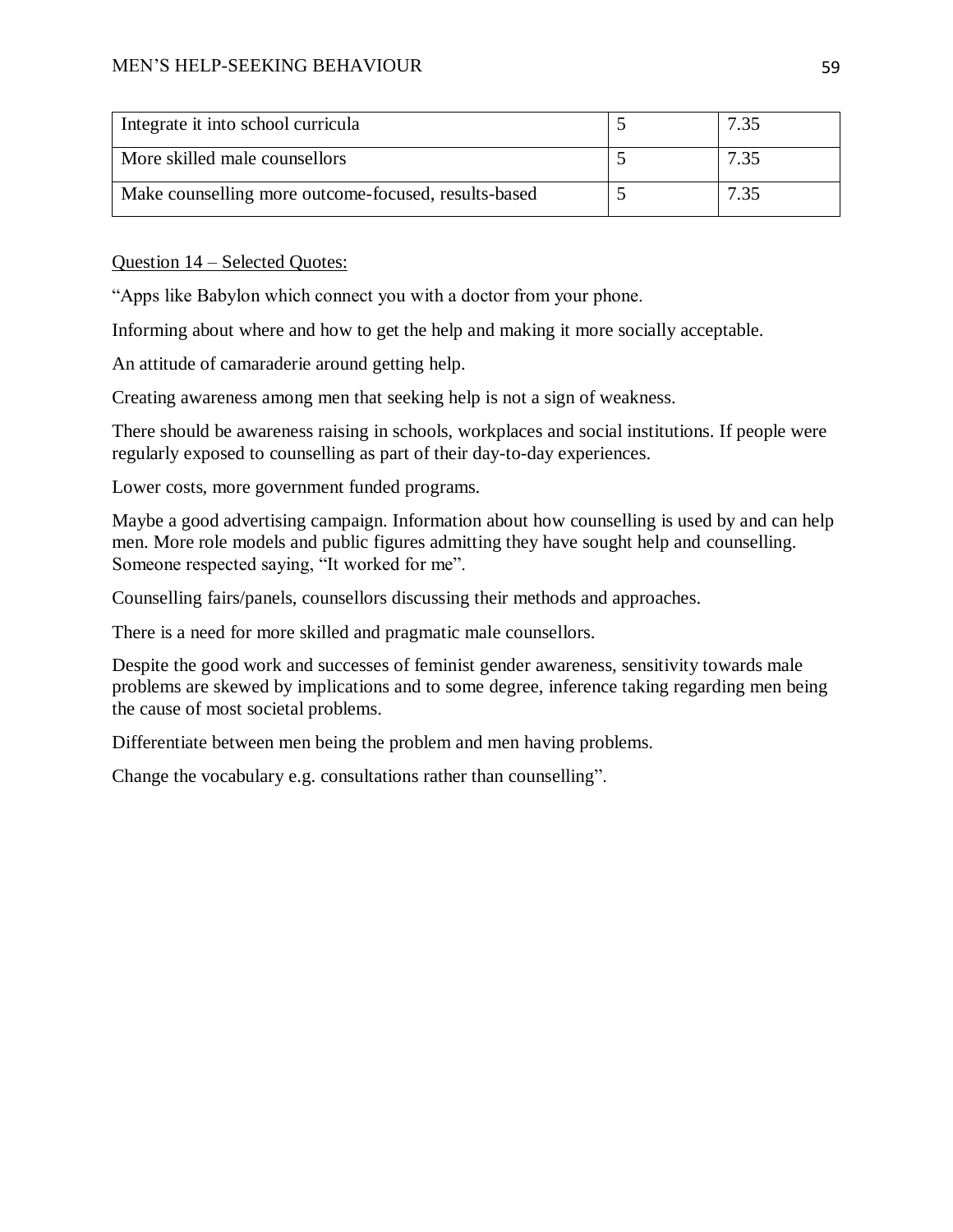| | | |
|---|---|---|
| Integrate it into school curricula | 5 | 7.35 |
| More skilled male counsellors | 5 | 7.35 |
| Make counselling more outcome-focused, results-based | 5 | 7.35 |

Question 14 – Selected Quotes:

"Apps like Babylon which connect you with a doctor from your phone.

Informing about where and how to get the help and making it more socially acceptable.

An attitude of camaraderie around getting help.

Creating awareness among men that seeking help is not a sign of weakness.

There should be awareness raising in schools, workplaces and social institutions. If people were regularly exposed to counselling as part of their day-to-day experiences.

Lower costs, more government funded programs.

Maybe a good advertising campaign. Information about how counselling is used by and can help men. More role models and public figures admitting they have sought help and counselling. Someone respected saying, "It worked for me".

Counselling fairs/panels, counsellors discussing their methods and approaches.

There is a need for more skilled and pragmatic male counsellors.

Despite the good work and successes of feminist gender awareness, sensitivity towards male problems are skewed by implications and to some degree, inference taking regarding men being the cause of most societal problems.

Differentiate between men being the problem and men having problems.

Change the vocabulary e.g. consultations rather than counselling".